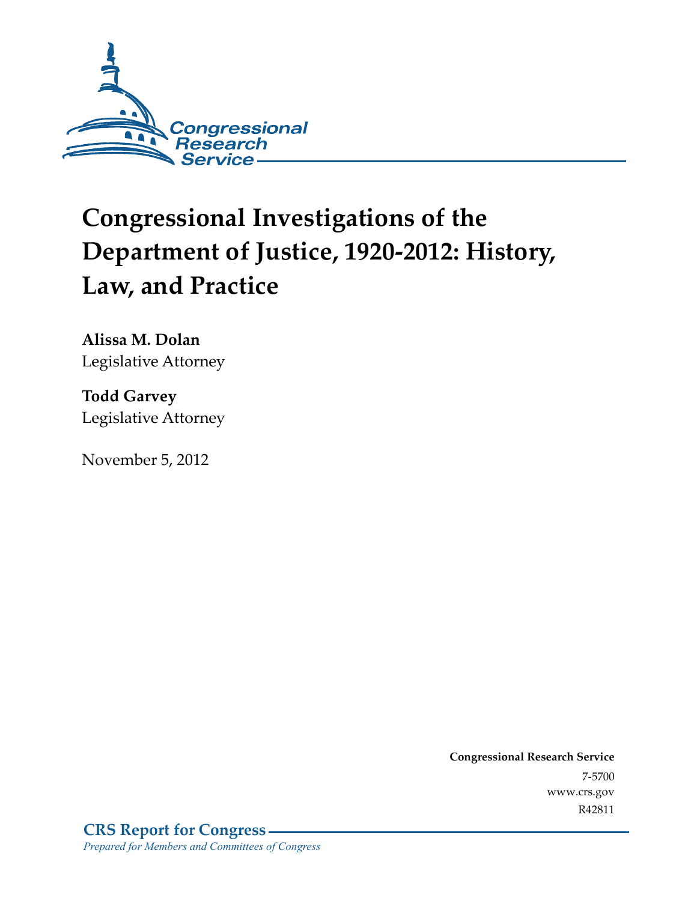Congressional Research Service

# Congressional Investigations of the Department of Justice, 1920-2012: History, Law, and Practice

**Alissa M. Dolan**
Legislative Attorney

**Todd Garvey**
Legislative Attorney

November 5, 2012

**Congressional Research Service**
7-5700
www.crs.gov
R42811

**CRS Report for Congress**
*Prepared for Members and Committees of Congress*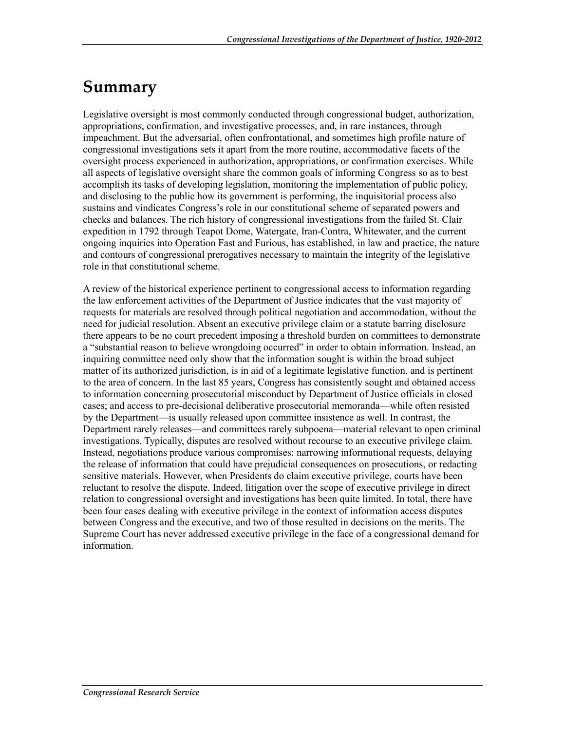# Summary

Legislative oversight is most commonly conducted through congressional budget, authorization, appropriations, confirmation, and investigative processes, and, in rare instances, through impeachment. But the adversarial, often confrontational, and sometimes high profile nature of congressional investigations sets it apart from the more routine, accommodative facets of the oversight process experienced in authorization, appropriations, or confirmation exercises. While all aspects of legislative oversight share the common goals of informing Congress so as to best accomplish its tasks of developing legislation, monitoring the implementation of public policy, and disclosing to the public how its government is performing, the inquisitorial process also sustains and vindicates Congress's role in our constitutional scheme of separated powers and checks and balances. The rich history of congressional investigations from the failed St. Clair expedition in 1792 through Teapot Dome, Watergate, Iran-Contra, Whitewater, and the current ongoing inquiries into Operation Fast and Furious, has established, in law and practice, the nature and contours of congressional prerogatives necessary to maintain the integrity of the legislative role in that constitutional scheme.

A review of the historical experience pertinent to congressional access to information regarding the law enforcement activities of the Department of Justice indicates that the vast majority of requests for materials are resolved through political negotiation and accommodation, without the need for judicial resolution. Absent an executive privilege claim or a statute barring disclosure there appears to be no court precedent imposing a threshold burden on committees to demonstrate a "substantial reason to believe wrongdoing occurred" in order to obtain information. Instead, an inquiring committee need only show that the information sought is within the broad subject matter of its authorized jurisdiction, is in aid of a legitimate legislative function, and is pertinent to the area of concern. In the last 85 years, Congress has consistently sought and obtained access to information concerning prosecutorial misconduct by Department of Justice officials in closed cases; and access to pre-decisional deliberative prosecutorial memoranda—while often resisted by the Department—is usually released upon committee insistence as well. In contrast, the Department rarely releases—and committees rarely subpoena—material relevant to open criminal investigations. Typically, disputes are resolved without recourse to an executive privilege claim. Instead, negotiations produce various compromises: narrowing informational requests, delaying the release of information that could have prejudicial consequences on prosecutions, or redacting sensitive materials. However, when Presidents do claim executive privilege, courts have been reluctant to resolve the dispute. Indeed, litigation over the scope of executive privilege in direct relation to congressional oversight and investigations has been quite limited. In total, there have been four cases dealing with executive privilege in the context of information access disputes between Congress and the executive, and two of those resulted in decisions on the merits. The Supreme Court has never addressed executive privilege in the face of a congressional demand for information.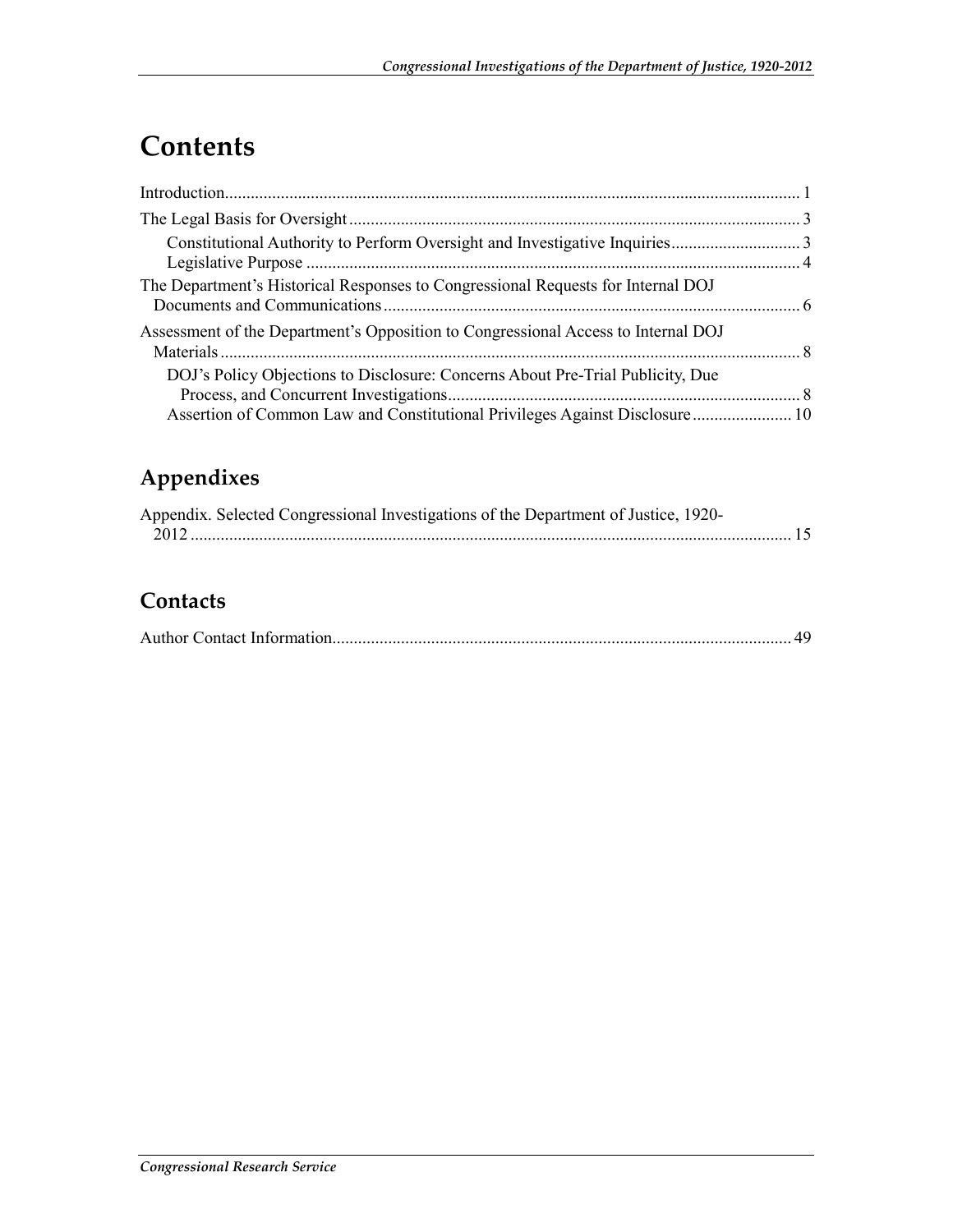# Contents

Introduction .... 1

The Legal Basis for Oversight .... 3

- Constitutional Authority to Perform Oversight and Investigative Inquiries .... 3
- Legislative Purpose .... 4

The Department's Historical Responses to Congressional Requests for Internal DOJ Documents and Communications .... 6

Assessment of the Department's Opposition to Congressional Access to Internal DOJ Materials .... 8

- DOJ's Policy Objections to Disclosure: Concerns About Pre-Trial Publicity, Due Process, and Concurrent Investigations .... 8
- Assertion of Common Law and Constitutional Privileges Against Disclosure .... 10

## Appendixes

Appendix. Selected Congressional Investigations of the Department of Justice, 1920-2012 .... 15

## Contacts

Author Contact Information .... 49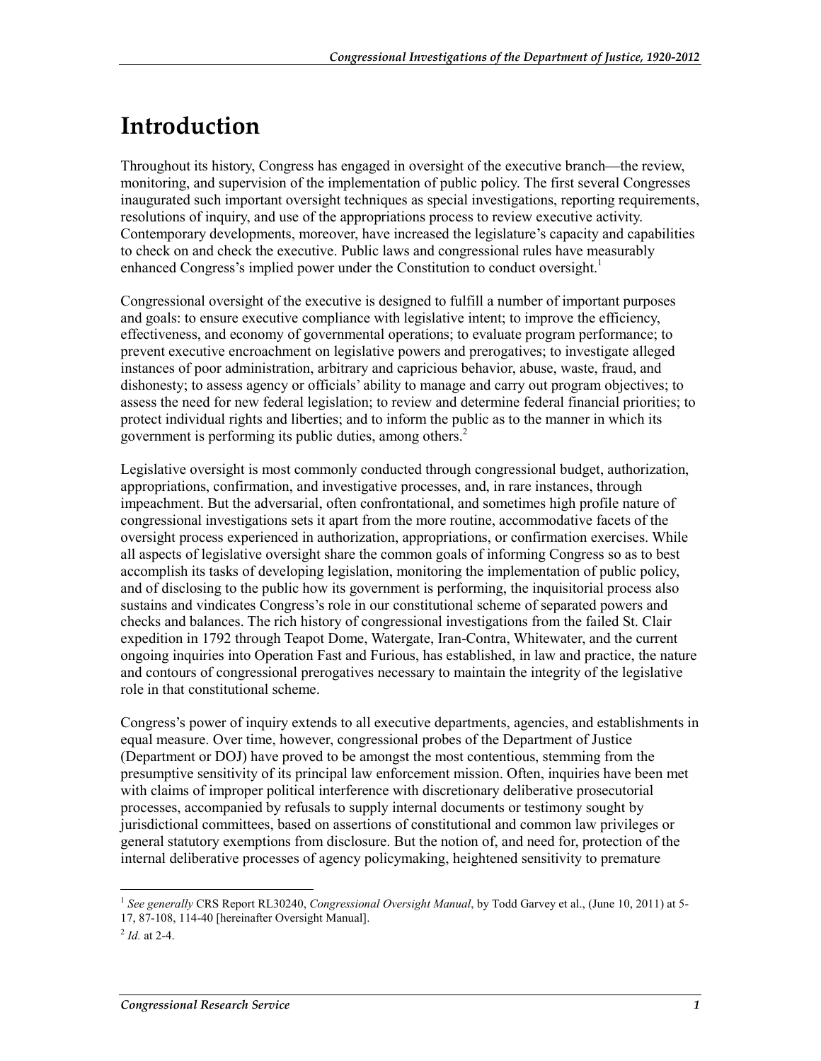# Introduction

Throughout its history, Congress has engaged in oversight of the executive branch—the review, monitoring, and supervision of the implementation of public policy. The first several Congresses inaugurated such important oversight techniques as special investigations, reporting requirements, resolutions of inquiry, and use of the appropriations process to review executive activity. Contemporary developments, moreover, have increased the legislature's capacity and capabilities to check on and check the executive. Public laws and congressional rules have measurably enhanced Congress's implied power under the Constitution to conduct oversight.[1]

Congressional oversight of the executive is designed to fulfill a number of important purposes and goals: to ensure executive compliance with legislative intent; to improve the efficiency, effectiveness, and economy of governmental operations; to evaluate program performance; to prevent executive encroachment on legislative powers and prerogatives; to investigate alleged instances of poor administration, arbitrary and capricious behavior, abuse, waste, fraud, and dishonesty; to assess agency or officials' ability to manage and carry out program objectives; to assess the need for new federal legislation; to review and determine federal financial priorities; to protect individual rights and liberties; and to inform the public as to the manner in which its government is performing its public duties, among others.[2]

Legislative oversight is most commonly conducted through congressional budget, authorization, appropriations, confirmation, and investigative processes, and, in rare instances, through impeachment. But the adversarial, often confrontational, and sometimes high profile nature of congressional investigations sets it apart from the more routine, accommodative facets of the oversight process experienced in authorization, appropriations, or confirmation exercises. While all aspects of legislative oversight share the common goals of informing Congress so as to best accomplish its tasks of developing legislation, monitoring the implementation of public policy, and of disclosing to the public how its government is performing, the inquisitorial process also sustains and vindicates Congress's role in our constitutional scheme of separated powers and checks and balances. The rich history of congressional investigations from the failed St. Clair expedition in 1792 through Teapot Dome, Watergate, Iran-Contra, Whitewater, and the current ongoing inquiries into Operation Fast and Furious, has established, in law and practice, the nature and contours of congressional prerogatives necessary to maintain the integrity of the legislative role in that constitutional scheme.

Congress's power of inquiry extends to all executive departments, agencies, and establishments in equal measure. Over time, however, congressional probes of the Department of Justice (Department or DOJ) have proved to be amongst the most contentious, stemming from the presumptive sensitivity of its principal law enforcement mission. Often, inquiries have been met with claims of improper political interference with discretionary deliberative prosecutorial processes, accompanied by refusals to supply internal documents or testimony sought by jurisdictional committees, based on assertions of constitutional and common law privileges or general statutory exemptions from disclosure. But the notion of, and need for, protection of the internal deliberative processes of agency policymaking, heightened sensitivity to premature

---

[1] *See generally* CRS Report RL30240, *Congressional Oversight Manual*, by Todd Garvey et al., (June 10, 2011) at 5-17, 87-108, 114-40 [hereinafter Oversight Manual].

[2] *Id.* at 2-4.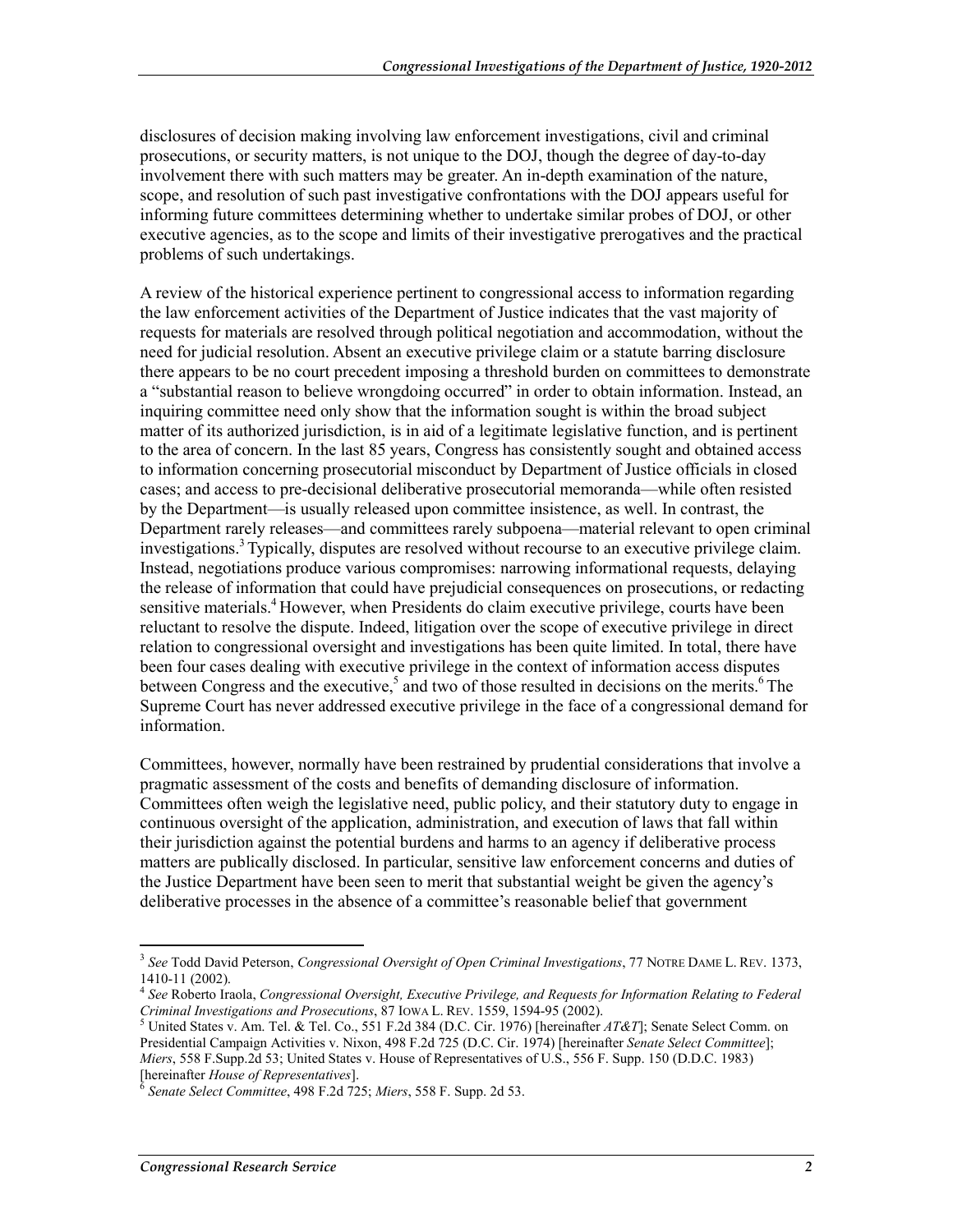disclosures of decision making involving law enforcement investigations, civil and criminal prosecutions, or security matters, is not unique to the DOJ, though the degree of day-to-day involvement there with such matters may be greater. An in-depth examination of the nature, scope, and resolution of such past investigative confrontations with the DOJ appears useful for informing future committees determining whether to undertake similar probes of DOJ, or other executive agencies, as to the scope and limits of their investigative prerogatives and the practical problems of such undertakings.

A review of the historical experience pertinent to congressional access to information regarding the law enforcement activities of the Department of Justice indicates that the vast majority of requests for materials are resolved through political negotiation and accommodation, without the need for judicial resolution. Absent an executive privilege claim or a statute barring disclosure there appears to be no court precedent imposing a threshold burden on committees to demonstrate a "substantial reason to believe wrongdoing occurred" in order to obtain information. Instead, an inquiring committee need only show that the information sought is within the broad subject matter of its authorized jurisdiction, is in aid of a legitimate legislative function, and is pertinent to the area of concern. In the last 85 years, Congress has consistently sought and obtained access to information concerning prosecutorial misconduct by Department of Justice officials in closed cases; and access to pre-decisional deliberative prosecutorial memoranda—while often resisted by the Department—is usually released upon committee insistence, as well. In contrast, the Department rarely releases—and committees rarely subpoena—material relevant to open criminal investigations.[3] Typically, disputes are resolved without recourse to an executive privilege claim. Instead, negotiations produce various compromises: narrowing informational requests, delaying the release of information that could have prejudicial consequences on prosecutions, or redacting sensitive materials.[4] However, when Presidents do claim executive privilege, courts have been reluctant to resolve the dispute. Indeed, litigation over the scope of executive privilege in direct relation to congressional oversight and investigations has been quite limited. In total, there have been four cases dealing with executive privilege in the context of information access disputes between Congress and the executive,[5] and two of those resulted in decisions on the merits.[6] The Supreme Court has never addressed executive privilege in the face of a congressional demand for information.

Committees, however, normally have been restrained by prudential considerations that involve a pragmatic assessment of the costs and benefits of demanding disclosure of information. Committees often weigh the legislative need, public policy, and their statutory duty to engage in continuous oversight of the application, administration, and execution of laws that fall within their jurisdiction against the potential burdens and harms to an agency if deliberative process matters are publically disclosed. In particular, sensitive law enforcement concerns and duties of the Justice Department have been seen to merit that substantial weight be given the agency's deliberative processes in the absence of a committee's reasonable belief that government

---

[3] *See* Todd David Peterson, *Congressional Oversight of Open Criminal Investigations*, 77 NOTRE DAME L. REV. 1373, 1410-11 (2002).

[4] *See* Roberto Iraola, *Congressional Oversight, Executive Privilege, and Requests for Information Relating to Federal Criminal Investigations and Prosecutions*, 87 IOWA L. REV. 1559, 1594-95 (2002).

[5] United States v. Am. Tel. & Tel. Co., 551 F.2d 384 (D.C. Cir. 1976) [hereinafter *AT&T*]; Senate Select Comm. on Presidential Campaign Activities v. Nixon, 498 F.2d 725 (D.C. Cir. 1974) [hereinafter *Senate Select Committee*]; *Miers*, 558 F.Supp.2d 53; United States v. House of Representatives of U.S., 556 F. Supp. 150 (D.D.C. 1983) [hereinafter *House of Representatives*].

[6] *Senate Select Committee*, 498 F.2d 725; *Miers*, 558 F. Supp. 2d 53.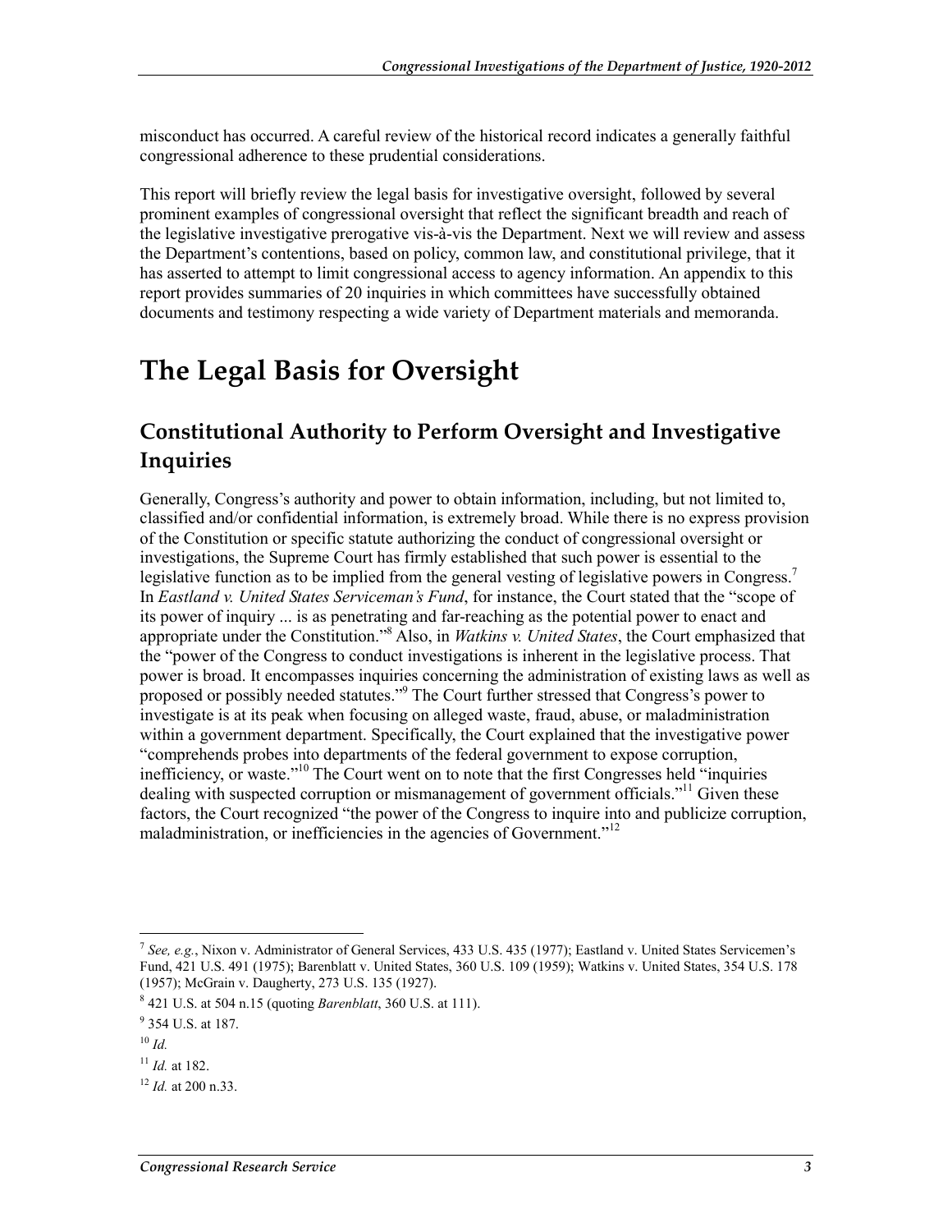misconduct has occurred. A careful review of the historical record indicates a generally faithful congressional adherence to these prudential considerations.

This report will briefly review the legal basis for investigative oversight, followed by several prominent examples of congressional oversight that reflect the significant breadth and reach of the legislative investigative prerogative vis-à-vis the Department. Next we will review and assess the Department's contentions, based on policy, common law, and constitutional privilege, that it has asserted to attempt to limit congressional access to agency information. An appendix to this report provides summaries of 20 inquiries in which committees have successfully obtained documents and testimony respecting a wide variety of Department materials and memoranda.

# The Legal Basis for Oversight

## Constitutional Authority to Perform Oversight and Investigative Inquiries

Generally, Congress's authority and power to obtain information, including, but not limited to, classified and/or confidential information, is extremely broad. While there is no express provision of the Constitution or specific statute authorizing the conduct of congressional oversight or investigations, the Supreme Court has firmly established that such power is essential to the legislative function as to be implied from the general vesting of legislative powers in Congress.[7] In *Eastland v. United States Serviceman's Fund*, for instance, the Court stated that the "scope of its power of inquiry ... is as penetrating and far-reaching as the potential power to enact and appropriate under the Constitution."[8] Also, in *Watkins v. United States*, the Court emphasized that the "power of the Congress to conduct investigations is inherent in the legislative process. That power is broad. It encompasses inquiries concerning the administration of existing laws as well as proposed or possibly needed statutes."[9] The Court further stressed that Congress's power to investigate is at its peak when focusing on alleged waste, fraud, abuse, or maladministration within a government department. Specifically, the Court explained that the investigative power "comprehends probes into departments of the federal government to expose corruption, inefficiency, or waste."[10] The Court went on to note that the first Congresses held "inquiries dealing with suspected corruption or mismanagement of government officials."[11] Given these factors, the Court recognized "the power of the Congress to inquire into and publicize corruption, maladministration, or inefficiencies in the agencies of Government."[12]

---

[7] *See, e.g.*, Nixon v. Administrator of General Services, 433 U.S. 435 (1977); Eastland v. United States Servicemen's Fund, 421 U.S. 491 (1975); Barenblatt v. United States, 360 U.S. 109 (1959); Watkins v. United States, 354 U.S. 178 (1957); McGrain v. Daugherty, 273 U.S. 135 (1927).

[8] 421 U.S. at 504 n.15 (quoting *Barenblatt*, 360 U.S. at 111).

[9] 354 U.S. at 187.

[10] *Id.*

[11] *Id.* at 182.

[12] *Id.* at 200 n.33.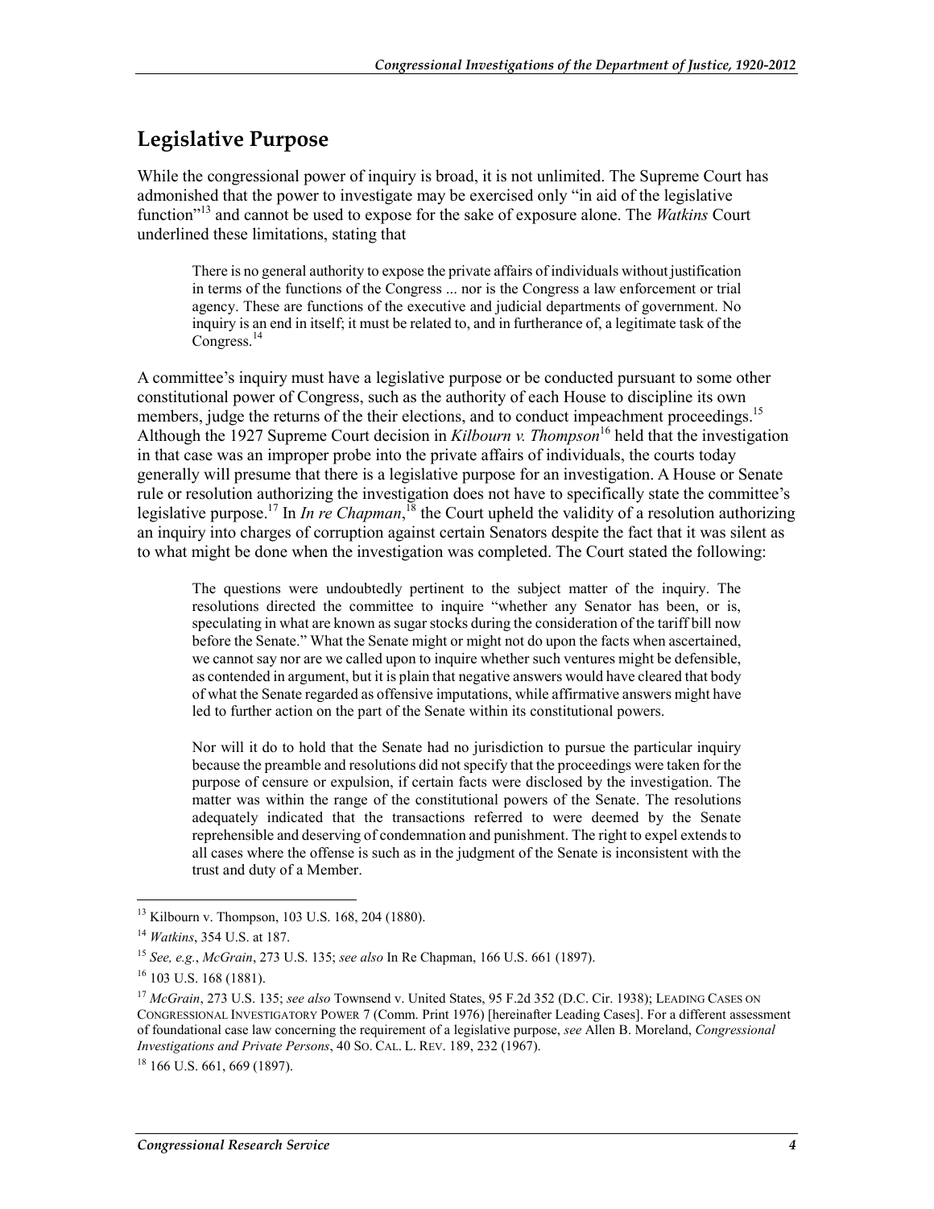## Legislative Purpose

While the congressional power of inquiry is broad, it is not unlimited. The Supreme Court has admonished that the power to investigate may be exercised only "in aid of the legislative function"[13] and cannot be used to expose for the sake of exposure alone. The *Watkins* Court underlined these limitations, stating that

> There is no general authority to expose the private affairs of individuals without justification in terms of the functions of the Congress ... nor is the Congress a law enforcement or trial agency. These are functions of the executive and judicial departments of government. No inquiry is an end in itself; it must be related to, and in furtherance of, a legitimate task of the Congress.[14]

A committee's inquiry must have a legislative purpose or be conducted pursuant to some other constitutional power of Congress, such as the authority of each House to discipline its own members, judge the returns of the their elections, and to conduct impeachment proceedings.[15] Although the 1927 Supreme Court decision in *Kilbourn v. Thompson*[16] held that the investigation in that case was an improper probe into the private affairs of individuals, the courts today generally will presume that there is a legislative purpose for an investigation. A House or Senate rule or resolution authorizing the investigation does not have to specifically state the committee's legislative purpose.[17] In *In re Chapman*,[18] the Court upheld the validity of a resolution authorizing an inquiry into charges of corruption against certain Senators despite the fact that it was silent as to what might be done when the investigation was completed. The Court stated the following:

> The questions were undoubtedly pertinent to the subject matter of the inquiry. The resolutions directed the committee to inquire "whether any Senator has been, or is, speculating in what are known as sugar stocks during the consideration of the tariff bill now before the Senate." What the Senate might or might not do upon the facts when ascertained, we cannot say nor are we called upon to inquire whether such ventures might be defensible, as contended in argument, but it is plain that negative answers would have cleared that body of what the Senate regarded as offensive imputations, while affirmative answers might have led to further action on the part of the Senate within its constitutional powers.
>
> Nor will it do to hold that the Senate had no jurisdiction to pursue the particular inquiry because the preamble and resolutions did not specify that the proceedings were taken for the purpose of censure or expulsion, if certain facts were disclosed by the investigation. The matter was within the range of the constitutional powers of the Senate. The resolutions adequately indicated that the transactions referred to were deemed by the Senate reprehensible and deserving of condemnation and punishment. The right to expel extends to all cases where the offense is such as in the judgment of the Senate is inconsistent with the trust and duty of a Member.

---

[13] Kilbourn v. Thompson, 103 U.S. 168, 204 (1880).

[14] *Watkins*, 354 U.S. at 187.

[15] *See, e.g.*, *McGrain*, 273 U.S. 135; *see also* In Re Chapman, 166 U.S. 661 (1897).

[16] 103 U.S. 168 (1881).

[17] *McGrain*, 273 U.S. 135; *see also* Townsend v. United States, 95 F.2d 352 (D.C. Cir. 1938); LEADING CASES ON CONGRESSIONAL INVESTIGATORY POWER 7 (Comm. Print 1976) [hereinafter Leading Cases]. For a different assessment of foundational case law concerning the requirement of a legislative purpose, *see* Allen B. Moreland, *Congressional Investigations and Private Persons*, 40 SO. CAL. L. REV. 189, 232 (1967).

[18] 166 U.S. 661, 669 (1897).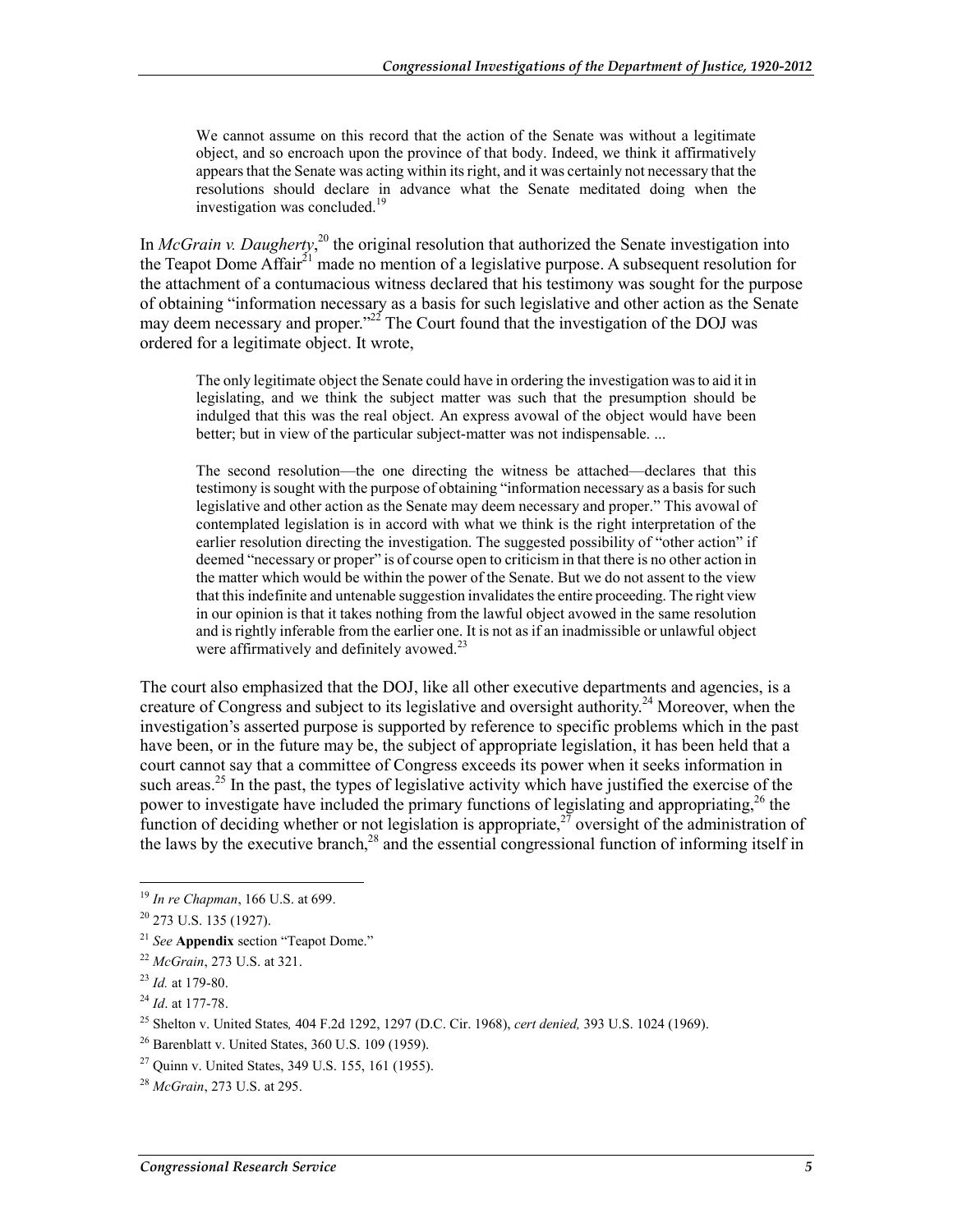> We cannot assume on this record that the action of the Senate was without a legitimate object, and so encroach upon the province of that body. Indeed, we think it affirmatively appears that the Senate was acting within its right, and it was certainly not necessary that the resolutions should declare in advance what the Senate meditated doing when the investigation was concluded.[19]

In *McGrain v. Daugherty*,[20] the original resolution that authorized the Senate investigation into the Teapot Dome Affair[21] made no mention of a legislative purpose. A subsequent resolution for the attachment of a contumacious witness declared that his testimony was sought for the purpose of obtaining "information necessary as a basis for such legislative and other action as the Senate may deem necessary and proper."[22] The Court found that the investigation of the DOJ was ordered for a legitimate object. It wrote,

> The only legitimate object the Senate could have in ordering the investigation was to aid it in legislating, and we think the subject matter was such that the presumption should be indulged that this was the real object. An express avowal of the object would have been better; but in view of the particular subject-matter was not indispensable. ...
>
> The second resolution—the one directing the witness be attached—declares that this testimony is sought with the purpose of obtaining "information necessary as a basis for such legislative and other action as the Senate may deem necessary and proper." This avowal of contemplated legislation is in accord with what we think is the right interpretation of the earlier resolution directing the investigation. The suggested possibility of "other action" if deemed "necessary or proper" is of course open to criticism in that there is no other action in the matter which would be within the power of the Senate. But we do not assent to the view that this indefinite and untenable suggestion invalidates the entire proceeding. The right view in our opinion is that it takes nothing from the lawful object avowed in the same resolution and is rightly inferable from the earlier one. It is not as if an inadmissible or unlawful object were affirmatively and definitely avowed.[23]

The court also emphasized that the DOJ, like all other executive departments and agencies, is a creature of Congress and subject to its legislative and oversight authority.[24] Moreover, when the investigation's asserted purpose is supported by reference to specific problems which in the past have been, or in the future may be, the subject of appropriate legislation, it has been held that a court cannot say that a committee of Congress exceeds its power when it seeks information in such areas.[25] In the past, the types of legislative activity which have justified the exercise of the power to investigate have included the primary functions of legislating and appropriating,[26] the function of deciding whether or not legislation is appropriate,[27] oversight of the administration of the laws by the executive branch,[28] and the essential congressional function of informing itself in

---

[19] *In re Chapman*, 166 U.S. at 699.

[20] 273 U.S. 135 (1927).

[21] *See* **Appendix** section "Teapot Dome."

[22] *McGrain*, 273 U.S. at 321.

[23] *Id.* at 179-80.

[24] *Id*. at 177-78.

[25] Shelton v. United States*,* 404 F.2d 1292, 1297 (D.C. Cir. 1968), *cert denied,* 393 U.S. 1024 (1969).

[26] Barenblatt v. United States, 360 U.S. 109 (1959).

[27] Quinn v. United States, 349 U.S. 155, 161 (1955).

[28] *McGrain*, 273 U.S. at 295.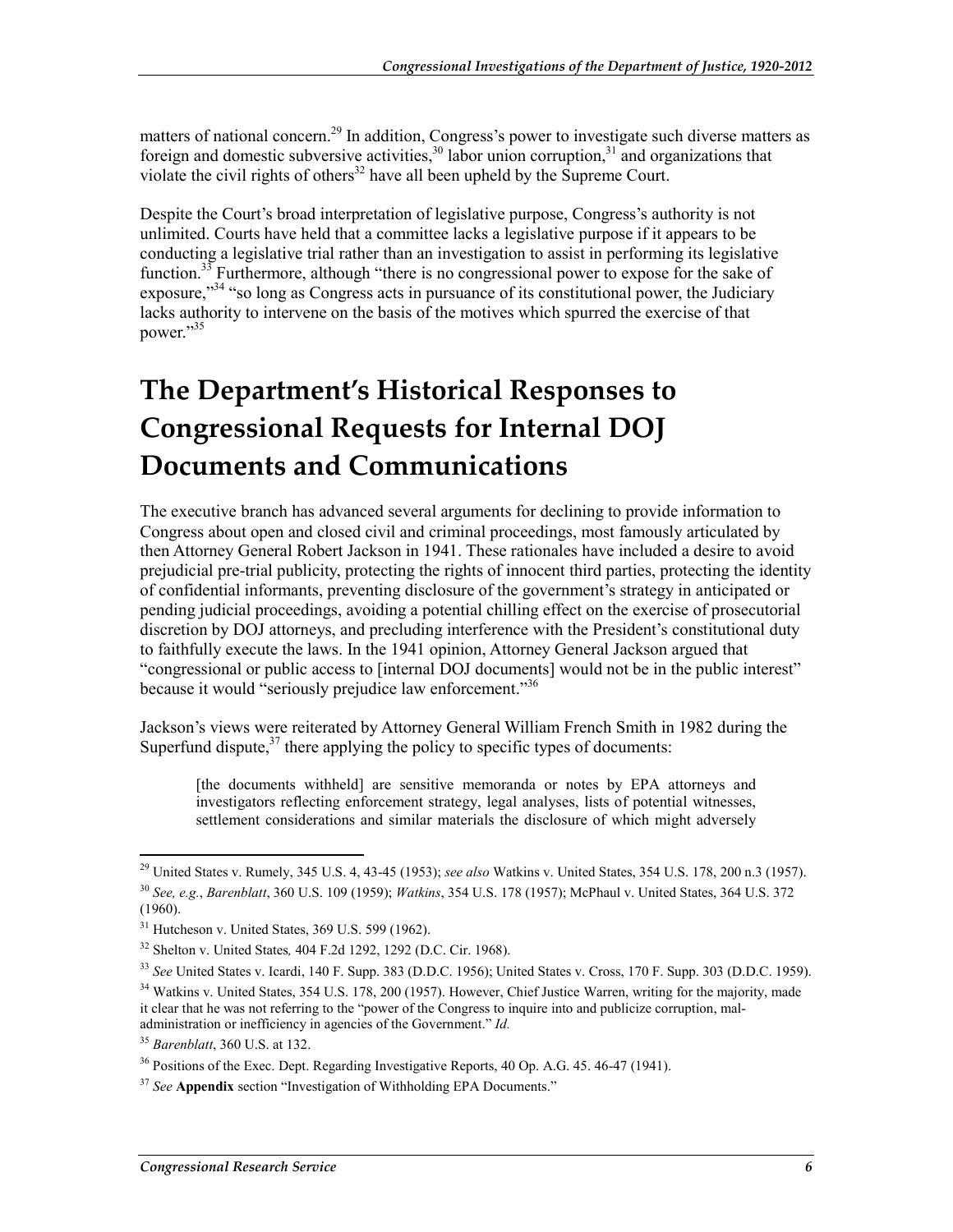matters of national concern.[29] In addition, Congress's power to investigate such diverse matters as foreign and domestic subversive activities,[30] labor union corruption,[31] and organizations that violate the civil rights of others[32] have all been upheld by the Supreme Court.

Despite the Court's broad interpretation of legislative purpose, Congress's authority is not unlimited. Courts have held that a committee lacks a legislative purpose if it appears to be conducting a legislative trial rather than an investigation to assist in performing its legislative function.[33] Furthermore, although "there is no congressional power to expose for the sake of exposure,"[34] "so long as Congress acts in pursuance of its constitutional power, the Judiciary lacks authority to intervene on the basis of the motives which spurred the exercise of that power."[35]

# The Department's Historical Responses to Congressional Requests for Internal DOJ Documents and Communications

The executive branch has advanced several arguments for declining to provide information to Congress about open and closed civil and criminal proceedings, most famously articulated by then Attorney General Robert Jackson in 1941. These rationales have included a desire to avoid prejudicial pre-trial publicity, protecting the rights of innocent third parties, protecting the identity of confidential informants, preventing disclosure of the government's strategy in anticipated or pending judicial proceedings, avoiding a potential chilling effect on the exercise of prosecutorial discretion by DOJ attorneys, and precluding interference with the President's constitutional duty to faithfully execute the laws. In the 1941 opinion, Attorney General Jackson argued that "congressional or public access to [internal DOJ documents] would not be in the public interest" because it would "seriously prejudice law enforcement."[36]

Jackson's views were reiterated by Attorney General William French Smith in 1982 during the Superfund dispute,[37] there applying the policy to specific types of documents:

> [the documents withheld] are sensitive memoranda or notes by EPA attorneys and investigators reflecting enforcement strategy, legal analyses, lists of potential witnesses, settlement considerations and similar materials the disclosure of which might adversely

---

[29] United States v. Rumely, 345 U.S. 4, 43-45 (1953); *see also* Watkins v. United States, 354 U.S. 178, 200 n.3 (1957).

[30] *See, e.g.*, *Barenblatt*, 360 U.S. 109 (1959); *Watkins*, 354 U.S. 178 (1957); McPhaul v. United States, 364 U.S. 372 (1960).

[31] Hutcheson v. United States, 369 U.S. 599 (1962).

[32] Shelton v. United States*,* 404 F.2d 1292, 1292 (D.C. Cir. 1968).

[33] *See* United States v. Icardi, 140 F. Supp. 383 (D.D.C. 1956); United States v. Cross, 170 F. Supp. 303 (D.D.C. 1959).

[34] Watkins v. United States, 354 U.S. 178, 200 (1957). However, Chief Justice Warren, writing for the majority, made it clear that he was not referring to the "power of the Congress to inquire into and publicize corruption, mal-administration or inefficiency in agencies of the Government." *Id.*

[35] *Barenblatt*, 360 U.S. at 132.

[36] Positions of the Exec. Dept. Regarding Investigative Reports, 40 Op. A.G. 45. 46-47 (1941).

[37] *See* **Appendix** section "Investigation of Withholding EPA Documents."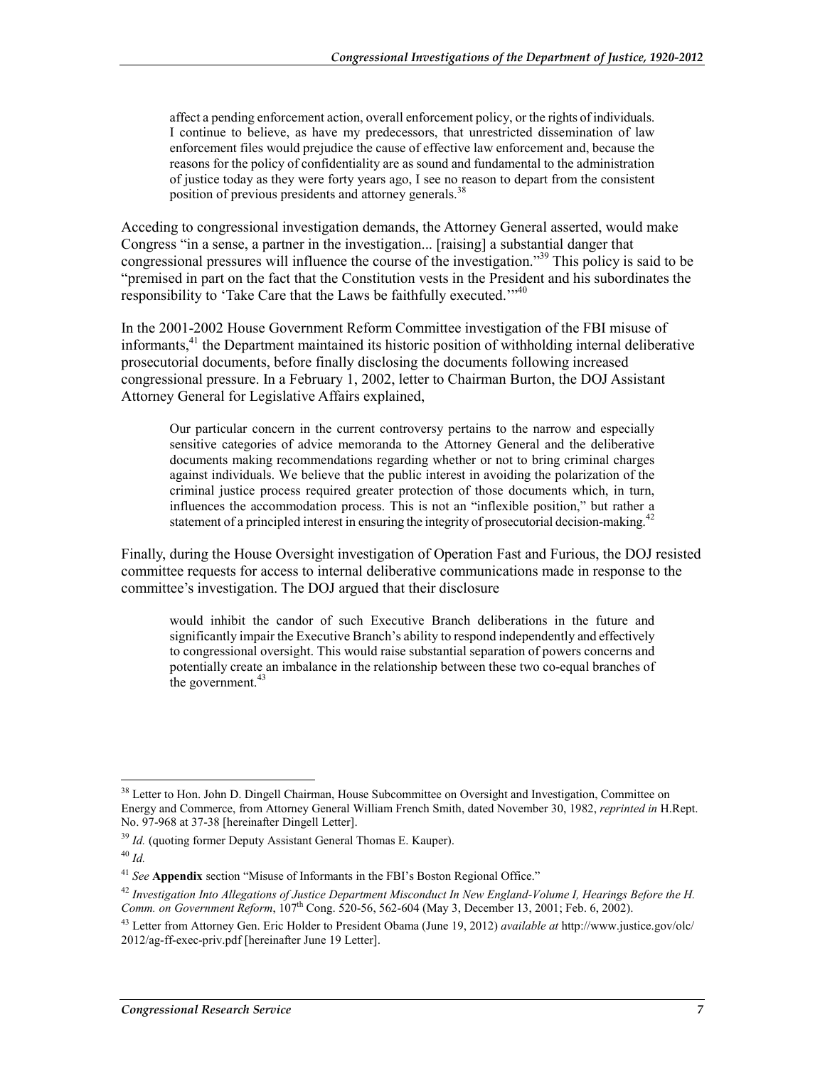> affect a pending enforcement action, overall enforcement policy, or the rights of individuals. I continue to believe, as have my predecessors, that unrestricted dissemination of law enforcement files would prejudice the cause of effective law enforcement and, because the reasons for the policy of confidentiality are as sound and fundamental to the administration of justice today as they were forty years ago, I see no reason to depart from the consistent position of previous presidents and attorney generals.[38]

Acceding to congressional investigation demands, the Attorney General asserted, would make Congress "in a sense, a partner in the investigation... [raising] a substantial danger that congressional pressures will influence the course of the investigation."[39] This policy is said to be "premised in part on the fact that the Constitution vests in the President and his subordinates the responsibility to 'Take Care that the Laws be faithfully executed.'"[40]

In the 2001-2002 House Government Reform Committee investigation of the FBI misuse of informants,[41] the Department maintained its historic position of withholding internal deliberative prosecutorial documents, before finally disclosing the documents following increased congressional pressure. In a February 1, 2002, letter to Chairman Burton, the DOJ Assistant Attorney General for Legislative Affairs explained,

> Our particular concern in the current controversy pertains to the narrow and especially sensitive categories of advice memoranda to the Attorney General and the deliberative documents making recommendations regarding whether or not to bring criminal charges against individuals. We believe that the public interest in avoiding the polarization of the criminal justice process required greater protection of those documents which, in turn, influences the accommodation process. This is not an "inflexible position," but rather a statement of a principled interest in ensuring the integrity of prosecutorial decision-making.[42]

Finally, during the House Oversight investigation of Operation Fast and Furious, the DOJ resisted committee requests for access to internal deliberative communications made in response to the committee's investigation. The DOJ argued that their disclosure

> would inhibit the candor of such Executive Branch deliberations in the future and significantly impair the Executive Branch's ability to respond independently and effectively to congressional oversight. This would raise substantial separation of powers concerns and potentially create an imbalance in the relationship between these two co-equal branches of the government.[43]

---

[38] Letter to Hon. John D. Dingell Chairman, House Subcommittee on Oversight and Investigation, Committee on Energy and Commerce, from Attorney General William French Smith, dated November 30, 1982, *reprinted in* H.Rept. No. 97-968 at 37-38 [hereinafter Dingell Letter].

[39] *Id.* (quoting former Deputy Assistant General Thomas E. Kauper).

[40] *Id.*

[41] *See* **Appendix** section "Misuse of Informants in the FBI's Boston Regional Office."

[42] *Investigation Into Allegations of Justice Department Misconduct In New England-Volume I, Hearings Before the H. Comm. on Government Reform*, 107th Cong. 520-56, 562-604 (May 3, December 13, 2001; Feb. 6, 2002).

[43] Letter from Attorney Gen. Eric Holder to President Obama (June 19, 2012) *available at* http://www.justice.gov/olc/2012/ag-ff-exec-priv.pdf [hereinafter June 19 Letter].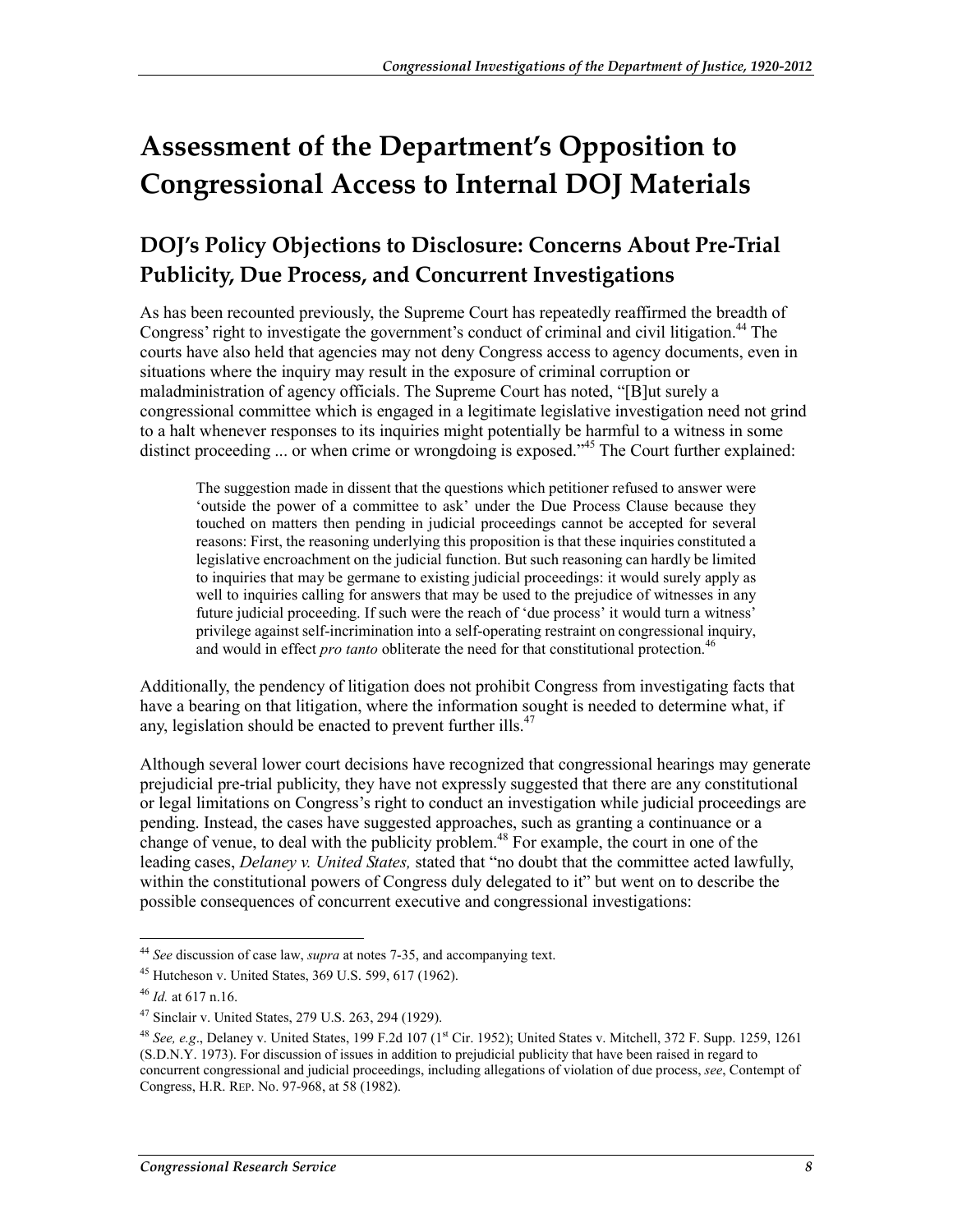# Assessment of the Department's Opposition to Congressional Access to Internal DOJ Materials

## DOJ's Policy Objections to Disclosure: Concerns About Pre-Trial Publicity, Due Process, and Concurrent Investigations

As has been recounted previously, the Supreme Court has repeatedly reaffirmed the breadth of Congress' right to investigate the government's conduct of criminal and civil litigation.[44] The courts have also held that agencies may not deny Congress access to agency documents, even in situations where the inquiry may result in the exposure of criminal corruption or maladministration of agency officials. The Supreme Court has noted, "[B]ut surely a congressional committee which is engaged in a legitimate legislative investigation need not grind to a halt whenever responses to its inquiries might potentially be harmful to a witness in some distinct proceeding ... or when crime or wrongdoing is exposed."[45] The Court further explained:

> The suggestion made in dissent that the questions which petitioner refused to answer were 'outside the power of a committee to ask' under the Due Process Clause because they touched on matters then pending in judicial proceedings cannot be accepted for several reasons: First, the reasoning underlying this proposition is that these inquiries constituted a legislative encroachment on the judicial function. But such reasoning can hardly be limited to inquiries that may be germane to existing judicial proceedings: it would surely apply as well to inquiries calling for answers that may be used to the prejudice of witnesses in any future judicial proceeding. If such were the reach of 'due process' it would turn a witness' privilege against self-incrimination into a self-operating restraint on congressional inquiry, and would in effect *pro tanto* obliterate the need for that constitutional protection.[46]

Additionally, the pendency of litigation does not prohibit Congress from investigating facts that have a bearing on that litigation, where the information sought is needed to determine what, if any, legislation should be enacted to prevent further ills.[47]

Although several lower court decisions have recognized that congressional hearings may generate prejudicial pre-trial publicity, they have not expressly suggested that there are any constitutional or legal limitations on Congress's right to conduct an investigation while judicial proceedings are pending. Instead, the cases have suggested approaches, such as granting a continuance or a change of venue, to deal with the publicity problem.[48] For example, the court in one of the leading cases, *Delaney v. United States,* stated that "no doubt that the committee acted lawfully, within the constitutional powers of Congress duly delegated to it" but went on to describe the possible consequences of concurrent executive and congressional investigations:

---

[44] *See* discussion of case law, *supra* at notes 7-35, and accompanying text.

[45] Hutcheson v. United States, 369 U.S. 599, 617 (1962).

[46] *Id.* at 617 n.16.

[47] Sinclair v. United States, 279 U.S. 263, 294 (1929).

[48] *See, e.g*., Delaney v. United States, 199 F.2d 107 (1st Cir. 1952); United States v. Mitchell, 372 F. Supp. 1259, 1261 (S.D.N.Y. 1973). For discussion of issues in addition to prejudicial publicity that have been raised in regard to concurrent congressional and judicial proceedings, including allegations of violation of due process, *see*, Contempt of Congress, H.R. REP. No. 97-968, at 58 (1982).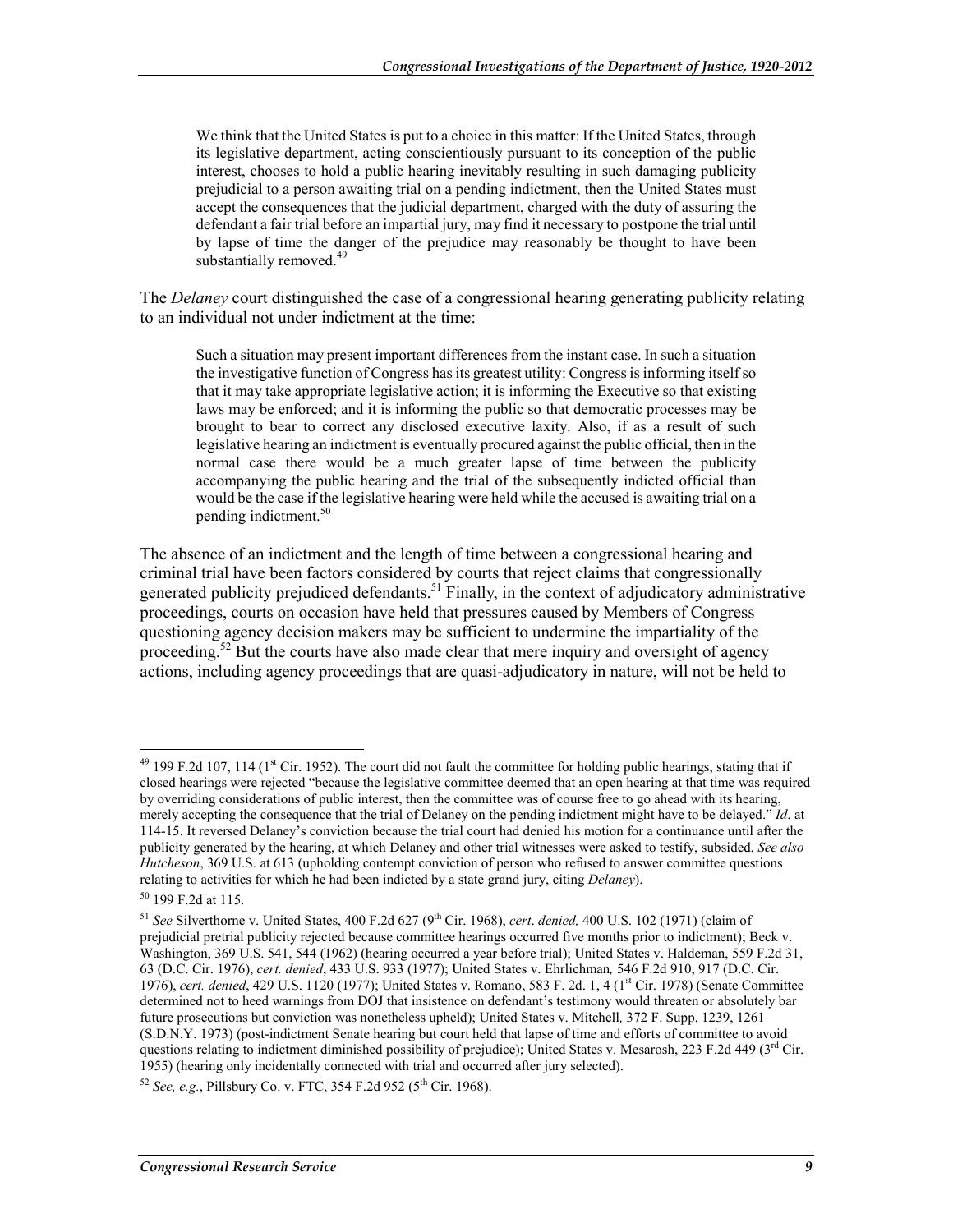> We think that the United States is put to a choice in this matter: If the United States, through its legislative department, acting conscientiously pursuant to its conception of the public interest, chooses to hold a public hearing inevitably resulting in such damaging publicity prejudicial to a person awaiting trial on a pending indictment, then the United States must accept the consequences that the judicial department, charged with the duty of assuring the defendant a fair trial before an impartial jury, may find it necessary to postpone the trial until by lapse of time the danger of the prejudice may reasonably be thought to have been substantially removed.[49]

The *Delaney* court distinguished the case of a congressional hearing generating publicity relating to an individual not under indictment at the time:

> Such a situation may present important differences from the instant case. In such a situation the investigative function of Congress has its greatest utility: Congress is informing itself so that it may take appropriate legislative action; it is informing the Executive so that existing laws may be enforced; and it is informing the public so that democratic processes may be brought to bear to correct any disclosed executive laxity. Also, if as a result of such legislative hearing an indictment is eventually procured against the public official, then in the normal case there would be a much greater lapse of time between the publicity accompanying the public hearing and the trial of the subsequently indicted official than would be the case if the legislative hearing were held while the accused is awaiting trial on a pending indictment.[50]

The absence of an indictment and the length of time between a congressional hearing and criminal trial have been factors considered by courts that reject claims that congressionally generated publicity prejudiced defendants.[51] Finally, in the context of adjudicatory administrative proceedings, courts on occasion have held that pressures caused by Members of Congress questioning agency decision makers may be sufficient to undermine the impartiality of the proceeding.[52] But the courts have also made clear that mere inquiry and oversight of agency actions, including agency proceedings that are quasi-adjudicatory in nature, will not be held to

---

[49] 199 F.2d 107, 114 (1st Cir. 1952). The court did not fault the committee for holding public hearings, stating that if closed hearings were rejected "because the legislative committee deemed that an open hearing at that time was required by overriding considerations of public interest, then the committee was of course free to go ahead with its hearing, merely accepting the consequence that the trial of Delaney on the pending indictment might have to be delayed." *Id*. at 114-15. It reversed Delaney's conviction because the trial court had denied his motion for a continuance until after the publicity generated by the hearing, at which Delaney and other trial witnesses were asked to testify, subsided. *See also Hutcheson*, 369 U.S. at 613 (upholding contempt conviction of person who refused to answer committee questions relating to activities for which he had been indicted by a state grand jury, citing *Delaney*).

[50] 199 F.2d at 115.

[51] *See* Silverthorne v. United States, 400 F.2d 627 (9th Cir. 1968), *cert*. *denied,* 400 U.S. 102 (1971) (claim of prejudicial pretrial publicity rejected because committee hearings occurred five months prior to indictment); Beck v. Washington, 369 U.S. 541, 544 (1962) (hearing occurred a year before trial); United States v. Haldeman, 559 F.2d 31, 63 (D.C. Cir. 1976), *cert. denied*, 433 U.S. 933 (1977); United States v. Ehrlichman*,* 546 F.2d 910, 917 (D.C. Cir. 1976), *cert. denied*, 429 U.S. 1120 (1977); United States v. Romano, 583 F. 2d. 1, 4 (1st Cir. 1978) (Senate Committee determined not to heed warnings from DOJ that insistence on defendant's testimony would threaten or absolutely bar future prosecutions but conviction was nonetheless upheld); United States v. Mitchell*,* 372 F. Supp. 1239, 1261 (S.D.N.Y. 1973) (post-indictment Senate hearing but court held that lapse of time and efforts of committee to avoid questions relating to indictment diminished possibility of prejudice); United States v. Mesarosh, 223 F.2d 449 (3rd Cir. 1955) (hearing only incidentally connected with trial and occurred after jury selected).

[52] *See, e.g.*, Pillsbury Co. v. FTC, 354 F.2d 952 (5th Cir. 1968).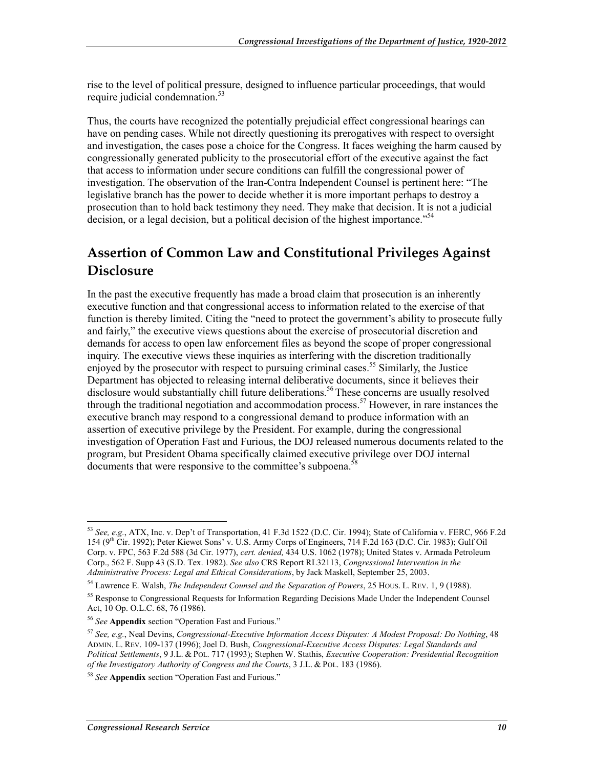rise to the level of political pressure, designed to influence particular proceedings, that would require judicial condemnation.[53]

Thus, the courts have recognized the potentially prejudicial effect congressional hearings can have on pending cases. While not directly questioning its prerogatives with respect to oversight and investigation, the cases pose a choice for the Congress. It faces weighing the harm caused by congressionally generated publicity to the prosecutorial effort of the executive against the fact that access to information under secure conditions can fulfill the congressional power of investigation. The observation of the Iran-Contra Independent Counsel is pertinent here: "The legislative branch has the power to decide whether it is more important perhaps to destroy a prosecution than to hold back testimony they need. They make that decision. It is not a judicial decision, or a legal decision, but a political decision of the highest importance."[54]

## Assertion of Common Law and Constitutional Privileges Against Disclosure

In the past the executive frequently has made a broad claim that prosecution is an inherently executive function and that congressional access to information related to the exercise of that function is thereby limited. Citing the "need to protect the government's ability to prosecute fully and fairly," the executive views questions about the exercise of prosecutorial discretion and demands for access to open law enforcement files as beyond the scope of proper congressional inquiry. The executive views these inquiries as interfering with the discretion traditionally enjoyed by the prosecutor with respect to pursuing criminal cases.[55] Similarly, the Justice Department has objected to releasing internal deliberative documents, since it believes their disclosure would substantially chill future deliberations.[56] These concerns are usually resolved through the traditional negotiation and accommodation process.[57] However, in rare instances the executive branch may respond to a congressional demand to produce information with an assertion of executive privilege by the President. For example, during the congressional investigation of Operation Fast and Furious, the DOJ released numerous documents related to the program, but President Obama specifically claimed executive privilege over DOJ internal documents that were responsive to the committee's subpoena.[58]

---

[53] *See, e.g.*, ATX, Inc. v. Dep't of Transportation, 41 F.3d 1522 (D.C. Cir. 1994); State of California v. FERC, 966 F.2d 154 (9th Cir. 1992); Peter Kiewet Sons' v. U.S. Army Corps of Engineers, 714 F.2d 163 (D.C. Cir. 1983); Gulf Oil Corp. v. FPC, 563 F.2d 588 (3d Cir. 1977), *cert. denied,* 434 U.S. 1062 (1978); United States v. Armada Petroleum Corp., 562 F. Supp 43 (S.D. Tex. 1982). *See also* CRS Report RL32113, *Congressional Intervention in the Administrative Process: Legal and Ethical Considerations*, by Jack Maskell, September 25, 2003.

[54] Lawrence E. Walsh, *The Independent Counsel and the Separation of Powers*, 25 HOUS. L. REV. 1, 9 (1988).

[55] Response to Congressional Requests for Information Regarding Decisions Made Under the Independent Counsel Act, 10 Op. O.L.C. 68, 76 (1986).

[56] *See* **Appendix** section "Operation Fast and Furious."

[57] *See, e.g.*, Neal Devins, *Congressional-Executive Information Access Disputes: A Modest Proposal: Do Nothing*, 48 ADMIN. L. REV. 109-137 (1996); Joel D. Bush, *Congressional-Executive Access Disputes: Legal Standards and Political Settlements*, 9 J.L. & POL. 717 (1993); Stephen W. Stathis, *Executive Cooperation: Presidential Recognition of the Investigatory Authority of Congress and the Courts*, 3 J.L. & POL. 183 (1986).

[58] *See* **Appendix** section "Operation Fast and Furious."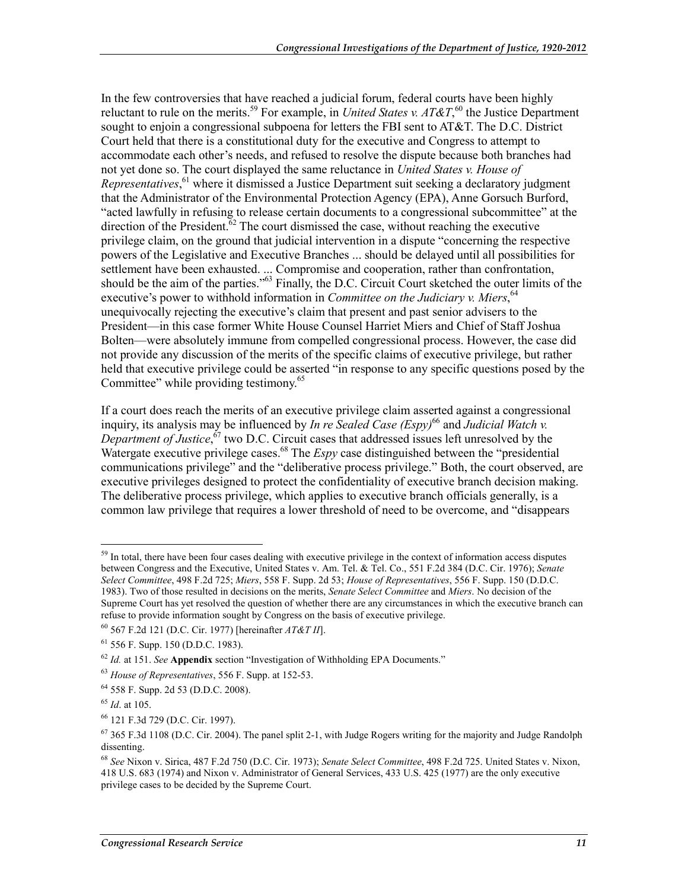In the few controversies that have reached a judicial forum, federal courts have been highly reluctant to rule on the merits.[59] For example, in *United States v. AT&T*,[60] the Justice Department sought to enjoin a congressional subpoena for letters the FBI sent to AT&T. The D.C. District Court held that there is a constitutional duty for the executive and Congress to attempt to accommodate each other's needs, and refused to resolve the dispute because both branches had not yet done so. The court displayed the same reluctance in *United States v. House of Representatives*,[61] where it dismissed a Justice Department suit seeking a declaratory judgment that the Administrator of the Environmental Protection Agency (EPA), Anne Gorsuch Burford, "acted lawfully in refusing to release certain documents to a congressional subcommittee" at the direction of the President.[62] The court dismissed the case, without reaching the executive privilege claim, on the ground that judicial intervention in a dispute "concerning the respective powers of the Legislative and Executive Branches ... should be delayed until all possibilities for settlement have been exhausted. ... Compromise and cooperation, rather than confrontation, should be the aim of the parties."[63] Finally, the D.C. Circuit Court sketched the outer limits of the executive's power to withhold information in *Committee on the Judiciary v. Miers*,[64] unequivocally rejecting the executive's claim that present and past senior advisers to the President—in this case former White House Counsel Harriet Miers and Chief of Staff Joshua Bolten—were absolutely immune from compelled congressional process. However, the case did not provide any discussion of the merits of the specific claims of executive privilege, but rather held that executive privilege could be asserted "in response to any specific questions posed by the Committee" while providing testimony.[65]

If a court does reach the merits of an executive privilege claim asserted against a congressional inquiry, its analysis may be influenced by *In re Sealed Case (Espy)*[66] and *Judicial Watch v. Department of Justice*,[67] two D.C. Circuit cases that addressed issues left unresolved by the Watergate executive privilege cases.[68] The *Espy* case distinguished between the "presidential communications privilege" and the "deliberative process privilege." Both, the court observed, are executive privileges designed to protect the confidentiality of executive branch decision making. The deliberative process privilege, which applies to executive branch officials generally, is a common law privilege that requires a lower threshold of need to be overcome, and "disappears

---

[59] In total, there have been four cases dealing with executive privilege in the context of information access disputes between Congress and the Executive, United States v. Am. Tel. & Tel. Co., 551 F.2d 384 (D.C. Cir. 1976); *Senate Select Committee*, 498 F.2d 725; *Miers*, 558 F. Supp. 2d 53; *House of Representatives*, 556 F. Supp. 150 (D.D.C. 1983). Two of those resulted in decisions on the merits, *Senate Select Committee* and *Miers*. No decision of the Supreme Court has yet resolved the question of whether there are any circumstances in which the executive branch can refuse to provide information sought by Congress on the basis of executive privilege.

[60] 567 F.2d 121 (D.C. Cir. 1977) [hereinafter *AT&T II*].

[61] 556 F. Supp. 150 (D.D.C. 1983).

[62] *Id.* at 151. *See* **Appendix** section "Investigation of Withholding EPA Documents."

[63] *House of Representatives*, 556 F. Supp. at 152-53.

[64] 558 F. Supp. 2d 53 (D.D.C. 2008).

[65] *Id*. at 105.

[66] 121 F.3d 729 (D.C. Cir. 1997).

[67] 365 F.3d 1108 (D.C. Cir. 2004). The panel split 2-1, with Judge Rogers writing for the majority and Judge Randolph dissenting.

[68] *See* Nixon v. Sirica, 487 F.2d 750 (D.C. Cir. 1973); *Senate Select Committee*, 498 F.2d 725. United States v. Nixon, 418 U.S. 683 (1974) and Nixon v. Administrator of General Services, 433 U.S. 425 (1977) are the only executive privilege cases to be decided by the Supreme Court.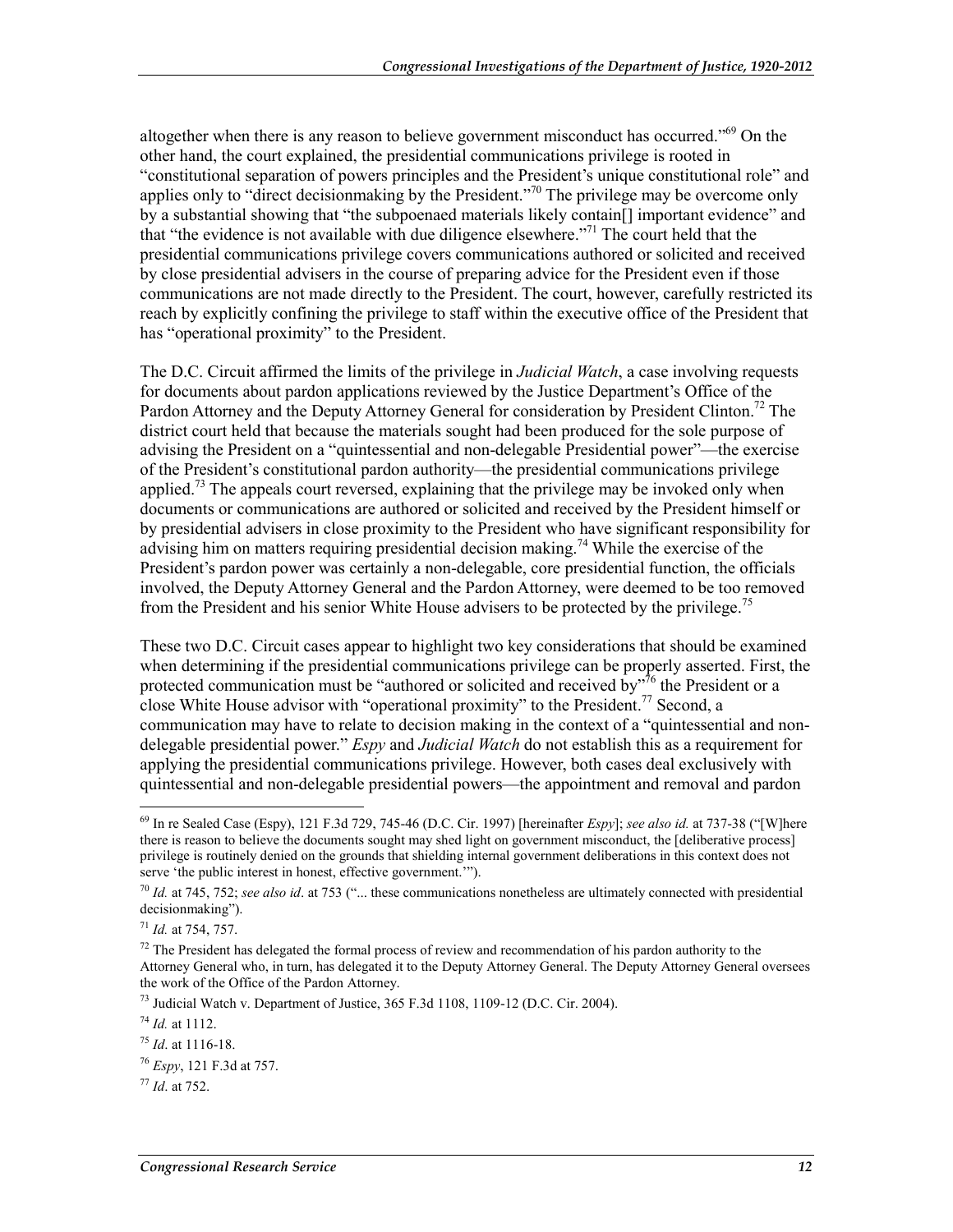altogether when there is any reason to believe government misconduct has occurred."[69] On the other hand, the court explained, the presidential communications privilege is rooted in "constitutional separation of powers principles and the President's unique constitutional role" and applies only to "direct decisionmaking by the President."[70] The privilege may be overcome only by a substantial showing that "the subpoenaed materials likely contain[] important evidence" and that "the evidence is not available with due diligence elsewhere."[71] The court held that the presidential communications privilege covers communications authored or solicited and received by close presidential advisers in the course of preparing advice for the President even if those communications are not made directly to the President. The court, however, carefully restricted its reach by explicitly confining the privilege to staff within the executive office of the President that has "operational proximity" to the President.

The D.C. Circuit affirmed the limits of the privilege in *Judicial Watch*, a case involving requests for documents about pardon applications reviewed by the Justice Department's Office of the Pardon Attorney and the Deputy Attorney General for consideration by President Clinton.[72] The district court held that because the materials sought had been produced for the sole purpose of advising the President on a "quintessential and non-delegable Presidential power"—the exercise of the President's constitutional pardon authority—the presidential communications privilege applied.[73] The appeals court reversed, explaining that the privilege may be invoked only when documents or communications are authored or solicited and received by the President himself or by presidential advisers in close proximity to the President who have significant responsibility for advising him on matters requiring presidential decision making.[74] While the exercise of the President's pardon power was certainly a non-delegable, core presidential function, the officials involved, the Deputy Attorney General and the Pardon Attorney, were deemed to be too removed from the President and his senior White House advisers to be protected by the privilege.[75]

These two D.C. Circuit cases appear to highlight two key considerations that should be examined when determining if the presidential communications privilege can be properly asserted. First, the protected communication must be "authored or solicited and received by"[76] the President or a close White House advisor with "operational proximity" to the President.[77] Second, a communication may have to relate to decision making in the context of a "quintessential and non-delegable presidential power." *Espy* and *Judicial Watch* do not establish this as a requirement for applying the presidential communications privilege. However, both cases deal exclusively with quintessential and non-delegable presidential powers—the appointment and removal and pardon

---

[69] In re Sealed Case (Espy), 121 F.3d 729, 745-46 (D.C. Cir. 1997) [hereinafter *Espy*]; *see also id.* at 737-38 ("[W]here there is reason to believe the documents sought may shed light on government misconduct, the [deliberative process] privilege is routinely denied on the grounds that shielding internal government deliberations in this context does not serve 'the public interest in honest, effective government.'").

[70] *Id.* at 745, 752; *see also id*. at 753 ("... these communications nonetheless are ultimately connected with presidential decisionmaking").

[71] *Id.* at 754, 757.

[72] The President has delegated the formal process of review and recommendation of his pardon authority to the Attorney General who, in turn, has delegated it to the Deputy Attorney General. The Deputy Attorney General oversees the work of the Office of the Pardon Attorney.

[73] Judicial Watch v. Department of Justice, 365 F.3d 1108, 1109-12 (D.C. Cir. 2004).

[74] *Id.* at 1112.

[75] *Id*. at 1116-18.

[76] *Espy*, 121 F.3d at 757.

[77] *Id*. at 752.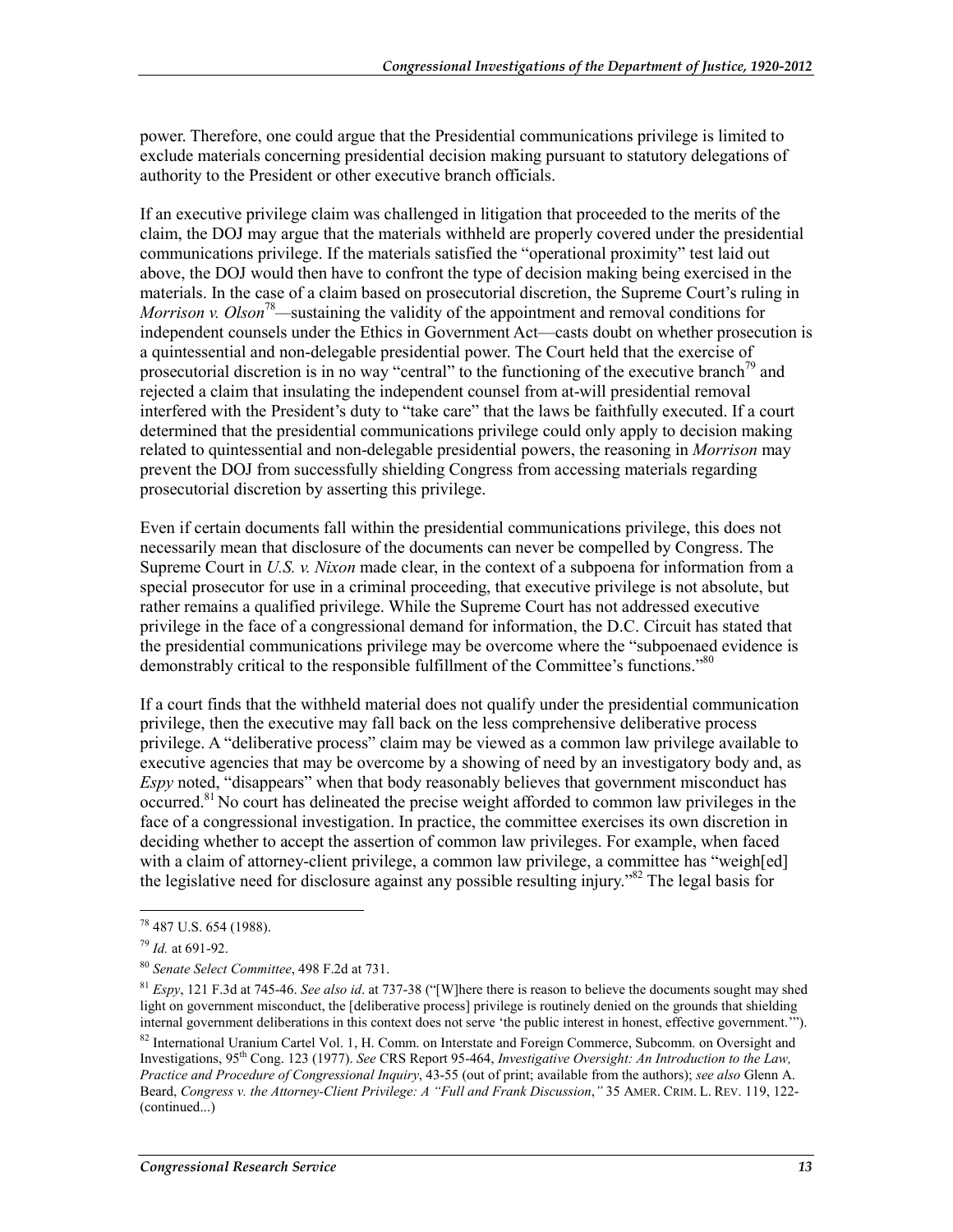power. Therefore, one could argue that the Presidential communications privilege is limited to exclude materials concerning presidential decision making pursuant to statutory delegations of authority to the President or other executive branch officials.

If an executive privilege claim was challenged in litigation that proceeded to the merits of the claim, the DOJ may argue that the materials withheld are properly covered under the presidential communications privilege. If the materials satisfied the "operational proximity" test laid out above, the DOJ would then have to confront the type of decision making being exercised in the materials. In the case of a claim based on prosecutorial discretion, the Supreme Court's ruling in *Morrison v. Olson*[78]—sustaining the validity of the appointment and removal conditions for independent counsels under the Ethics in Government Act—casts doubt on whether prosecution is a quintessential and non-delegable presidential power. The Court held that the exercise of prosecutorial discretion is in no way "central" to the functioning of the executive branch[79] and rejected a claim that insulating the independent counsel from at-will presidential removal interfered with the President's duty to "take care" that the laws be faithfully executed. If a court determined that the presidential communications privilege could only apply to decision making related to quintessential and non-delegable presidential powers, the reasoning in *Morrison* may prevent the DOJ from successfully shielding Congress from accessing materials regarding prosecutorial discretion by asserting this privilege.

Even if certain documents fall within the presidential communications privilege, this does not necessarily mean that disclosure of the documents can never be compelled by Congress. The Supreme Court in *U.S. v. Nixon* made clear, in the context of a subpoena for information from a special prosecutor for use in a criminal proceeding, that executive privilege is not absolute, but rather remains a qualified privilege. While the Supreme Court has not addressed executive privilege in the face of a congressional demand for information, the D.C. Circuit has stated that the presidential communications privilege may be overcome where the "subpoenaed evidence is demonstrably critical to the responsible fulfillment of the Committee's functions."[80]

If a court finds that the withheld material does not qualify under the presidential communication privilege, then the executive may fall back on the less comprehensive deliberative process privilege. A "deliberative process" claim may be viewed as a common law privilege available to executive agencies that may be overcome by a showing of need by an investigatory body and, as *Espy* noted, "disappears" when that body reasonably believes that government misconduct has occurred.[81] No court has delineated the precise weight afforded to common law privileges in the face of a congressional investigation. In practice, the committee exercises its own discretion in deciding whether to accept the assertion of common law privileges. For example, when faced with a claim of attorney-client privilege, a common law privilege, a committee has "weigh[ed] the legislative need for disclosure against any possible resulting injury."[82] The legal basis for

---

[78] 487 U.S. 654 (1988).

[79] *Id.* at 691-92.

[80] *Senate Select Committee*, 498 F.2d at 731.

[81] *Espy*, 121 F.3d at 745-46. *See also id*. at 737-38 ("[W]here there is reason to believe the documents sought may shed light on government misconduct, the [deliberative process] privilege is routinely denied on the grounds that shielding internal government deliberations in this context does not serve 'the public interest in honest, effective government.'").

[82] International Uranium Cartel Vol. 1, H. Comm. on Interstate and Foreign Commerce, Subcomm. on Oversight and Investigations, 95th Cong. 123 (1977). *See* CRS Report 95-464, *Investigative Oversight: An Introduction to the Law, Practice and Procedure of Congressional Inquiry*, 43-55 (out of print; available from the authors); *see also* Glenn A. Beard, *Congress v. the Attorney-Client Privilege: A "Full and Frank Discussion*,*"* 35 AMER. CRIM. L. REV. 119, 122-
(continued...)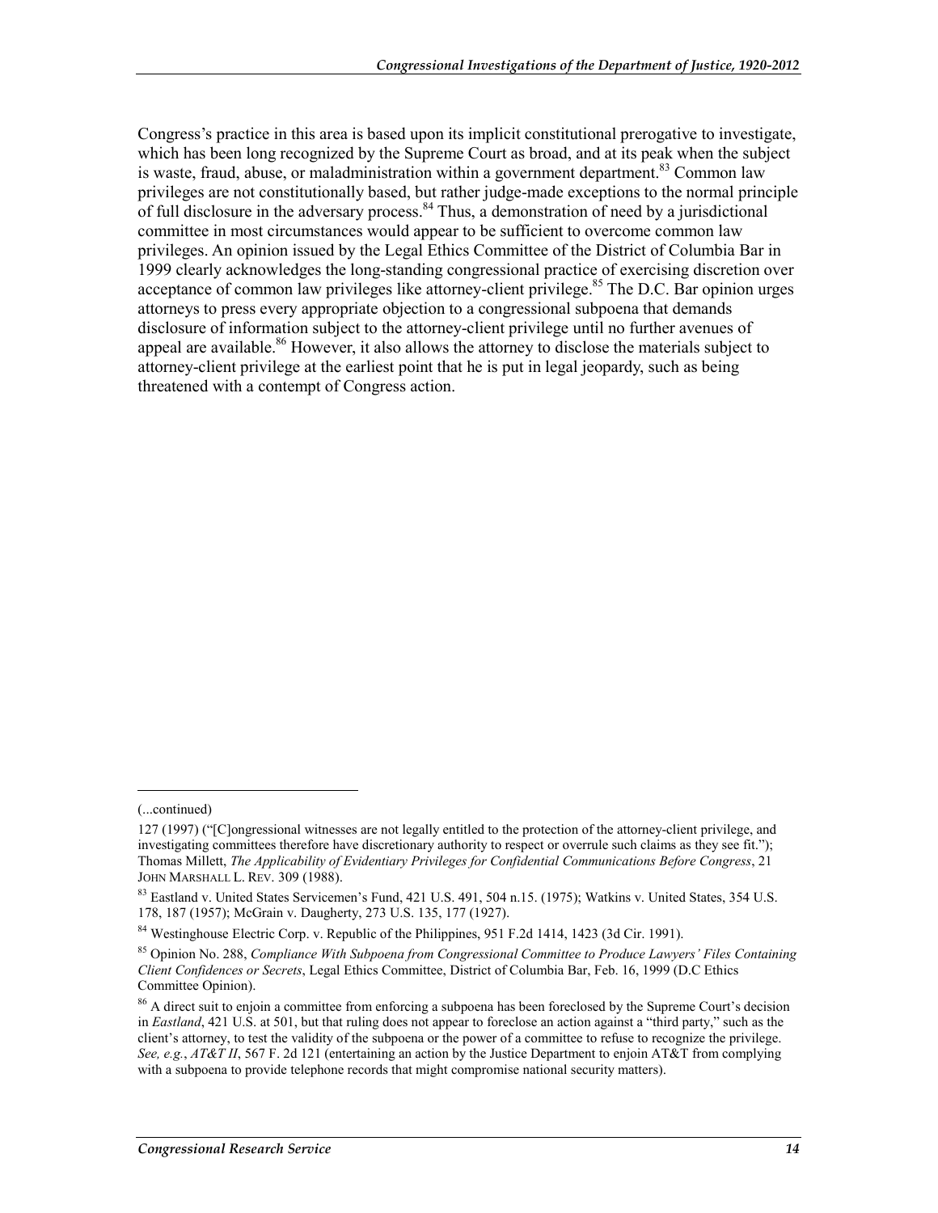Congress's practice in this area is based upon its implicit constitutional prerogative to investigate, which has been long recognized by the Supreme Court as broad, and at its peak when the subject is waste, fraud, abuse, or maladministration within a government department.[83] Common law privileges are not constitutionally based, but rather judge-made exceptions to the normal principle of full disclosure in the adversary process.[84] Thus, a demonstration of need by a jurisdictional committee in most circumstances would appear to be sufficient to overcome common law privileges. An opinion issued by the Legal Ethics Committee of the District of Columbia Bar in 1999 clearly acknowledges the long-standing congressional practice of exercising discretion over acceptance of common law privileges like attorney-client privilege.[85] The D.C. Bar opinion urges attorneys to press every appropriate objection to a congressional subpoena that demands disclosure of information subject to the attorney-client privilege until no further avenues of appeal are available.[86] However, it also allows the attorney to disclose the materials subject to attorney-client privilege at the earliest point that he is put in legal jeopardy, such as being threatened with a contempt of Congress action.

---

(...continued)

127 (1997) ("[C]ongressional witnesses are not legally entitled to the protection of the attorney-client privilege, and investigating committees therefore have discretionary authority to respect or overrule such claims as they see fit."); Thomas Millett, *The Applicability of Evidentiary Privileges for Confidential Communications Before Congress*, 21 JOHN MARSHALL L. REV. 309 (1988).

[83] Eastland v. United States Servicemen's Fund, 421 U.S. 491, 504 n.15. (1975); Watkins v. United States, 354 U.S. 178, 187 (1957); McGrain v. Daugherty, 273 U.S. 135, 177 (1927).

[84] Westinghouse Electric Corp. v. Republic of the Philippines, 951 F.2d 1414, 1423 (3d Cir. 1991).

[85] Opinion No. 288, *Compliance With Subpoena from Congressional Committee to Produce Lawyers' Files Containing Client Confidences or Secrets*, Legal Ethics Committee, District of Columbia Bar, Feb. 16, 1999 (D.C Ethics Committee Opinion).

[86] A direct suit to enjoin a committee from enforcing a subpoena has been foreclosed by the Supreme Court's decision in *Eastland*, 421 U.S. at 501, but that ruling does not appear to foreclose an action against a "third party," such as the client's attorney, to test the validity of the subpoena or the power of a committee to refuse to recognize the privilege. *See, e.g.*, *AT&T II*, 567 F. 2d 121 (entertaining an action by the Justice Department to enjoin AT&T from complying with a subpoena to provide telephone records that might compromise national security matters).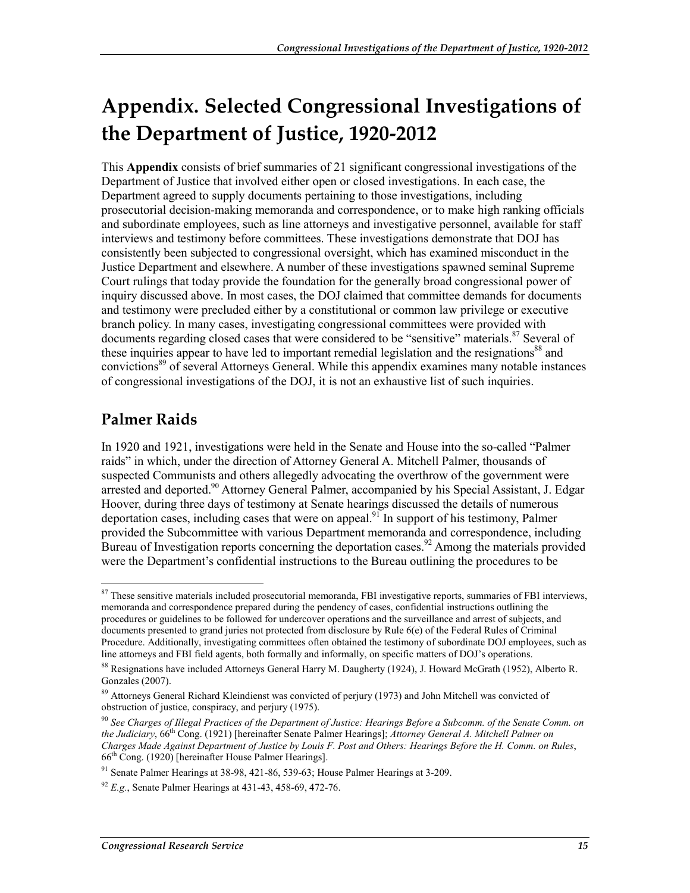# Appendix. Selected Congressional Investigations of the Department of Justice, 1920-2012

This **Appendix** consists of brief summaries of 21 significant congressional investigations of the Department of Justice that involved either open or closed investigations. In each case, the Department agreed to supply documents pertaining to those investigations, including prosecutorial decision-making memoranda and correspondence, or to make high ranking officials and subordinate employees, such as line attorneys and investigative personnel, available for staff interviews and testimony before committees. These investigations demonstrate that DOJ has consistently been subjected to congressional oversight, which has examined misconduct in the Justice Department and elsewhere. A number of these investigations spawned seminal Supreme Court rulings that today provide the foundation for the generally broad congressional power of inquiry discussed above. In most cases, the DOJ claimed that committee demands for documents and testimony were precluded either by a constitutional or common law privilege or executive branch policy. In many cases, investigating congressional committees were provided with documents regarding closed cases that were considered to be "sensitive" materials.[87] Several of these inquiries appear to have led to important remedial legislation and the resignations[88] and convictions[89] of several Attorneys General. While this appendix examines many notable instances of congressional investigations of the DOJ, it is not an exhaustive list of such inquiries.

## Palmer Raids

In 1920 and 1921, investigations were held in the Senate and House into the so-called "Palmer raids" in which, under the direction of Attorney General A. Mitchell Palmer, thousands of suspected Communists and others allegedly advocating the overthrow of the government were arrested and deported.[90] Attorney General Palmer, accompanied by his Special Assistant, J. Edgar Hoover, during three days of testimony at Senate hearings discussed the details of numerous deportation cases, including cases that were on appeal.[91] In support of his testimony, Palmer provided the Subcommittee with various Department memoranda and correspondence, including Bureau of Investigation reports concerning the deportation cases.[92] Among the materials provided were the Department's confidential instructions to the Bureau outlining the procedures to be

---

[87] These sensitive materials included prosecutorial memoranda, FBI investigative reports, summaries of FBI interviews, memoranda and correspondence prepared during the pendency of cases, confidential instructions outlining the procedures or guidelines to be followed for undercover operations and the surveillance and arrest of subjects, and documents presented to grand juries not protected from disclosure by Rule 6(e) of the Federal Rules of Criminal Procedure. Additionally, investigating committees often obtained the testimony of subordinate DOJ employees, such as line attorneys and FBI field agents, both formally and informally, on specific matters of DOJ's operations.

[88] Resignations have included Attorneys General Harry M. Daugherty (1924), J. Howard McGrath (1952), Alberto R. Gonzales (2007).

[89] Attorneys General Richard Kleindienst was convicted of perjury (1973) and John Mitchell was convicted of obstruction of justice, conspiracy, and perjury (1975).

[90] *See Charges of Illegal Practices of the Department of Justice: Hearings Before a Subcomm. of the Senate Comm. on the Judiciary*, 66th Cong. (1921) [hereinafter Senate Palmer Hearings]; *Attorney General A. Mitchell Palmer on Charges Made Against Department of Justice by Louis F. Post and Others: Hearings Before the H. Comm. on Rules*, 66th Cong. (1920) [hereinafter House Palmer Hearings].

[91] Senate Palmer Hearings at 38-98, 421-86, 539-63; House Palmer Hearings at 3-209.

[92] *E.g.*, Senate Palmer Hearings at 431-43, 458-69, 472-76.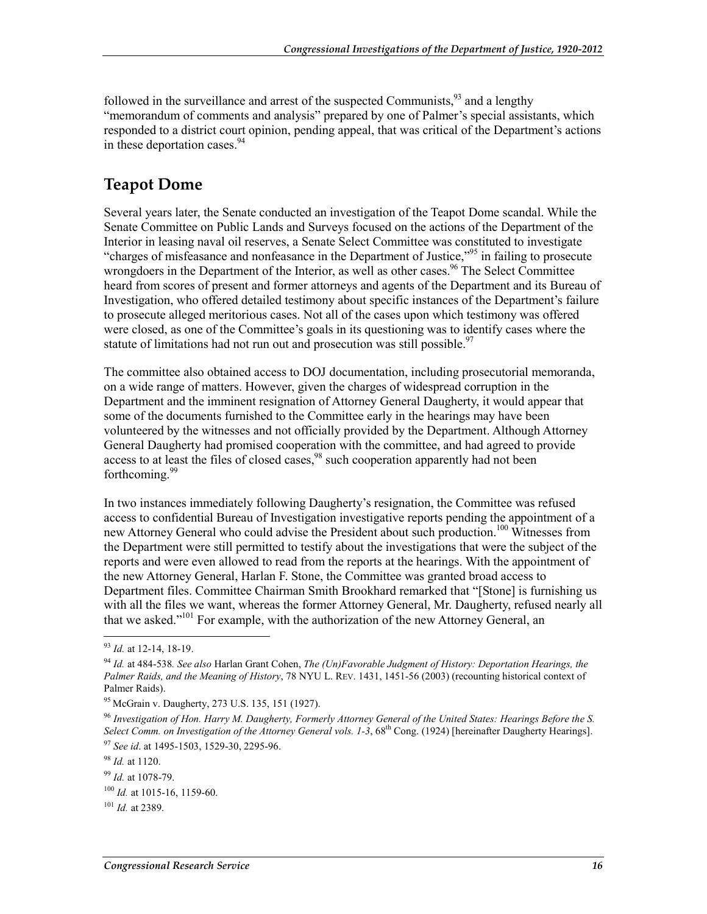followed in the surveillance and arrest of the suspected Communists,[93] and a lengthy "memorandum of comments and analysis" prepared by one of Palmer's special assistants, which responded to a district court opinion, pending appeal, that was critical of the Department's actions in these deportation cases.[94]

## Teapot Dome

Several years later, the Senate conducted an investigation of the Teapot Dome scandal. While the Senate Committee on Public Lands and Surveys focused on the actions of the Department of the Interior in leasing naval oil reserves, a Senate Select Committee was constituted to investigate "charges of misfeasance and nonfeasance in the Department of Justice,"[95] in failing to prosecute wrongdoers in the Department of the Interior, as well as other cases.[96] The Select Committee heard from scores of present and former attorneys and agents of the Department and its Bureau of Investigation, who offered detailed testimony about specific instances of the Department's failure to prosecute alleged meritorious cases. Not all of the cases upon which testimony was offered were closed, as one of the Committee's goals in its questioning was to identify cases where the statute of limitations had not run out and prosecution was still possible.[97]

The committee also obtained access to DOJ documentation, including prosecutorial memoranda, on a wide range of matters. However, given the charges of widespread corruption in the Department and the imminent resignation of Attorney General Daugherty, it would appear that some of the documents furnished to the Committee early in the hearings may have been volunteered by the witnesses and not officially provided by the Department. Although Attorney General Daugherty had promised cooperation with the committee, and had agreed to provide access to at least the files of closed cases,[98] such cooperation apparently had not been forthcoming.[99]

In two instances immediately following Daugherty's resignation, the Committee was refused access to confidential Bureau of Investigation investigative reports pending the appointment of a new Attorney General who could advise the President about such production.[100] Witnesses from the Department were still permitted to testify about the investigations that were the subject of the reports and were even allowed to read from the reports at the hearings. With the appointment of the new Attorney General, Harlan F. Stone, the Committee was granted broad access to Department files. Committee Chairman Smith Brookhard remarked that "[Stone] is furnishing us with all the files we want, whereas the former Attorney General, Mr. Daugherty, refused nearly all that we asked."[101] For example, with the authorization of the new Attorney General, an

---

[93] *Id.* at 12-14, 18-19.

[94] *Id.* at 484-538. *See also* Harlan Grant Cohen, *The (Un)Favorable Judgment of History: Deportation Hearings, the Palmer Raids, and the Meaning of History*, 78 NYU L. REV. 1431, 1451-56 (2003) (recounting historical context of Palmer Raids).

[95] McGrain v. Daugherty, 273 U.S. 135, 151 (1927).

[96] *Investigation of Hon. Harry M. Daugherty, Formerly Attorney General of the United States: Hearings Before the S. Select Comm. on Investigation of the Attorney General vols. 1-3*, 68th Cong. (1924) [hereinafter Daugherty Hearings].

[97] *See id*. at 1495-1503, 1529-30, 2295-96.

[98] *Id.* at 1120.

[99] *Id.* at 1078-79.

[100] *Id.* at 1015-16, 1159-60.

[101] *Id.* at 2389.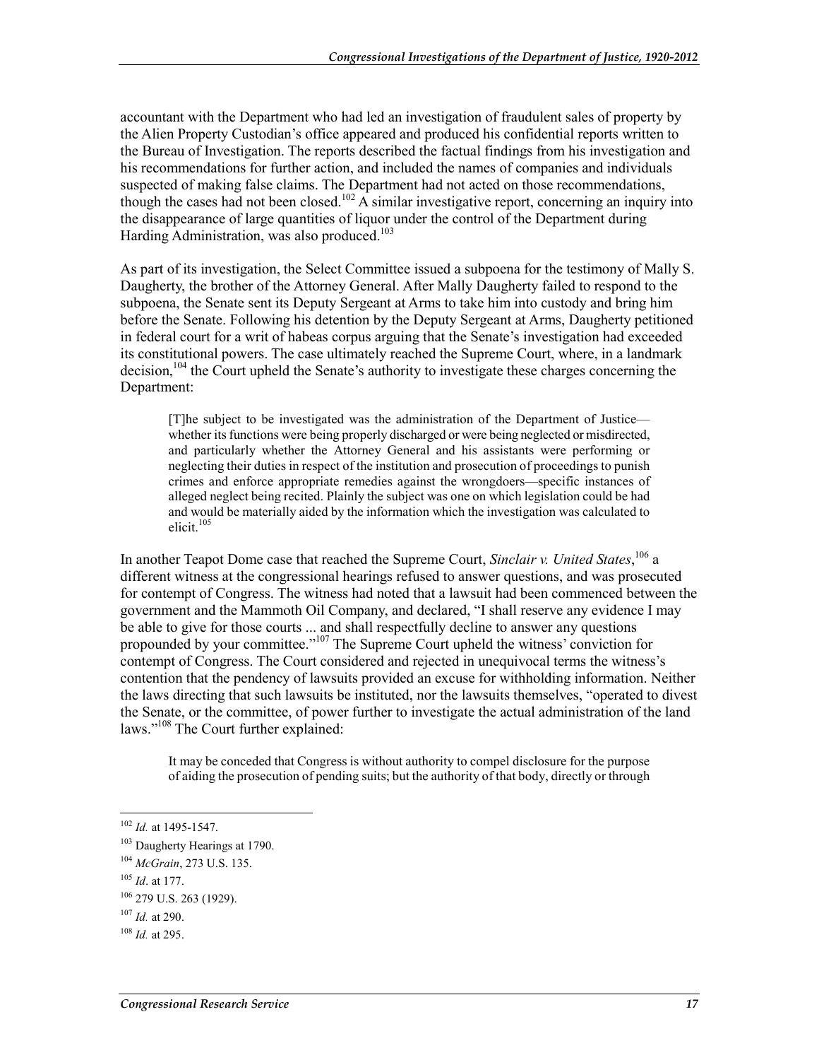accountant with the Department who had led an investigation of fraudulent sales of property by the Alien Property Custodian's office appeared and produced his confidential reports written to the Bureau of Investigation. The reports described the factual findings from his investigation and his recommendations for further action, and included the names of companies and individuals suspected of making false claims. The Department had not acted on those recommendations, though the cases had not been closed.[102] A similar investigative report, concerning an inquiry into the disappearance of large quantities of liquor under the control of the Department during Harding Administration, was also produced.[103]

As part of its investigation, the Select Committee issued a subpoena for the testimony of Mally S. Daugherty, the brother of the Attorney General. After Mally Daugherty failed to respond to the subpoena, the Senate sent its Deputy Sergeant at Arms to take him into custody and bring him before the Senate. Following his detention by the Deputy Sergeant at Arms, Daugherty petitioned in federal court for a writ of habeas corpus arguing that the Senate's investigation had exceeded its constitutional powers. The case ultimately reached the Supreme Court, where, in a landmark decision,[104] the Court upheld the Senate's authority to investigate these charges concerning the Department:

> [T]he subject to be investigated was the administration of the Department of Justice—whether its functions were being properly discharged or were being neglected or misdirected, and particularly whether the Attorney General and his assistants were performing or neglecting their duties in respect of the institution and prosecution of proceedings to punish crimes and enforce appropriate remedies against the wrongdoers—specific instances of alleged neglect being recited. Plainly the subject was one on which legislation could be had and would be materially aided by the information which the investigation was calculated to elicit.[105]

In another Teapot Dome case that reached the Supreme Court, *Sinclair v. United States*,[106] a different witness at the congressional hearings refused to answer questions, and was prosecuted for contempt of Congress. The witness had noted that a lawsuit had been commenced between the government and the Mammoth Oil Company, and declared, "I shall reserve any evidence I may be able to give for those courts ... and shall respectfully decline to answer any questions propounded by your committee."[107] The Supreme Court upheld the witness' conviction for contempt of Congress. The Court considered and rejected in unequivocal terms the witness's contention that the pendency of lawsuits provided an excuse for withholding information. Neither the laws directing that such lawsuits be instituted, nor the lawsuits themselves, "operated to divest the Senate, or the committee, of power further to investigate the actual administration of the land laws."[108] The Court further explained:

> It may be conceded that Congress is without authority to compel disclosure for the purpose of aiding the prosecution of pending suits; but the authority of that body, directly or through

---

[102] *Id.* at 1495-1547.

[103] Daugherty Hearings at 1790.

[104] *McGrain*, 273 U.S. 135.

[105] *Id*. at 177.

[106] 279 U.S. 263 (1929).

[107] *Id.* at 290.

[108] *Id.* at 295.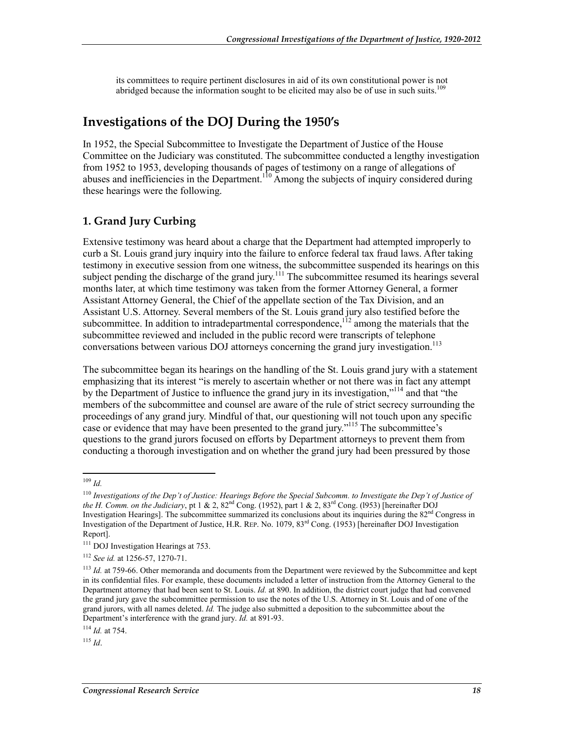its committees to require pertinent disclosures in aid of its own constitutional power is not abridged because the information sought to be elicited may also be of use in such suits.[109]

## Investigations of the DOJ During the 1950's

In 1952, the Special Subcommittee to Investigate the Department of Justice of the House Committee on the Judiciary was constituted. The subcommittee conducted a lengthy investigation from 1952 to 1953, developing thousands of pages of testimony on a range of allegations of abuses and inefficiencies in the Department.[110] Among the subjects of inquiry considered during these hearings were the following.

### 1. Grand Jury Curbing

Extensive testimony was heard about a charge that the Department had attempted improperly to curb a St. Louis grand jury inquiry into the failure to enforce federal tax fraud laws. After taking testimony in executive session from one witness, the subcommittee suspended its hearings on this subject pending the discharge of the grand jury.[111] The subcommittee resumed its hearings several months later, at which time testimony was taken from the former Attorney General, a former Assistant Attorney General, the Chief of the appellate section of the Tax Division, and an Assistant U.S. Attorney. Several members of the St. Louis grand jury also testified before the subcommittee. In addition to intradepartmental correspondence,[112] among the materials that the subcommittee reviewed and included in the public record were transcripts of telephone conversations between various DOJ attorneys concerning the grand jury investigation.[113]

The subcommittee began its hearings on the handling of the St. Louis grand jury with a statement emphasizing that its interest "is merely to ascertain whether or not there was in fact any attempt by the Department of Justice to influence the grand jury in its investigation,"[114] and that "the members of the subcommittee and counsel are aware of the rule of strict secrecy surrounding the proceedings of any grand jury. Mindful of that, our questioning will not touch upon any specific case or evidence that may have been presented to the grand jury."[115] The subcommittee's questions to the grand jurors focused on efforts by Department attorneys to prevent them from conducting a thorough investigation and on whether the grand jury had been pressured by those

---

[109] *Id.*

[110] *Investigations of the Dep't of Justice: Hearings Before the Special Subcomm. to Investigate the Dep't of Justice of the H. Comm. on the Judiciary*, pt 1 & 2, 82nd Cong. (1952), part 1 & 2, 83rd Cong. (l953) [hereinafter DOJ Investigation Hearings]. The subcommittee summarized its conclusions about its inquiries during the 82nd Congress in Investigation of the Department of Justice, H.R. REP. No. 1079, 83rd Cong. (1953) [hereinafter DOJ Investigation Report].

[111] DOJ Investigation Hearings at 753.

[112] *See id.* at 1256-57, 1270-71.

[113] *Id.* at 759-66. Other memoranda and documents from the Department were reviewed by the Subcommittee and kept in its confidential files. For example, these documents included a letter of instruction from the Attorney General to the Department attorney that had been sent to St. Louis. *Id.* at 890. In addition, the district court judge that had convened the grand jury gave the subcommittee permission to use the notes of the U.S. Attorney in St. Louis and of one of the grand jurors, with all names deleted. *Id.* The judge also submitted a deposition to the subcommittee about the Department's interference with the grand jury. *Id.* at 891-93.

[114] *Id.* at 754.

[115] *Id*.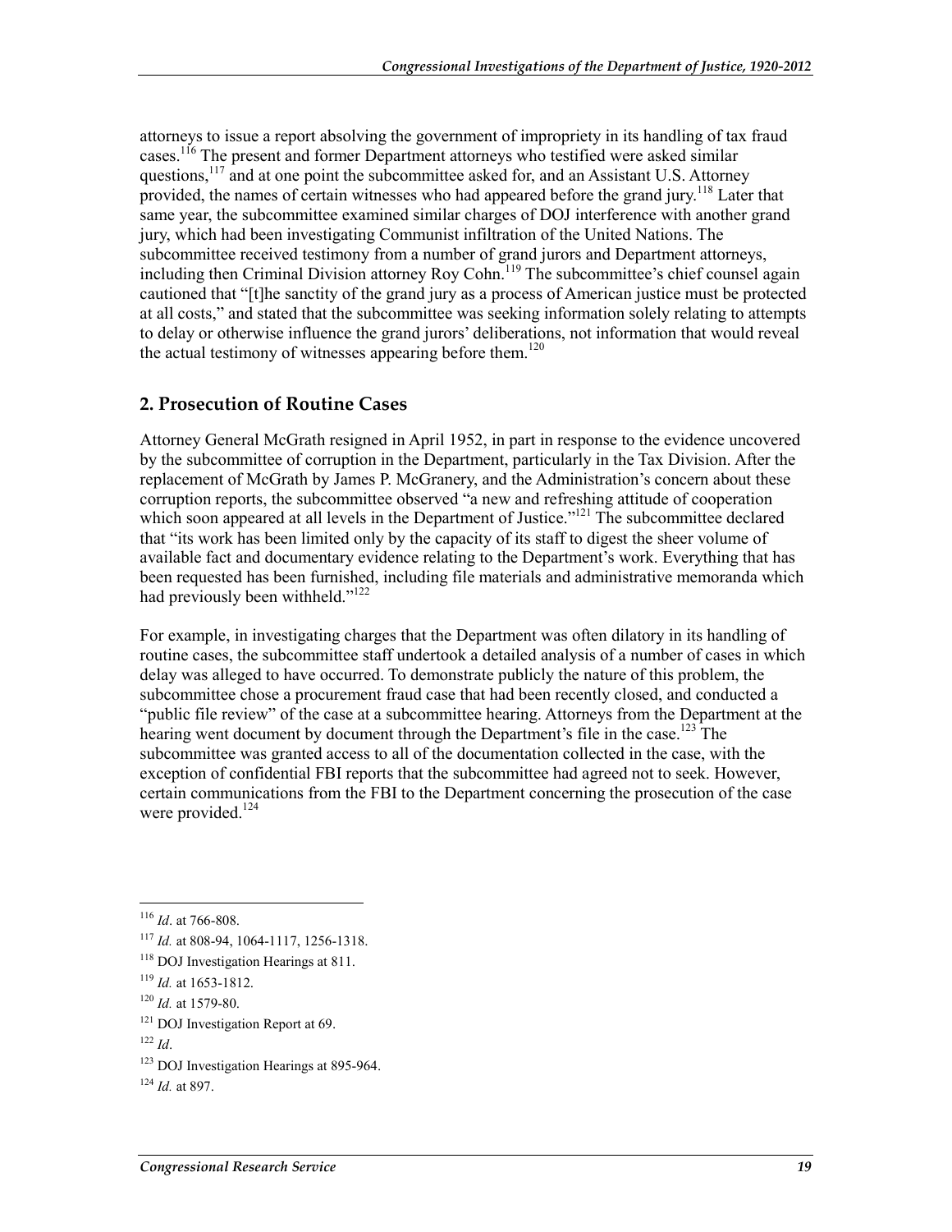attorneys to issue a report absolving the government of impropriety in its handling of tax fraud cases.[116] The present and former Department attorneys who testified were asked similar questions,[117] and at one point the subcommittee asked for, and an Assistant U.S. Attorney provided, the names of certain witnesses who had appeared before the grand jury.[118] Later that same year, the subcommittee examined similar charges of DOJ interference with another grand jury, which had been investigating Communist infiltration of the United Nations. The subcommittee received testimony from a number of grand jurors and Department attorneys, including then Criminal Division attorney Roy Cohn.[119] The subcommittee's chief counsel again cautioned that "[t]he sanctity of the grand jury as a process of American justice must be protected at all costs," and stated that the subcommittee was seeking information solely relating to attempts to delay or otherwise influence the grand jurors' deliberations, not information that would reveal the actual testimony of witnesses appearing before them.[120]

## 2. Prosecution of Routine Cases

Attorney General McGrath resigned in April 1952, in part in response to the evidence uncovered by the subcommittee of corruption in the Department, particularly in the Tax Division. After the replacement of McGrath by James P. McGranery, and the Administration's concern about these corruption reports, the subcommittee observed "a new and refreshing attitude of cooperation which soon appeared at all levels in the Department of Justice."[121] The subcommittee declared that "its work has been limited only by the capacity of its staff to digest the sheer volume of available fact and documentary evidence relating to the Department's work. Everything that has been requested has been furnished, including file materials and administrative memoranda which had previously been withheld."[122]

For example, in investigating charges that the Department was often dilatory in its handling of routine cases, the subcommittee staff undertook a detailed analysis of a number of cases in which delay was alleged to have occurred. To demonstrate publicly the nature of this problem, the subcommittee chose a procurement fraud case that had been recently closed, and conducted a "public file review" of the case at a subcommittee hearing. Attorneys from the Department at the hearing went document by document through the Department's file in the case.[123] The subcommittee was granted access to all of the documentation collected in the case, with the exception of confidential FBI reports that the subcommittee had agreed not to seek. However, certain communications from the FBI to the Department concerning the prosecution of the case were provided.[124]

---

[116] *Id*. at 766-808.

[117] *Id.* at 808-94, 1064-1117, 1256-1318.

[118] DOJ Investigation Hearings at 811.

[119] *Id.* at 1653-1812.

[120] *Id.* at 1579-80.

[121] DOJ Investigation Report at 69.

[122] *Id*.

[123] DOJ Investigation Hearings at 895-964.

[124] *Id.* at 897.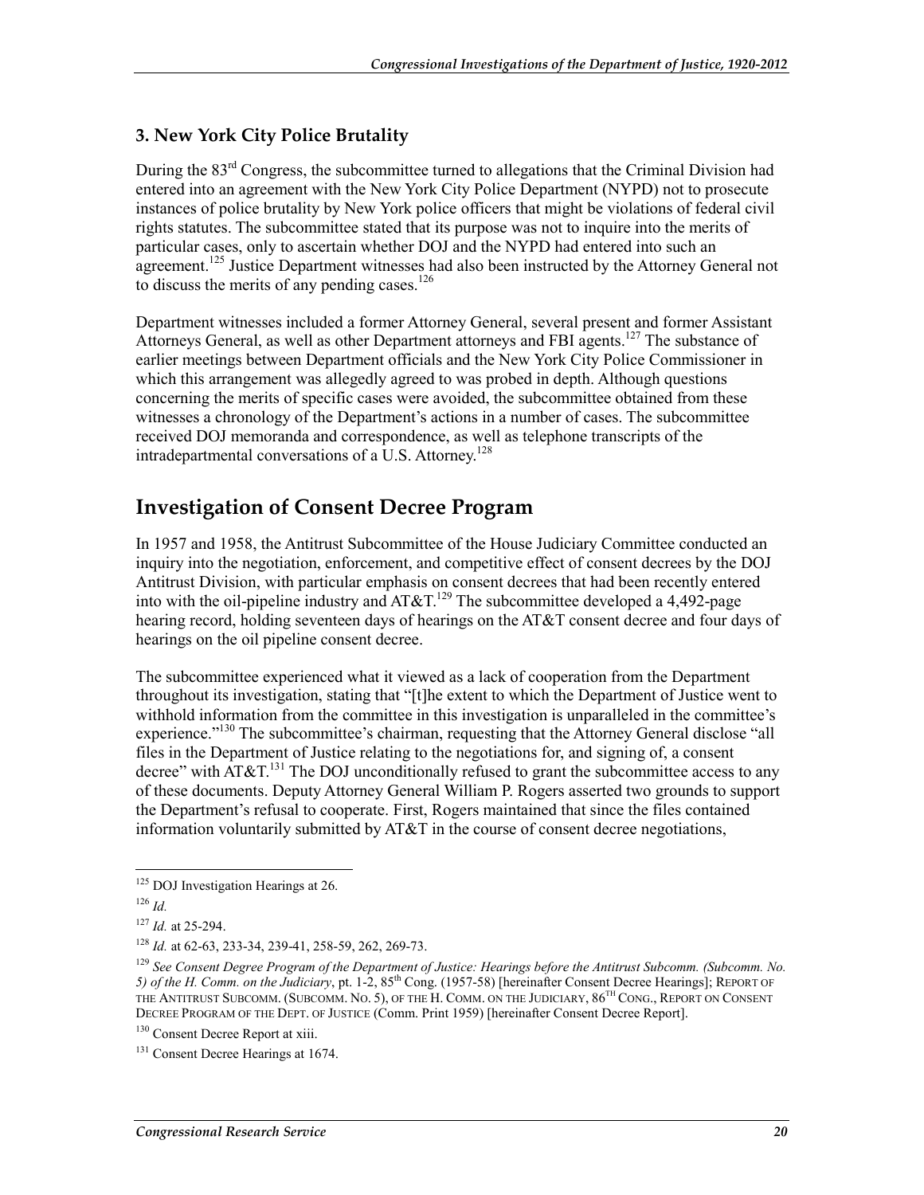### 3. New York City Police Brutality

During the 83rd Congress, the subcommittee turned to allegations that the Criminal Division had entered into an agreement with the New York City Police Department (NYPD) not to prosecute instances of police brutality by New York police officers that might be violations of federal civil rights statutes. The subcommittee stated that its purpose was not to inquire into the merits of particular cases, only to ascertain whether DOJ and the NYPD had entered into such an agreement.[125] Justice Department witnesses had also been instructed by the Attorney General not to discuss the merits of any pending cases.[126]

Department witnesses included a former Attorney General, several present and former Assistant Attorneys General, as well as other Department attorneys and FBI agents.[127] The substance of earlier meetings between Department officials and the New York City Police Commissioner in which this arrangement was allegedly agreed to was probed in depth. Although questions concerning the merits of specific cases were avoided, the subcommittee obtained from these witnesses a chronology of the Department's actions in a number of cases. The subcommittee received DOJ memoranda and correspondence, as well as telephone transcripts of the intradepartmental conversations of a U.S. Attorney.[128]

## Investigation of Consent Decree Program

In 1957 and 1958, the Antitrust Subcommittee of the House Judiciary Committee conducted an inquiry into the negotiation, enforcement, and competitive effect of consent decrees by the DOJ Antitrust Division, with particular emphasis on consent decrees that had been recently entered into with the oil-pipeline industry and AT&T.[129] The subcommittee developed a 4,492-page hearing record, holding seventeen days of hearings on the AT&T consent decree and four days of hearings on the oil pipeline consent decree.

The subcommittee experienced what it viewed as a lack of cooperation from the Department throughout its investigation, stating that "[t]he extent to which the Department of Justice went to withhold information from the committee in this investigation is unparalleled in the committee's experience."[130] The subcommittee's chairman, requesting that the Attorney General disclose "all files in the Department of Justice relating to the negotiations for, and signing of, a consent decree" with AT&T.[131] The DOJ unconditionally refused to grant the subcommittee access to any of these documents. Deputy Attorney General William P. Rogers asserted two grounds to support the Department's refusal to cooperate. First, Rogers maintained that since the files contained information voluntarily submitted by AT&T in the course of consent decree negotiations,

---

[125] DOJ Investigation Hearings at 26.

[126] *Id.*

[127] *Id.* at 25-294.

[128] *Id.* at 62-63, 233-34, 239-41, 258-59, 262, 269-73.

[129] *See Consent Degree Program of the Department of Justice: Hearings before the Antitrust Subcomm. (Subcomm. No. 5) of the H. Comm. on the Judiciary*, pt. 1-2, 85th Cong. (1957-58) [hereinafter Consent Decree Hearings]; REPORT OF THE ANTITRUST SUBCOMM. (SUBCOMM. NO. 5), OF THE H. COMM. ON THE JUDICIARY, 86TH CONG., REPORT ON CONSENT DECREE PROGRAM OF THE DEPT. OF JUSTICE (Comm. Print 1959) [hereinafter Consent Decree Report].

[130] Consent Decree Report at xiii.

[131] Consent Decree Hearings at 1674.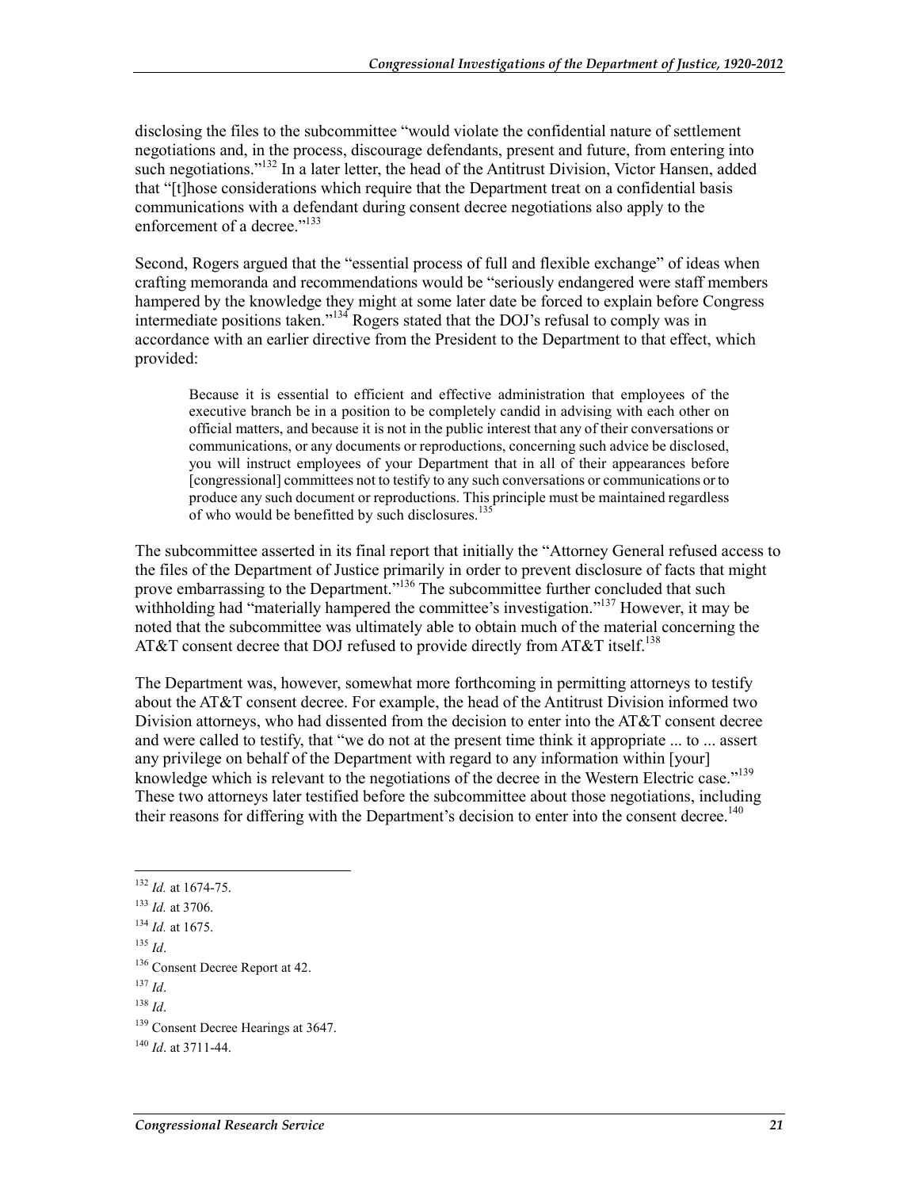disclosing the files to the subcommittee "would violate the confidential nature of settlement negotiations and, in the process, discourage defendants, present and future, from entering into such negotiations."[132] In a later letter, the head of the Antitrust Division, Victor Hansen, added that "[t]hose considerations which require that the Department treat on a confidential basis communications with a defendant during consent decree negotiations also apply to the enforcement of a decree."[133]

Second, Rogers argued that the "essential process of full and flexible exchange" of ideas when crafting memoranda and recommendations would be "seriously endangered were staff members hampered by the knowledge they might at some later date be forced to explain before Congress intermediate positions taken."[134] Rogers stated that the DOJ's refusal to comply was in accordance with an earlier directive from the President to the Department to that effect, which provided:

> Because it is essential to efficient and effective administration that employees of the executive branch be in a position to be completely candid in advising with each other on official matters, and because it is not in the public interest that any of their conversations or communications, or any documents or reproductions, concerning such advice be disclosed, you will instruct employees of your Department that in all of their appearances before [congressional] committees not to testify to any such conversations or communications or to produce any such document or reproductions. This principle must be maintained regardless of who would be benefitted by such disclosures.[135]

The subcommittee asserted in its final report that initially the "Attorney General refused access to the files of the Department of Justice primarily in order to prevent disclosure of facts that might prove embarrassing to the Department."[136] The subcommittee further concluded that such withholding had "materially hampered the committee's investigation."[137] However, it may be noted that the subcommittee was ultimately able to obtain much of the material concerning the AT&T consent decree that DOJ refused to provide directly from AT&T itself.[138]

The Department was, however, somewhat more forthcoming in permitting attorneys to testify about the AT&T consent decree. For example, the head of the Antitrust Division informed two Division attorneys, who had dissented from the decision to enter into the AT&T consent decree and were called to testify, that "we do not at the present time think it appropriate ... to ... assert any privilege on behalf of the Department with regard to any information within [your] knowledge which is relevant to the negotiations of the decree in the Western Electric case."[139] These two attorneys later testified before the subcommittee about those negotiations, including their reasons for differing with the Department's decision to enter into the consent decree.[140]

---

[132] *Id.* at 1674-75.

[133] *Id.* at 3706.

[134] *Id.* at 1675.

[135] *Id*.

[136] Consent Decree Report at 42.

[137] *Id*.

[138] *Id*.

[139] Consent Decree Hearings at 3647.

[140] *Id*. at 3711-44.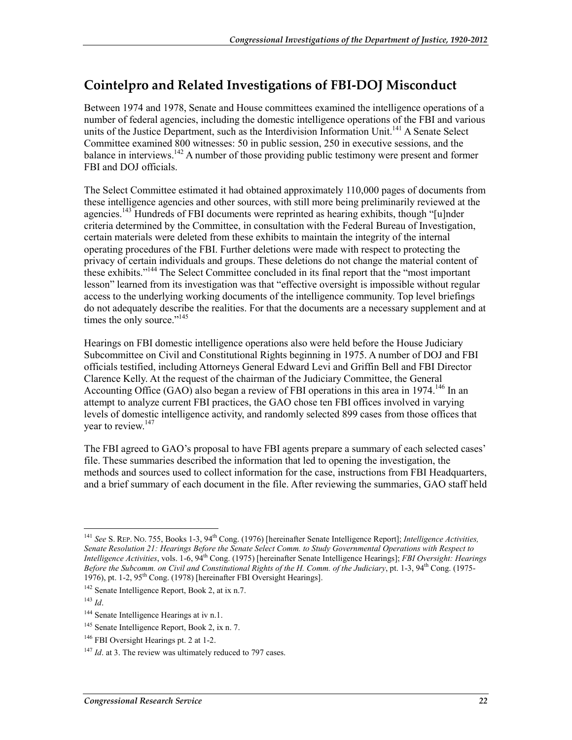## Cointelpro and Related Investigations of FBI-DOJ Misconduct

Between 1974 and 1978, Senate and House committees examined the intelligence operations of a number of federal agencies, including the domestic intelligence operations of the FBI and various units of the Justice Department, such as the Interdivision Information Unit.[141] A Senate Select Committee examined 800 witnesses: 50 in public session, 250 in executive sessions, and the balance in interviews.[142] A number of those providing public testimony were present and former FBI and DOJ officials.

The Select Committee estimated it had obtained approximately 110,000 pages of documents from these intelligence agencies and other sources, with still more being preliminarily reviewed at the agencies.[143] Hundreds of FBI documents were reprinted as hearing exhibits, though "[u]nder criteria determined by the Committee, in consultation with the Federal Bureau of Investigation, certain materials were deleted from these exhibits to maintain the integrity of the internal operating procedures of the FBI. Further deletions were made with respect to protecting the privacy of certain individuals and groups. These deletions do not change the material content of these exhibits."[144] The Select Committee concluded in its final report that the "most important lesson" learned from its investigation was that "effective oversight is impossible without regular access to the underlying working documents of the intelligence community. Top level briefings do not adequately describe the realities. For that the documents are a necessary supplement and at times the only source."[145]

Hearings on FBI domestic intelligence operations also were held before the House Judiciary Subcommittee on Civil and Constitutional Rights beginning in 1975. A number of DOJ and FBI officials testified, including Attorneys General Edward Levi and Griffin Bell and FBI Director Clarence Kelly. At the request of the chairman of the Judiciary Committee, the General Accounting Office (GAO) also began a review of FBI operations in this area in 1974.[146] In an attempt to analyze current FBI practices, the GAO chose ten FBI offices involved in varying levels of domestic intelligence activity, and randomly selected 899 cases from those offices that year to review.[147]

The FBI agreed to GAO's proposal to have FBI agents prepare a summary of each selected cases' file. These summaries described the information that led to opening the investigation, the methods and sources used to collect information for the case, instructions from FBI Headquarters, and a brief summary of each document in the file. After reviewing the summaries, GAO staff held

---

[141] *See* S. REP. NO. 755, Books 1-3, 94th Cong. (1976) [hereinafter Senate Intelligence Report]; *Intelligence Activities, Senate Resolution 21: Hearings Before the Senate Select Comm. to Study Governmental Operations with Respect to Intelligence Activities*, vols. 1-6, 94th Cong. (1975) [hereinafter Senate Intelligence Hearings]; *FBI Oversight: Hearings Before the Subcomm. on Civil and Constitutional Rights of the H. Comm. of the Judiciary*, pt. 1-3, 94th Cong. (1975-1976), pt. 1-2, 95th Cong. (1978) [hereinafter FBI Oversight Hearings].

[142] Senate Intelligence Report, Book 2, at ix n.7.

[143] *Id*.

[144] Senate Intelligence Hearings at iv n.1.

[145] Senate Intelligence Report, Book 2, ix n. 7.

[146] FBI Oversight Hearings pt. 2 at 1-2.

[147] *Id*. at 3. The review was ultimately reduced to 797 cases.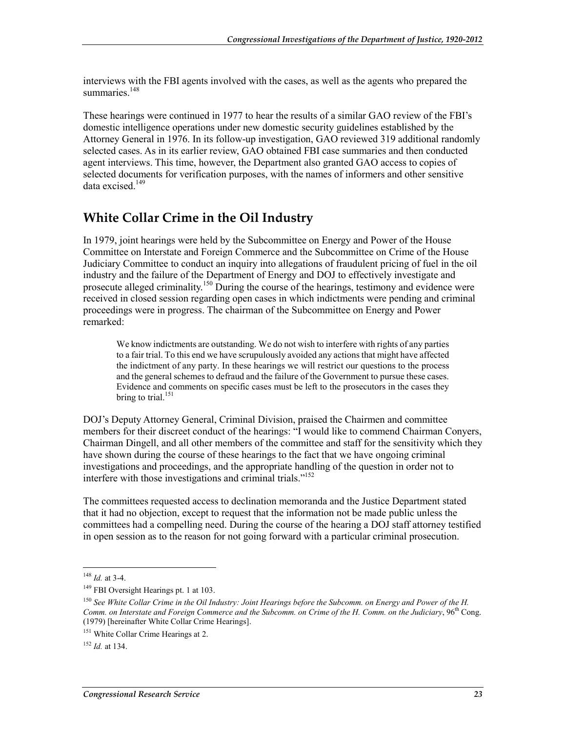interviews with the FBI agents involved with the cases, as well as the agents who prepared the summaries.[148]

These hearings were continued in 1977 to hear the results of a similar GAO review of the FBI's domestic intelligence operations under new domestic security guidelines established by the Attorney General in 1976. In its follow-up investigation, GAO reviewed 319 additional randomly selected cases. As in its earlier review, GAO obtained FBI case summaries and then conducted agent interviews. This time, however, the Department also granted GAO access to copies of selected documents for verification purposes, with the names of informers and other sensitive data excised.[149]

## White Collar Crime in the Oil Industry

In 1979, joint hearings were held by the Subcommittee on Energy and Power of the House Committee on Interstate and Foreign Commerce and the Subcommittee on Crime of the House Judiciary Committee to conduct an inquiry into allegations of fraudulent pricing of fuel in the oil industry and the failure of the Department of Energy and DOJ to effectively investigate and prosecute alleged criminality.[150] During the course of the hearings, testimony and evidence were received in closed session regarding open cases in which indictments were pending and criminal proceedings were in progress. The chairman of the Subcommittee on Energy and Power remarked:

> We know indictments are outstanding. We do not wish to interfere with rights of any parties to a fair trial. To this end we have scrupulously avoided any actions that might have affected the indictment of any party. In these hearings we will restrict our questions to the process and the general schemes to defraud and the failure of the Government to pursue these cases. Evidence and comments on specific cases must be left to the prosecutors in the cases they bring to trial.[151]

DOJ's Deputy Attorney General, Criminal Division, praised the Chairmen and committee members for their discreet conduct of the hearings: "I would like to commend Chairman Conyers, Chairman Dingell, and all other members of the committee and staff for the sensitivity which they have shown during the course of these hearings to the fact that we have ongoing criminal investigations and proceedings, and the appropriate handling of the question in order not to interfere with those investigations and criminal trials."[152]

The committees requested access to declination memoranda and the Justice Department stated that it had no objection, except to request that the information not be made public unless the committees had a compelling need. During the course of the hearing a DOJ staff attorney testified in open session as to the reason for not going forward with a particular criminal prosecution.

---

[148] *Id.* at 3-4.

[149] FBI Oversight Hearings pt. 1 at 103.

[150] *See White Collar Crime in the Oil Industry: Joint Hearings before the Subcomm. on Energy and Power of the H. Comm. on Interstate and Foreign Commerce and the Subcomm. on Crime of the H. Comm. on the Judiciary*, 96th Cong. (1979) [hereinafter White Collar Crime Hearings].

[151] White Collar Crime Hearings at 2.

[152] *Id.* at 134.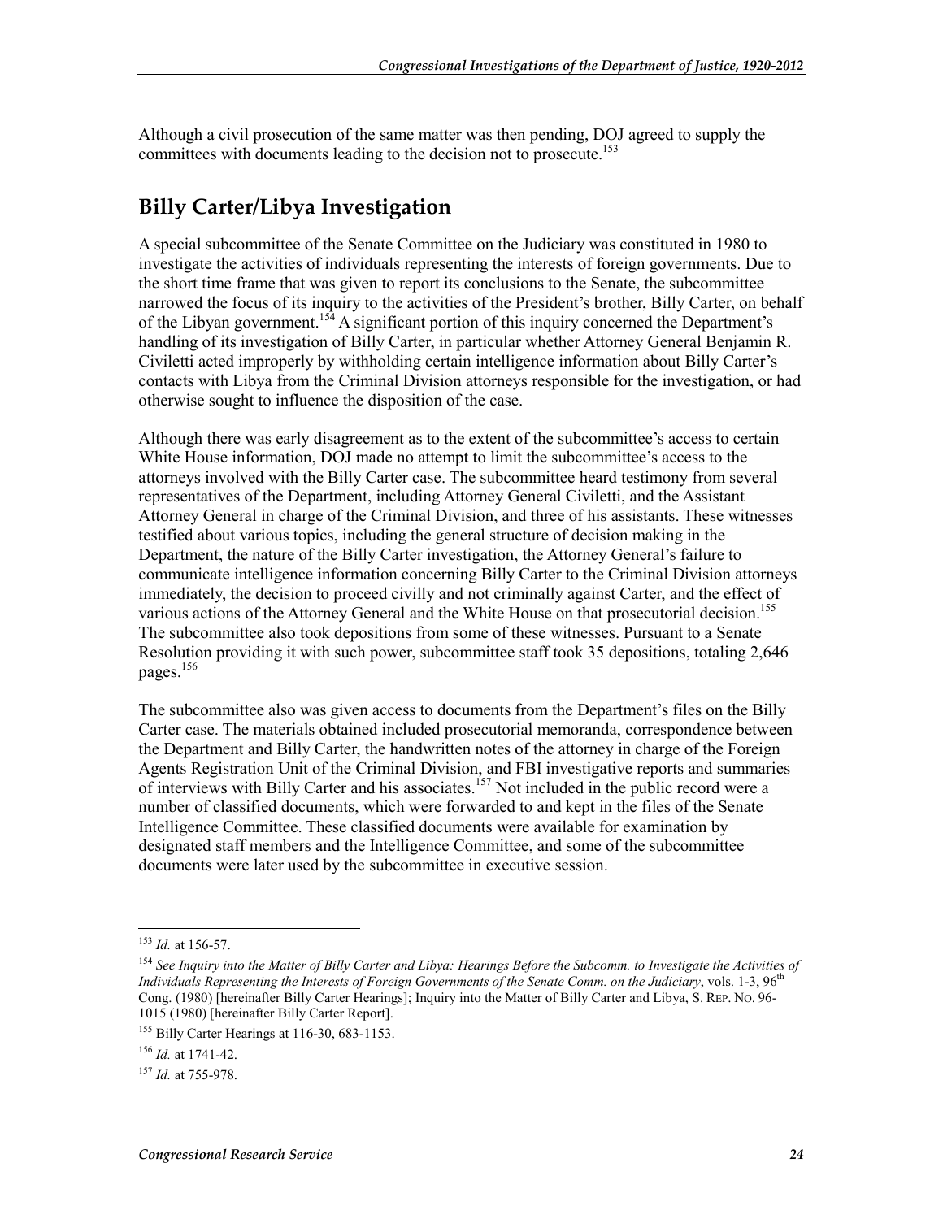Although a civil prosecution of the same matter was then pending, DOJ agreed to supply the committees with documents leading to the decision not to prosecute.[153]

## Billy Carter/Libya Investigation

A special subcommittee of the Senate Committee on the Judiciary was constituted in 1980 to investigate the activities of individuals representing the interests of foreign governments. Due to the short time frame that was given to report its conclusions to the Senate, the subcommittee narrowed the focus of its inquiry to the activities of the President's brother, Billy Carter, on behalf of the Libyan government.[154] A significant portion of this inquiry concerned the Department's handling of its investigation of Billy Carter, in particular whether Attorney General Benjamin R. Civiletti acted improperly by withholding certain intelligence information about Billy Carter's contacts with Libya from the Criminal Division attorneys responsible for the investigation, or had otherwise sought to influence the disposition of the case.

Although there was early disagreement as to the extent of the subcommittee's access to certain White House information, DOJ made no attempt to limit the subcommittee's access to the attorneys involved with the Billy Carter case. The subcommittee heard testimony from several representatives of the Department, including Attorney General Civiletti, and the Assistant Attorney General in charge of the Criminal Division, and three of his assistants. These witnesses testified about various topics, including the general structure of decision making in the Department, the nature of the Billy Carter investigation, the Attorney General's failure to communicate intelligence information concerning Billy Carter to the Criminal Division attorneys immediately, the decision to proceed civilly and not criminally against Carter, and the effect of various actions of the Attorney General and the White House on that prosecutorial decision.[155] The subcommittee also took depositions from some of these witnesses. Pursuant to a Senate Resolution providing it with such power, subcommittee staff took 35 depositions, totaling 2,646 pages.[156]

The subcommittee also was given access to documents from the Department's files on the Billy Carter case. The materials obtained included prosecutorial memoranda, correspondence between the Department and Billy Carter, the handwritten notes of the attorney in charge of the Foreign Agents Registration Unit of the Criminal Division, and FBI investigative reports and summaries of interviews with Billy Carter and his associates.[157] Not included in the public record were a number of classified documents, which were forwarded to and kept in the files of the Senate Intelligence Committee. These classified documents were available for examination by designated staff members and the Intelligence Committee, and some of the subcommittee documents were later used by the subcommittee in executive session.

---

[153] *Id.* at 156-57.

[154] *See Inquiry into the Matter of Billy Carter and Libya: Hearings Before the Subcomm. to Investigate the Activities of Individuals Representing the Interests of Foreign Governments of the Senate Comm. on the Judiciary*, vols. 1-3, 96th Cong. (1980) [hereinafter Billy Carter Hearings]; Inquiry into the Matter of Billy Carter and Libya, S. REP. NO. 96-1015 (1980) [hereinafter Billy Carter Report].

[155] Billy Carter Hearings at 116-30, 683-1153.

[156] *Id.* at 1741-42.

[157] *Id.* at 755-978.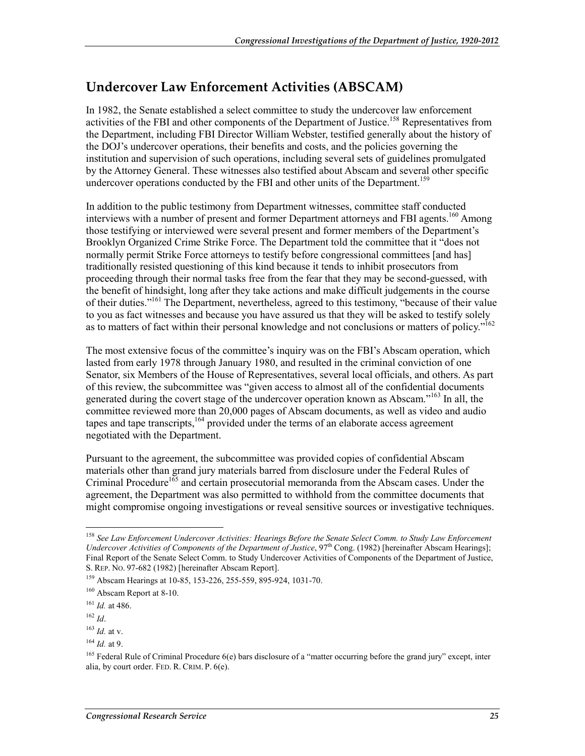## Undercover Law Enforcement Activities (ABSCAM)

In 1982, the Senate established a select committee to study the undercover law enforcement activities of the FBI and other components of the Department of Justice.[158] Representatives from the Department, including FBI Director William Webster, testified generally about the history of the DOJ's undercover operations, their benefits and costs, and the policies governing the institution and supervision of such operations, including several sets of guidelines promulgated by the Attorney General. These witnesses also testified about Abscam and several other specific undercover operations conducted by the FBI and other units of the Department.[159]

In addition to the public testimony from Department witnesses, committee staff conducted interviews with a number of present and former Department attorneys and FBI agents.[160] Among those testifying or interviewed were several present and former members of the Department's Brooklyn Organized Crime Strike Force. The Department told the committee that it "does not normally permit Strike Force attorneys to testify before congressional committees [and has] traditionally resisted questioning of this kind because it tends to inhibit prosecutors from proceeding through their normal tasks free from the fear that they may be second-guessed, with the benefit of hindsight, long after they take actions and make difficult judgements in the course of their duties."[161] The Department, nevertheless, agreed to this testimony, "because of their value to you as fact witnesses and because you have assured us that they will be asked to testify solely as to matters of fact within their personal knowledge and not conclusions or matters of policy."[162]

The most extensive focus of the committee's inquiry was on the FBI's Abscam operation, which lasted from early 1978 through January 1980, and resulted in the criminal conviction of one Senator, six Members of the House of Representatives, several local officials, and others. As part of this review, the subcommittee was "given access to almost all of the confidential documents generated during the covert stage of the undercover operation known as Abscam."[163] In all, the committee reviewed more than 20,000 pages of Abscam documents, as well as video and audio tapes and tape transcripts,[164] provided under the terms of an elaborate access agreement negotiated with the Department.

Pursuant to the agreement, the subcommittee was provided copies of confidential Abscam materials other than grand jury materials barred from disclosure under the Federal Rules of Criminal Procedure[165] and certain prosecutorial memoranda from the Abscam cases. Under the agreement, the Department was also permitted to withhold from the committee documents that might compromise ongoing investigations or reveal sensitive sources or investigative techniques.

---

[158] *See Law Enforcement Undercover Activities: Hearings Before the Senate Select Comm. to Study Law Enforcement Undercover Activities of Components of the Department of Justice*, 97th Cong. (1982) [hereinafter Abscam Hearings]; Final Report of the Senate Select Comm. to Study Undercover Activities of Components of the Department of Justice, S. REP. NO. 97-682 (1982) [hereinafter Abscam Report].

[159] Abscam Hearings at 10-85, 153-226, 255-559, 895-924, 1031-70.

[160] Abscam Report at 8-10.

[161] *Id.* at 486.

[162] *Id*.

[163] *Id.* at v.

[164] *Id.* at 9.

[165] Federal Rule of Criminal Procedure 6(e) bars disclosure of a "matter occurring before the grand jury" except, inter alia, by court order. FED. R. CRIM. P. 6(e).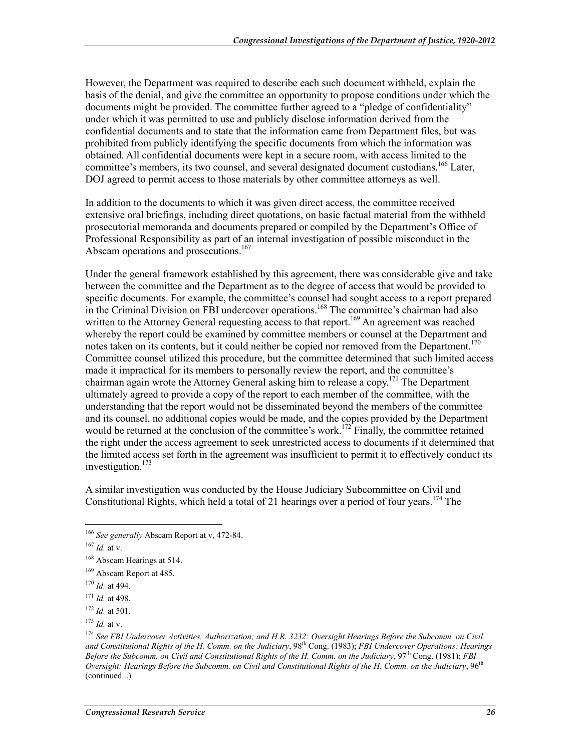However, the Department was required to describe each such document withheld, explain the basis of the denial, and give the committee an opportunity to propose conditions under which the documents might be provided. The committee further agreed to a "pledge of confidentiality" under which it was permitted to use and publicly disclose information derived from the confidential documents and to state that the information came from Department files, but was prohibited from publicly identifying the specific documents from which the information was obtained. All confidential documents were kept in a secure room, with access limited to the committee's members, its two counsel, and several designated document custodians.[166] Later, DOJ agreed to permit access to those materials by other committee attorneys as well.

In addition to the documents to which it was given direct access, the committee received extensive oral briefings, including direct quotations, on basic factual material from the withheld prosecutorial memoranda and documents prepared or compiled by the Department's Office of Professional Responsibility as part of an internal investigation of possible misconduct in the Abscam operations and prosecutions.[167]

Under the general framework established by this agreement, there was considerable give and take between the committee and the Department as to the degree of access that would be provided to specific documents. For example, the committee's counsel had sought access to a report prepared in the Criminal Division on FBI undercover operations.[168] The committee's chairman had also written to the Attorney General requesting access to that report.[169] An agreement was reached whereby the report could be examined by committee members or counsel at the Department and notes taken on its contents, but it could neither be copied nor removed from the Department.[170] Committee counsel utilized this procedure, but the committee determined that such limited access made it impractical for its members to personally review the report, and the committee's chairman again wrote the Attorney General asking him to release a copy.[171] The Department ultimately agreed to provide a copy of the report to each member of the committee, with the understanding that the report would not be disseminated beyond the members of the committee and its counsel, no additional copies would be made, and the copies provided by the Department would be returned at the conclusion of the committee's work.[172] Finally, the committee retained the right under the access agreement to seek unrestricted access to documents if it determined that the limited access set forth in the agreement was insufficient to permit it to effectively conduct its investigation.[173]

A similar investigation was conducted by the House Judiciary Subcommittee on Civil and Constitutional Rights, which held a total of 21 hearings over a period of four years.[174] The

---

[166] *See generally* Abscam Report at v, 472-84.

[167] *Id.* at v.

[168] Abscam Hearings at 514.

[169] Abscam Report at 485.

[170] *Id.* at 494.

[171] *Id.* at 498.

[172] *Id.* at 501.

[173] *Id.* at v.

[174] *See FBI Undercover Activities, Authorization; and H.R. 3232: Oversight Hearings Before the Subcomm. on Civil and Constitutional Rights of the H. Comm. on the Judiciary*, 98th Cong. (1983); *FBI Undercover Operations: Hearings Before the Subcomm. on Civil and Constitutional Rights of the H. Comm. on the Judiciary*, 97th Cong. (1981); *FBI Oversight: Hearings Before the Subcomm. on Civil and Constitutional Rights of the H. Comm. on the Judiciary*, 96th (continued...)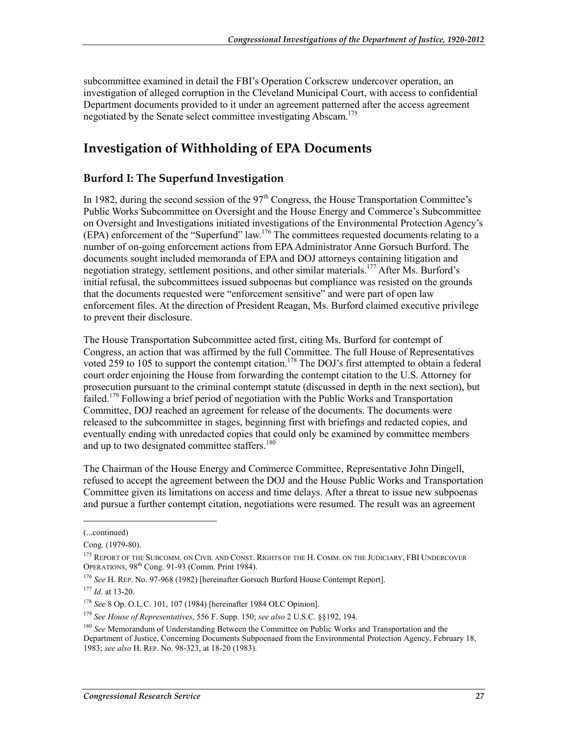subcommittee examined in detail the FBI's Operation Corkscrew undercover operation, an investigation of alleged corruption in the Cleveland Municipal Court, with access to confidential Department documents provided to it under an agreement patterned after the access agreement negotiated by the Senate select committee investigating Abscam.[175]

## Investigation of Withholding of EPA Documents

### Burford I: The Superfund Investigation

In 1982, during the second session of the 97th Congress, the House Transportation Committee's Public Works Subcommittee on Oversight and the House Energy and Commerce's Subcommittee on Oversight and Investigations initiated investigations of the Environmental Protection Agency's (EPA) enforcement of the "Superfund" law.[176] The committees requested documents relating to a number of on-going enforcement actions from EPA Administrator Anne Gorsuch Burford. The documents sought included memoranda of EPA and DOJ attorneys containing litigation and negotiation strategy, settlement positions, and other similar materials.[177] After Ms. Burford's initial refusal, the subcommittees issued subpoenas but compliance was resisted on the grounds that the documents requested were "enforcement sensitive" and were part of open law enforcement files. At the direction of President Reagan, Ms. Burford claimed executive privilege to prevent their disclosure.

The House Transportation Subcommittee acted first, citing Ms. Burford for contempt of Congress, an action that was affirmed by the full Committee. The full House of Representatives voted 259 to 105 to support the contempt citation.[178] The DOJ's first attempted to obtain a federal court order enjoining the House from forwarding the contempt citation to the U.S. Attorney for prosecution pursuant to the criminal contempt statute (discussed in depth in the next section), but failed.[179] Following a brief period of negotiation with the Public Works and Transportation Committee, DOJ reached an agreement for release of the documents. The documents were released to the subcommittee in stages, beginning first with briefings and redacted copies, and eventually ending with unredacted copies that could only be examined by committee members and up to two designated committee staffers.[180]

The Chairman of the House Energy and Commerce Committee, Representative John Dingell, refused to accept the agreement between the DOJ and the House Public Works and Transportation Committee given its limitations on access and time delays. After a threat to issue new subpoenas and pursue a further contempt citation, negotiations were resumed. The result was an agreement

---

(...continued)

Cong. (1979-80).

[175] Report of the Subcomm. on Civil and Const. Rights of the H. Comm. on the Judiciary, FBI Undercover Operations, 98th Cong. 91-93 (Comm. Print 1984).

[176] *See* H. Rep. No. 97-968 (1982) [hereinafter Gorsuch Burford House Contempt Report].

[177] *Id*. at 13-20.

[178] *See* 8 Op. O.L.C. 101, 107 (1984) [hereinafter 1984 OLC Opinion].

[179] *See House of Representatives*, 556 F. Supp. 150; *see also* 2 U.S.C. §§192, 194.

[180] *See* Memorandum of Understanding Between the Committee on Public Works and Transportation and the Department of Justice, Concerning Documents Subpoenaed from the Environmental Protection Agency, February 18, 1983; *see also* H. Rep. No. 98-323, at 18-20 (1983).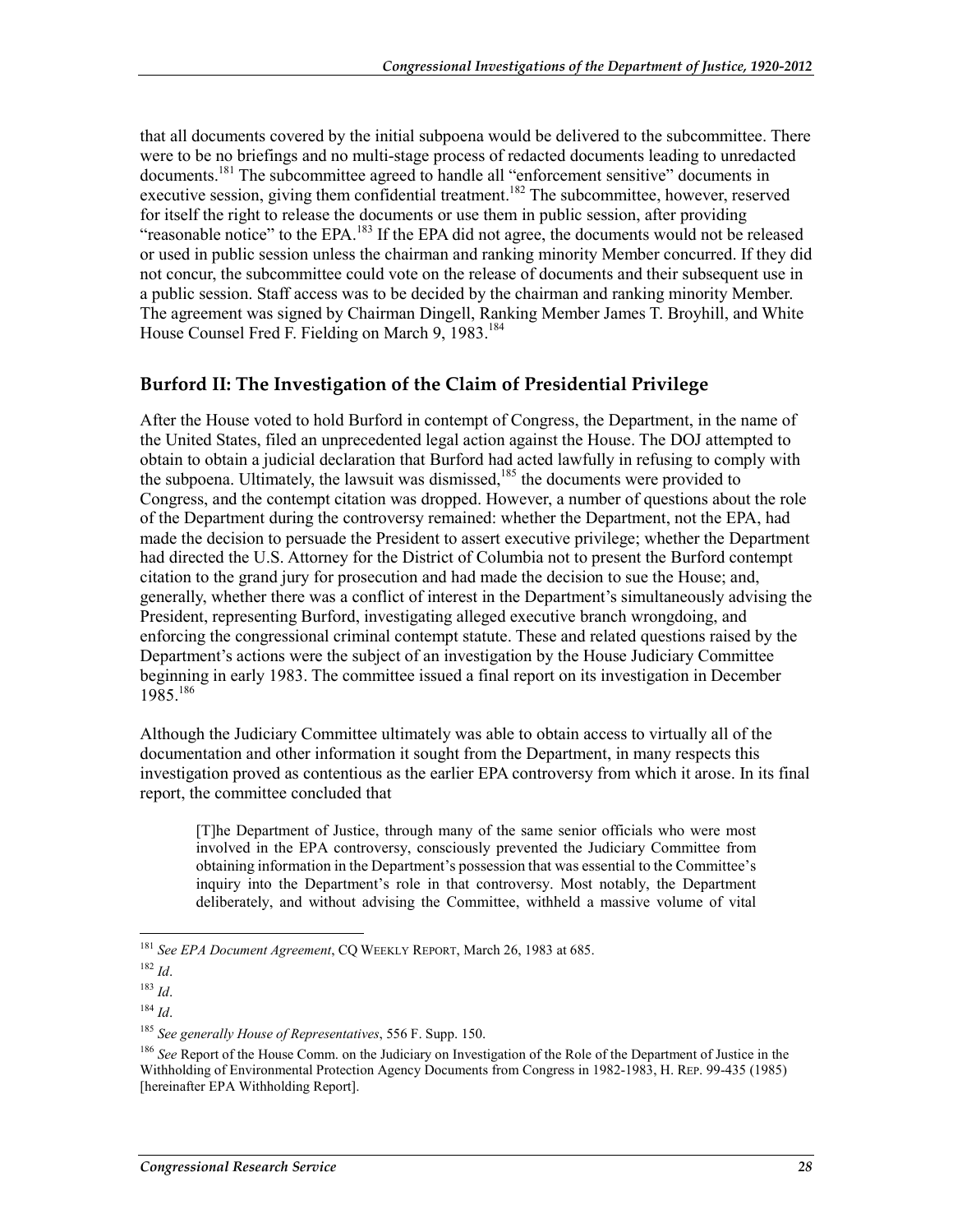that all documents covered by the initial subpoena would be delivered to the subcommittee. There were to be no briefings and no multi-stage process of redacted documents leading to unredacted documents.[181] The subcommittee agreed to handle all "enforcement sensitive" documents in executive session, giving them confidential treatment.[182] The subcommittee, however, reserved for itself the right to release the documents or use them in public session, after providing "reasonable notice" to the EPA.[183] If the EPA did not agree, the documents would not be released or used in public session unless the chairman and ranking minority Member concurred. If they did not concur, the subcommittee could vote on the release of documents and their subsequent use in a public session. Staff access was to be decided by the chairman and ranking minority Member. The agreement was signed by Chairman Dingell, Ranking Member James T. Broyhill, and White House Counsel Fred F. Fielding on March 9, 1983.[184]

## Burford II: The Investigation of the Claim of Presidential Privilege

After the House voted to hold Burford in contempt of Congress, the Department, in the name of the United States, filed an unprecedented legal action against the House. The DOJ attempted to obtain to obtain a judicial declaration that Burford had acted lawfully in refusing to comply with the subpoena. Ultimately, the lawsuit was dismissed,[185] the documents were provided to Congress, and the contempt citation was dropped. However, a number of questions about the role of the Department during the controversy remained: whether the Department, not the EPA, had made the decision to persuade the President to assert executive privilege; whether the Department had directed the U.S. Attorney for the District of Columbia not to present the Burford contempt citation to the grand jury for prosecution and had made the decision to sue the House; and, generally, whether there was a conflict of interest in the Department's simultaneously advising the President, representing Burford, investigating alleged executive branch wrongdoing, and enforcing the congressional criminal contempt statute. These and related questions raised by the Department's actions were the subject of an investigation by the House Judiciary Committee beginning in early 1983. The committee issued a final report on its investigation in December 1985.[186]

Although the Judiciary Committee ultimately was able to obtain access to virtually all of the documentation and other information it sought from the Department, in many respects this investigation proved as contentious as the earlier EPA controversy from which it arose. In its final report, the committee concluded that

> [T]he Department of Justice, through many of the same senior officials who were most involved in the EPA controversy, consciously prevented the Judiciary Committee from obtaining information in the Department's possession that was essential to the Committee's inquiry into the Department's role in that controversy. Most notably, the Department deliberately, and without advising the Committee, withheld a massive volume of vital

---

[181] *See EPA Document Agreement*, CQ WEEKLY REPORT, March 26, 1983 at 685.

[182] *Id*.

[183] *Id*.

[184] *Id*.

[185] *See generally House of Representatives*, 556 F. Supp. 150.

[186] *See* Report of the House Comm. on the Judiciary on Investigation of the Role of the Department of Justice in the Withholding of Environmental Protection Agency Documents from Congress in 1982-1983, H. REP. 99-435 (1985) [hereinafter EPA Withholding Report].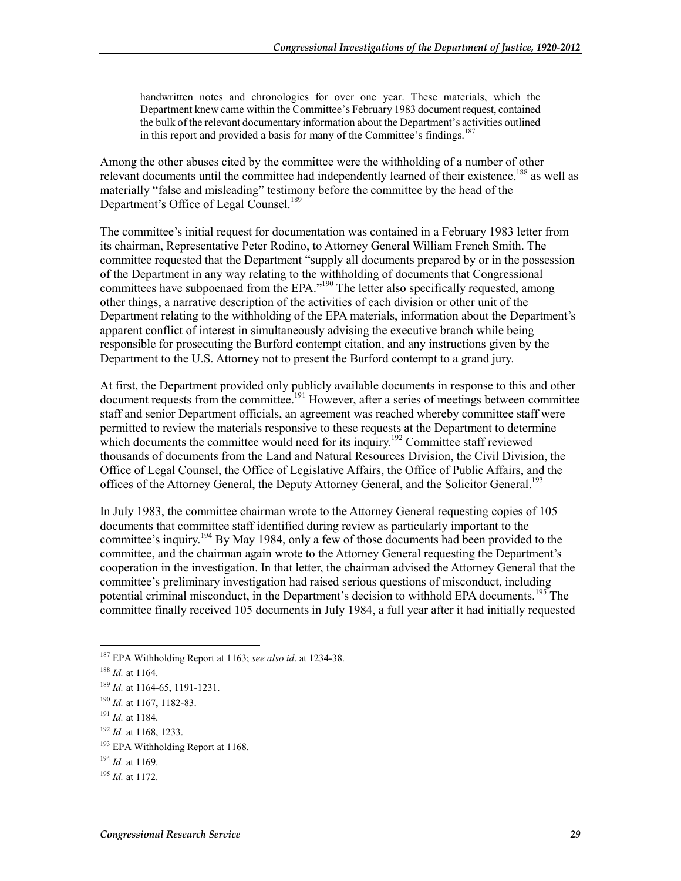> handwritten notes and chronologies for over one year. These materials, which the Department knew came within the Committee's February 1983 document request, contained the bulk of the relevant documentary information about the Department's activities outlined in this report and provided a basis for many of the Committee's findings.[187]

Among the other abuses cited by the committee were the withholding of a number of other relevant documents until the committee had independently learned of their existence,[188] as well as materially "false and misleading" testimony before the committee by the head of the Department's Office of Legal Counsel.[189]

The committee's initial request for documentation was contained in a February 1983 letter from its chairman, Representative Peter Rodino, to Attorney General William French Smith. The committee requested that the Department "supply all documents prepared by or in the possession of the Department in any way relating to the withholding of documents that Congressional committees have subpoenaed from the EPA."[190] The letter also specifically requested, among other things, a narrative description of the activities of each division or other unit of the Department relating to the withholding of the EPA materials, information about the Department's apparent conflict of interest in simultaneously advising the executive branch while being responsible for prosecuting the Burford contempt citation, and any instructions given by the Department to the U.S. Attorney not to present the Burford contempt to a grand jury.

At first, the Department provided only publicly available documents in response to this and other document requests from the committee.[191] However, after a series of meetings between committee staff and senior Department officials, an agreement was reached whereby committee staff were permitted to review the materials responsive to these requests at the Department to determine which documents the committee would need for its inquiry.[192] Committee staff reviewed thousands of documents from the Land and Natural Resources Division, the Civil Division, the Office of Legal Counsel, the Office of Legislative Affairs, the Office of Public Affairs, and the offices of the Attorney General, the Deputy Attorney General, and the Solicitor General.[193]

In July 1983, the committee chairman wrote to the Attorney General requesting copies of 105 documents that committee staff identified during review as particularly important to the committee's inquiry.[194] By May 1984, only a few of those documents had been provided to the committee, and the chairman again wrote to the Attorney General requesting the Department's cooperation in the investigation. In that letter, the chairman advised the Attorney General that the committee's preliminary investigation had raised serious questions of misconduct, including potential criminal misconduct, in the Department's decision to withhold EPA documents.[195] The committee finally received 105 documents in July 1984, a full year after it had initially requested

---

[187] EPA Withholding Report at 1163; *see also id*. at 1234-38.

[188] *Id.* at 1164.

[189] *Id.* at 1164-65, 1191-1231.

[190] *Id.* at 1167, 1182-83.

[191] *Id.* at 1184.

[192] *Id.* at 1168, 1233.

[193] EPA Withholding Report at 1168.

[194] *Id.* at 1169.

[195] *Id.* at 1172.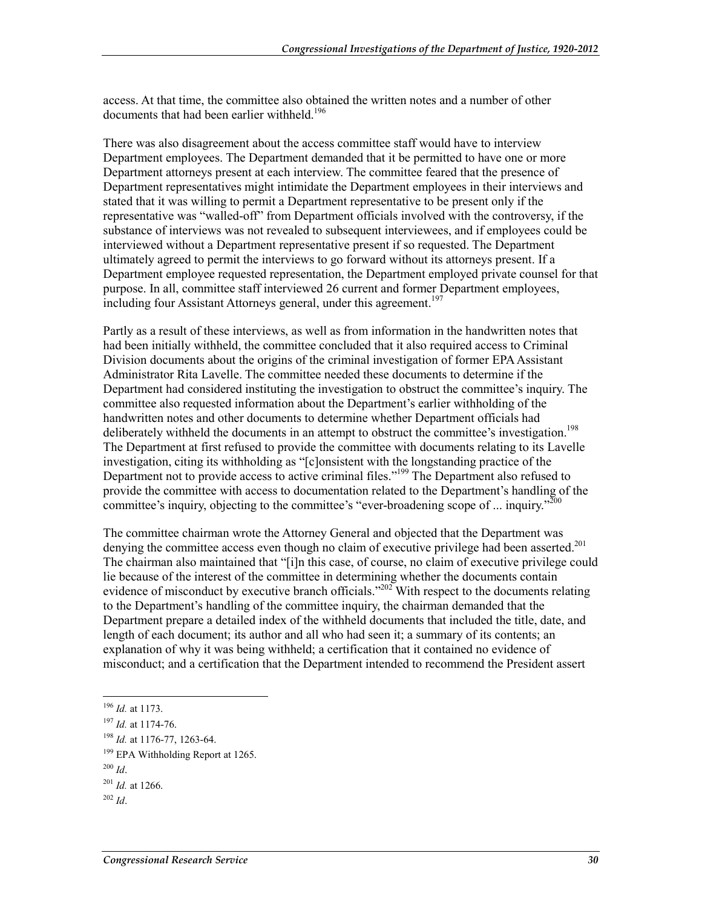access. At that time, the committee also obtained the written notes and a number of other documents that had been earlier withheld.[196]

There was also disagreement about the access committee staff would have to interview Department employees. The Department demanded that it be permitted to have one or more Department attorneys present at each interview. The committee feared that the presence of Department representatives might intimidate the Department employees in their interviews and stated that it was willing to permit a Department representative to be present only if the representative was "walled-off" from Department officials involved with the controversy, if the substance of interviews was not revealed to subsequent interviewees, and if employees could be interviewed without a Department representative present if so requested. The Department ultimately agreed to permit the interviews to go forward without its attorneys present. If a Department employee requested representation, the Department employed private counsel for that purpose. In all, committee staff interviewed 26 current and former Department employees, including four Assistant Attorneys general, under this agreement.[197]

Partly as a result of these interviews, as well as from information in the handwritten notes that had been initially withheld, the committee concluded that it also required access to Criminal Division documents about the origins of the criminal investigation of former EPA Assistant Administrator Rita Lavelle. The committee needed these documents to determine if the Department had considered instituting the investigation to obstruct the committee's inquiry. The committee also requested information about the Department's earlier withholding of the handwritten notes and other documents to determine whether Department officials had deliberately withheld the documents in an attempt to obstruct the committee's investigation.[198] The Department at first refused to provide the committee with documents relating to its Lavelle investigation, citing its withholding as "[c]onsistent with the longstanding practice of the Department not to provide access to active criminal files."[199] The Department also refused to provide the committee with access to documentation related to the Department's handling of the committee's inquiry, objecting to the committee's "ever-broadening scope of ... inquiry."[200]

The committee chairman wrote the Attorney General and objected that the Department was denying the committee access even though no claim of executive privilege had been asserted.[201] The chairman also maintained that "[i]n this case, of course, no claim of executive privilege could lie because of the interest of the committee in determining whether the documents contain evidence of misconduct by executive branch officials."[202] With respect to the documents relating to the Department's handling of the committee inquiry, the chairman demanded that the Department prepare a detailed index of the withheld documents that included the title, date, and length of each document; its author and all who had seen it; a summary of its contents; an explanation of why it was being withheld; a certification that it contained no evidence of misconduct; and a certification that the Department intended to recommend the President assert

[196] *Id.* at 1173.

[197] *Id.* at 1174-76.

[198] *Id.* at 1176-77, 1263-64.

[199] EPA Withholding Report at 1265.

[200] *Id*.

[201] *Id.* at 1266.

[202] *Id*.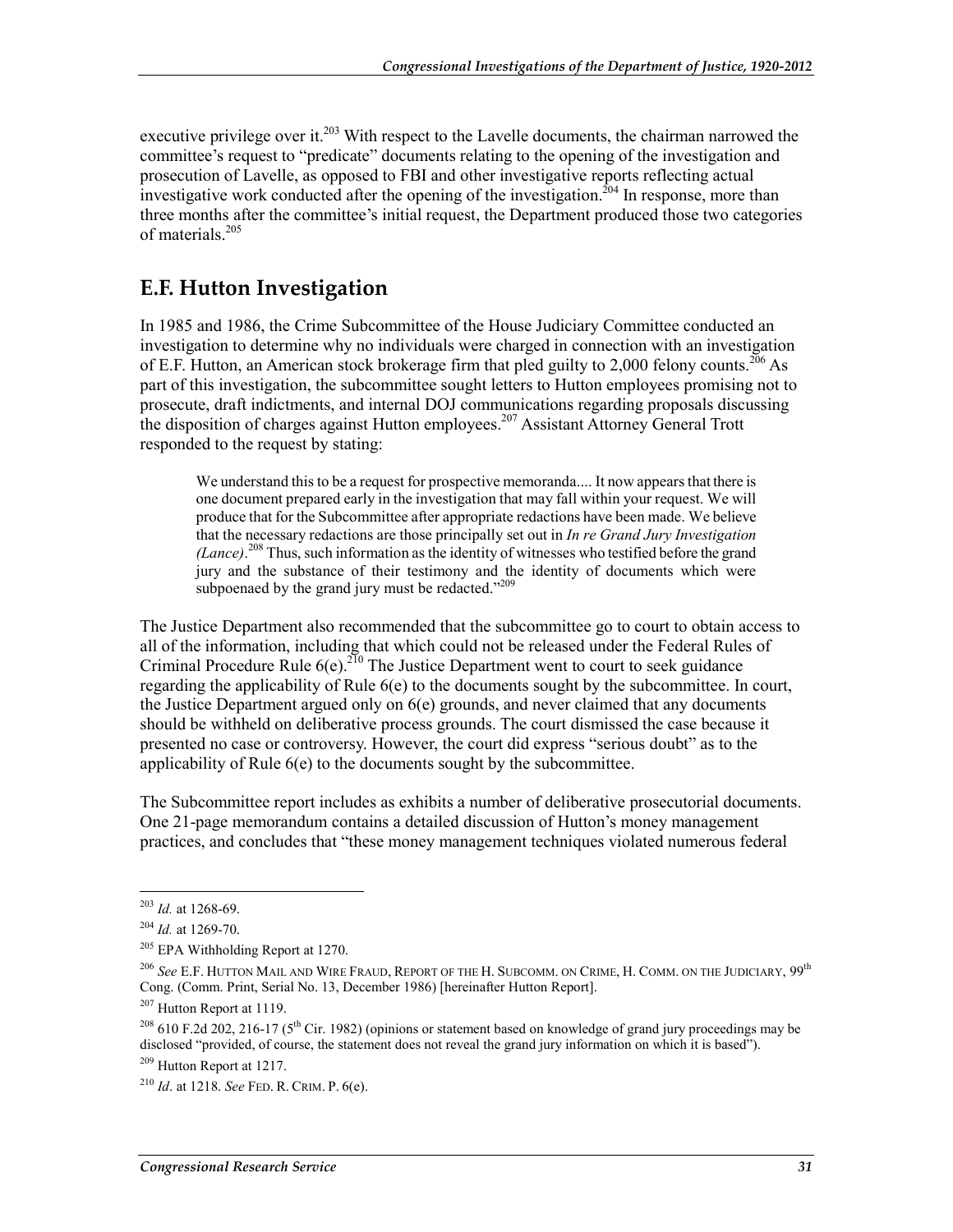executive privilege over it.[203] With respect to the Lavelle documents, the chairman narrowed the committee's request to "predicate" documents relating to the opening of the investigation and prosecution of Lavelle, as opposed to FBI and other investigative reports reflecting actual investigative work conducted after the opening of the investigation.[204] In response, more than three months after the committee's initial request, the Department produced those two categories of materials.[205]

## E.F. Hutton Investigation

In 1985 and 1986, the Crime Subcommittee of the House Judiciary Committee conducted an investigation to determine why no individuals were charged in connection with an investigation of E.F. Hutton, an American stock brokerage firm that pled guilty to 2,000 felony counts.[206] As part of this investigation, the subcommittee sought letters to Hutton employees promising not to prosecute, draft indictments, and internal DOJ communications regarding proposals discussing the disposition of charges against Hutton employees.[207] Assistant Attorney General Trott responded to the request by stating:

> We understand this to be a request for prospective memoranda.... It now appears that there is one document prepared early in the investigation that may fall within your request. We will produce that for the Subcommittee after appropriate redactions have been made. We believe that the necessary redactions are those principally set out in *In re Grand Jury Investigation (Lance)*.[208] Thus, such information as the identity of witnesses who testified before the grand jury and the substance of their testimony and the identity of documents which were subpoenaed by the grand jury must be redacted."[209]

The Justice Department also recommended that the subcommittee go to court to obtain access to all of the information, including that which could not be released under the Federal Rules of Criminal Procedure Rule 6(e).[210] The Justice Department went to court to seek guidance regarding the applicability of Rule 6(e) to the documents sought by the subcommittee. In court, the Justice Department argued only on 6(e) grounds, and never claimed that any documents should be withheld on deliberative process grounds. The court dismissed the case because it presented no case or controversy. However, the court did express "serious doubt" as to the applicability of Rule 6(e) to the documents sought by the subcommittee.

The Subcommittee report includes as exhibits a number of deliberative prosecutorial documents. One 21-page memorandum contains a detailed discussion of Hutton's money management practices, and concludes that "these money management techniques violated numerous federal

---

[203] *Id.* at 1268-69.

[204] *Id.* at 1269-70.

[205] EPA Withholding Report at 1270.

[206] *See* E.F. Hutton Mail and Wire Fraud, Report of the H. Subcomm. on Crime, H. Comm. on the Judiciary, 99th Cong. (Comm. Print, Serial No. 13, December 1986) [hereinafter Hutton Report].

[207] Hutton Report at 1119.

[208] 610 F.2d 202, 216-17 (5th Cir. 1982) (opinions or statement based on knowledge of grand jury proceedings may be disclosed "provided, of course, the statement does not reveal the grand jury information on which it is based").

[209] Hutton Report at 1217.

[210] *Id*. at 1218. *See* Fed. R. Crim. P. 6(e).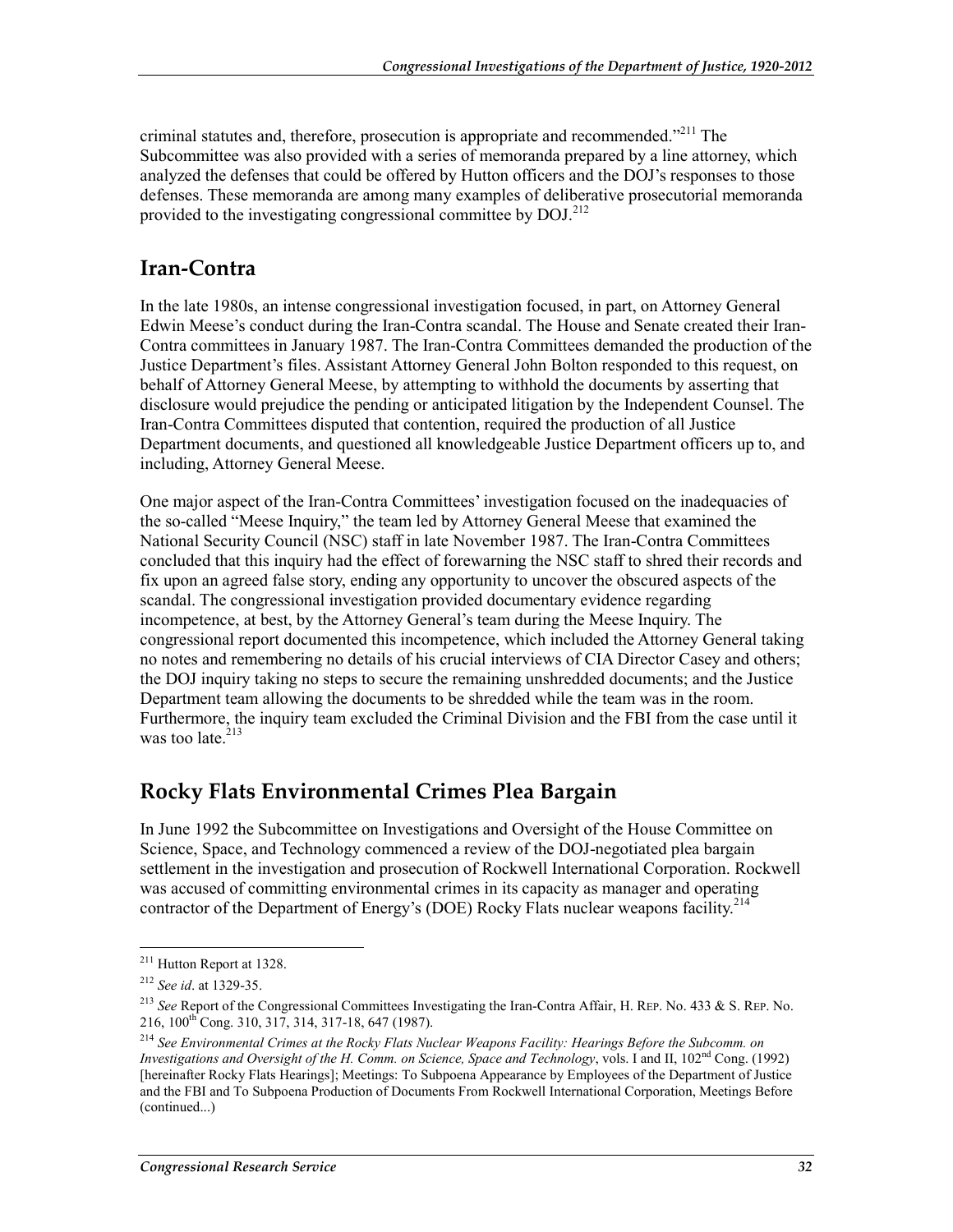criminal statutes and, therefore, prosecution is appropriate and recommended."[211] The Subcommittee was also provided with a series of memoranda prepared by a line attorney, which analyzed the defenses that could be offered by Hutton officers and the DOJ's responses to those defenses. These memoranda are among many examples of deliberative prosecutorial memoranda provided to the investigating congressional committee by DOJ.[212]

## Iran-Contra

In the late 1980s, an intense congressional investigation focused, in part, on Attorney General Edwin Meese's conduct during the Iran-Contra scandal. The House and Senate created their Iran-Contra committees in January 1987. The Iran-Contra Committees demanded the production of the Justice Department's files. Assistant Attorney General John Bolton responded to this request, on behalf of Attorney General Meese, by attempting to withhold the documents by asserting that disclosure would prejudice the pending or anticipated litigation by the Independent Counsel. The Iran-Contra Committees disputed that contention, required the production of all Justice Department documents, and questioned all knowledgeable Justice Department officers up to, and including, Attorney General Meese.

One major aspect of the Iran-Contra Committees' investigation focused on the inadequacies of the so-called "Meese Inquiry," the team led by Attorney General Meese that examined the National Security Council (NSC) staff in late November 1987. The Iran-Contra Committees concluded that this inquiry had the effect of forewarning the NSC staff to shred their records and fix upon an agreed false story, ending any opportunity to uncover the obscured aspects of the scandal. The congressional investigation provided documentary evidence regarding incompetence, at best, by the Attorney General's team during the Meese Inquiry. The congressional report documented this incompetence, which included the Attorney General taking no notes and remembering no details of his crucial interviews of CIA Director Casey and others; the DOJ inquiry taking no steps to secure the remaining unshredded documents; and the Justice Department team allowing the documents to be shredded while the team was in the room. Furthermore, the inquiry team excluded the Criminal Division and the FBI from the case until it was too late.[213]

## Rocky Flats Environmental Crimes Plea Bargain

In June 1992 the Subcommittee on Investigations and Oversight of the House Committee on Science, Space, and Technology commenced a review of the DOJ-negotiated plea bargain settlement in the investigation and prosecution of Rockwell International Corporation. Rockwell was accused of committing environmental crimes in its capacity as manager and operating contractor of the Department of Energy's (DOE) Rocky Flats nuclear weapons facility.[214]

---

[211] Hutton Report at 1328.

[212] *See id*. at 1329-35.

[213] *See* Report of the Congressional Committees Investigating the Iran-Contra Affair, H. REP. No. 433 & S. REP. No. 216, 100th Cong. 310, 317, 314, 317-18, 647 (1987).

[214] *See Environmental Crimes at the Rocky Flats Nuclear Weapons Facility: Hearings Before the Subcomm. on Investigations and Oversight of the H. Comm. on Science, Space and Technology*, vols. I and II, 102nd Cong. (1992) [hereinafter Rocky Flats Hearings]; Meetings: To Subpoena Appearance by Employees of the Department of Justice and the FBI and To Subpoena Production of Documents From Rockwell International Corporation, Meetings Before (continued...)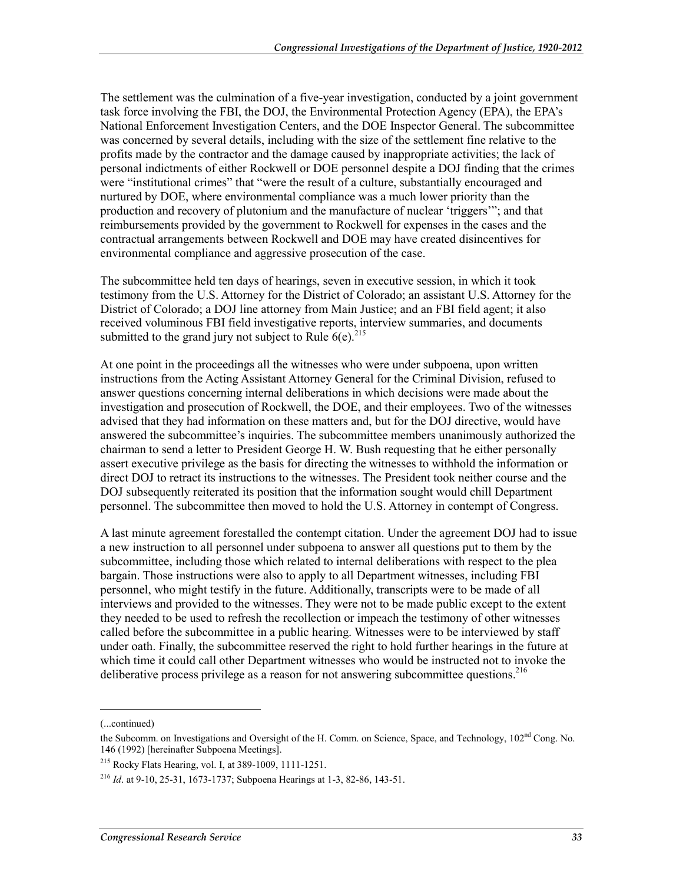The settlement was the culmination of a five-year investigation, conducted by a joint government task force involving the FBI, the DOJ, the Environmental Protection Agency (EPA), the EPA's National Enforcement Investigation Centers, and the DOE Inspector General. The subcommittee was concerned by several details, including with the size of the settlement fine relative to the profits made by the contractor and the damage caused by inappropriate activities; the lack of personal indictments of either Rockwell or DOE personnel despite a DOJ finding that the crimes were "institutional crimes" that "were the result of a culture, substantially encouraged and nurtured by DOE, where environmental compliance was a much lower priority than the production and recovery of plutonium and the manufacture of nuclear 'triggers'"; and that reimbursements provided by the government to Rockwell for expenses in the cases and the contractual arrangements between Rockwell and DOE may have created disincentives for environmental compliance and aggressive prosecution of the case.

The subcommittee held ten days of hearings, seven in executive session, in which it took testimony from the U.S. Attorney for the District of Colorado; an assistant U.S. Attorney for the District of Colorado; a DOJ line attorney from Main Justice; and an FBI field agent; it also received voluminous FBI field investigative reports, interview summaries, and documents submitted to the grand jury not subject to Rule 6(e).[215]

At one point in the proceedings all the witnesses who were under subpoena, upon written instructions from the Acting Assistant Attorney General for the Criminal Division, refused to answer questions concerning internal deliberations in which decisions were made about the investigation and prosecution of Rockwell, the DOE, and their employees. Two of the witnesses advised that they had information on these matters and, but for the DOJ directive, would have answered the subcommittee's inquiries. The subcommittee members unanimously authorized the chairman to send a letter to President George H. W. Bush requesting that he either personally assert executive privilege as the basis for directing the witnesses to withhold the information or direct DOJ to retract its instructions to the witnesses. The President took neither course and the DOJ subsequently reiterated its position that the information sought would chill Department personnel. The subcommittee then moved to hold the U.S. Attorney in contempt of Congress.

A last minute agreement forestalled the contempt citation. Under the agreement DOJ had to issue a new instruction to all personnel under subpoena to answer all questions put to them by the subcommittee, including those which related to internal deliberations with respect to the plea bargain. Those instructions were also to apply to all Department witnesses, including FBI personnel, who might testify in the future. Additionally, transcripts were to be made of all interviews and provided to the witnesses. They were not to be made public except to the extent they needed to be used to refresh the recollection or impeach the testimony of other witnesses called before the subcommittee in a public hearing. Witnesses were to be interviewed by staff under oath. Finally, the subcommittee reserved the right to hold further hearings in the future at which time it could call other Department witnesses who would be instructed not to invoke the deliberative process privilege as a reason for not answering subcommittee questions.[216]

---

(...continued)

the Subcomm. on Investigations and Oversight of the H. Comm. on Science, Space, and Technology, 102nd Cong. No. 146 (1992) [hereinafter Subpoena Meetings].

[215] Rocky Flats Hearing, vol. I, at 389-1009, 1111-1251.

[216] *Id*. at 9-10, 25-31, 1673-1737; Subpoena Hearings at 1-3, 82-86, 143-51.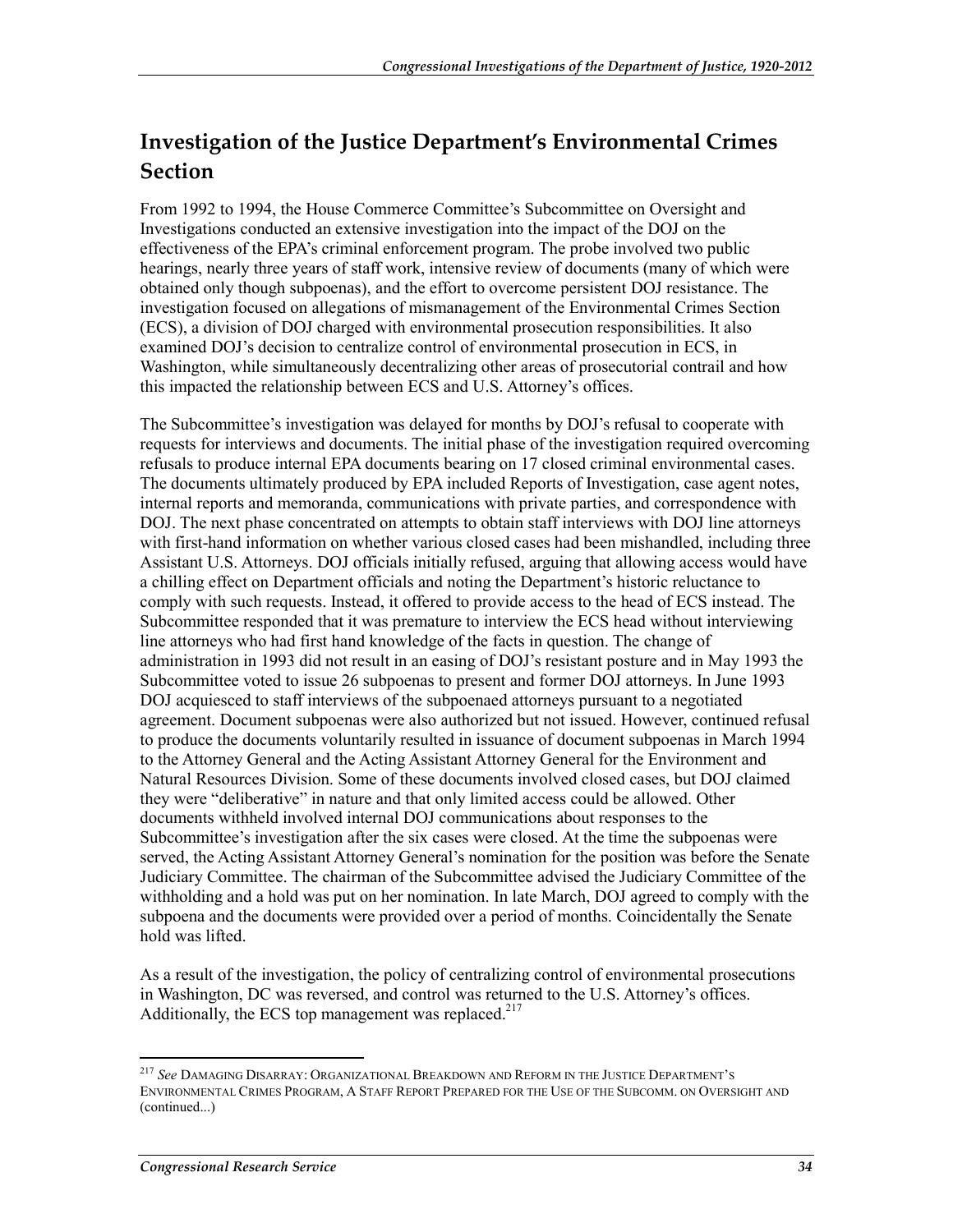## Investigation of the Justice Department's Environmental Crimes Section

From 1992 to 1994, the House Commerce Committee's Subcommittee on Oversight and Investigations conducted an extensive investigation into the impact of the DOJ on the effectiveness of the EPA's criminal enforcement program. The probe involved two public hearings, nearly three years of staff work, intensive review of documents (many of which were obtained only though subpoenas), and the effort to overcome persistent DOJ resistance. The investigation focused on allegations of mismanagement of the Environmental Crimes Section (ECS), a division of DOJ charged with environmental prosecution responsibilities. It also examined DOJ's decision to centralize control of environmental prosecution in ECS, in Washington, while simultaneously decentralizing other areas of prosecutorial contrail and how this impacted the relationship between ECS and U.S. Attorney's offices.

The Subcommittee's investigation was delayed for months by DOJ's refusal to cooperate with requests for interviews and documents. The initial phase of the investigation required overcoming refusals to produce internal EPA documents bearing on 17 closed criminal environmental cases. The documents ultimately produced by EPA included Reports of Investigation, case agent notes, internal reports and memoranda, communications with private parties, and correspondence with DOJ. The next phase concentrated on attempts to obtain staff interviews with DOJ line attorneys with first-hand information on whether various closed cases had been mishandled, including three Assistant U.S. Attorneys. DOJ officials initially refused, arguing that allowing access would have a chilling effect on Department officials and noting the Department's historic reluctance to comply with such requests. Instead, it offered to provide access to the head of ECS instead. The Subcommittee responded that it was premature to interview the ECS head without interviewing line attorneys who had first hand knowledge of the facts in question. The change of administration in 1993 did not result in an easing of DOJ's resistant posture and in May 1993 the Subcommittee voted to issue 26 subpoenas to present and former DOJ attorneys. In June 1993 DOJ acquiesced to staff interviews of the subpoenaed attorneys pursuant to a negotiated agreement. Document subpoenas were also authorized but not issued. However, continued refusal to produce the documents voluntarily resulted in issuance of document subpoenas in March 1994 to the Attorney General and the Acting Assistant Attorney General for the Environment and Natural Resources Division. Some of these documents involved closed cases, but DOJ claimed they were "deliberative" in nature and that only limited access could be allowed. Other documents withheld involved internal DOJ communications about responses to the Subcommittee's investigation after the six cases were closed. At the time the subpoenas were served, the Acting Assistant Attorney General's nomination for the position was before the Senate Judiciary Committee. The chairman of the Subcommittee advised the Judiciary Committee of the withholding and a hold was put on her nomination. In late March, DOJ agreed to comply with the subpoena and the documents were provided over a period of months. Coincidentally the Senate hold was lifted.

As a result of the investigation, the policy of centralizing control of environmental prosecutions in Washington, DC was reversed, and control was returned to the U.S. Attorney's offices. Additionally, the ECS top management was replaced.[217]

---

[217] *See* DAMAGING DISARRAY: ORGANIZATIONAL BREAKDOWN AND REFORM IN THE JUSTICE DEPARTMENT'S ENVIRONMENTAL CRIMES PROGRAM, A STAFF REPORT PREPARED FOR THE USE OF THE SUBCOMM. ON OVERSIGHT AND (continued...)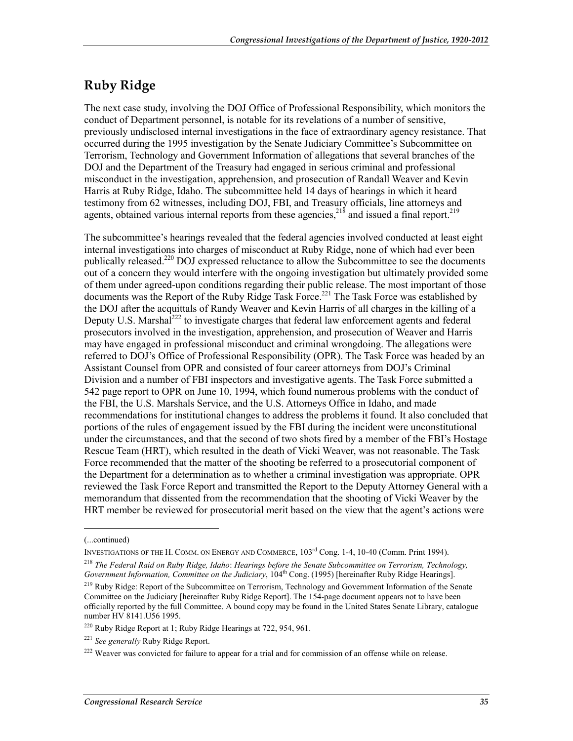## Ruby Ridge

The next case study, involving the DOJ Office of Professional Responsibility, which monitors the conduct of Department personnel, is notable for its revelations of a number of sensitive, previously undisclosed internal investigations in the face of extraordinary agency resistance. That occurred during the 1995 investigation by the Senate Judiciary Committee's Subcommittee on Terrorism, Technology and Government Information of allegations that several branches of the DOJ and the Department of the Treasury had engaged in serious criminal and professional misconduct in the investigation, apprehension, and prosecution of Randall Weaver and Kevin Harris at Ruby Ridge, Idaho. The subcommittee held 14 days of hearings in which it heard testimony from 62 witnesses, including DOJ, FBI, and Treasury officials, line attorneys and agents, obtained various internal reports from these agencies,[218] and issued a final report.[219]

The subcommittee's hearings revealed that the federal agencies involved conducted at least eight internal investigations into charges of misconduct at Ruby Ridge, none of which had ever been publically released.[220] DOJ expressed reluctance to allow the Subcommittee to see the documents out of a concern they would interfere with the ongoing investigation but ultimately provided some of them under agreed-upon conditions regarding their public release. The most important of those documents was the Report of the Ruby Ridge Task Force.[221] The Task Force was established by the DOJ after the acquittals of Randy Weaver and Kevin Harris of all charges in the killing of a Deputy U.S. Marshal[222] to investigate charges that federal law enforcement agents and federal prosecutors involved in the investigation, apprehension, and prosecution of Weaver and Harris may have engaged in professional misconduct and criminal wrongdoing. The allegations were referred to DOJ's Office of Professional Responsibility (OPR). The Task Force was headed by an Assistant Counsel from OPR and consisted of four career attorneys from DOJ's Criminal Division and a number of FBI inspectors and investigative agents. The Task Force submitted a 542 page report to OPR on June 10, 1994, which found numerous problems with the conduct of the FBI, the U.S. Marshals Service, and the U.S. Attorneys Office in Idaho, and made recommendations for institutional changes to address the problems it found. It also concluded that portions of the rules of engagement issued by the FBI during the incident were unconstitutional under the circumstances, and that the second of two shots fired by a member of the FBI's Hostage Rescue Team (HRT), which resulted in the death of Vicki Weaver, was not reasonable. The Task Force recommended that the matter of the shooting be referred to a prosecutorial component of the Department for a determination as to whether a criminal investigation was appropriate. OPR reviewed the Task Force Report and transmitted the Report to the Deputy Attorney General with a memorandum that dissented from the recommendation that the shooting of Vicki Weaver by the HRT member be reviewed for prosecutorial merit based on the view that the agent's actions were

---

(...continued)

INVESTIGATIONS OF THE H. COMM. ON ENERGY AND COMMERCE, 103rd Cong. 1-4, 10-40 (Comm. Print 1994).

[218] *The Federal Raid on Ruby Ridge, Idaho*: *Hearings before the Senate Subcommittee on Terrorism, Technology, Government Information, Committee on the Judiciary*, 104th Cong. (1995) [hereinafter Ruby Ridge Hearings].

[219] Ruby Ridge: Report of the Subcommittee on Terrorism, Technology and Government Information of the Senate Committee on the Judiciary [hereinafter Ruby Ridge Report]. The 154-page document appears not to have been officially reported by the full Committee. A bound copy may be found in the United States Senate Library, catalogue number HV 8141.U56 1995.

[220] Ruby Ridge Report at 1; Ruby Ridge Hearings at 722, 954, 961.

[221] *See generally* Ruby Ridge Report.

[222] Weaver was convicted for failure to appear for a trial and for commission of an offense while on release.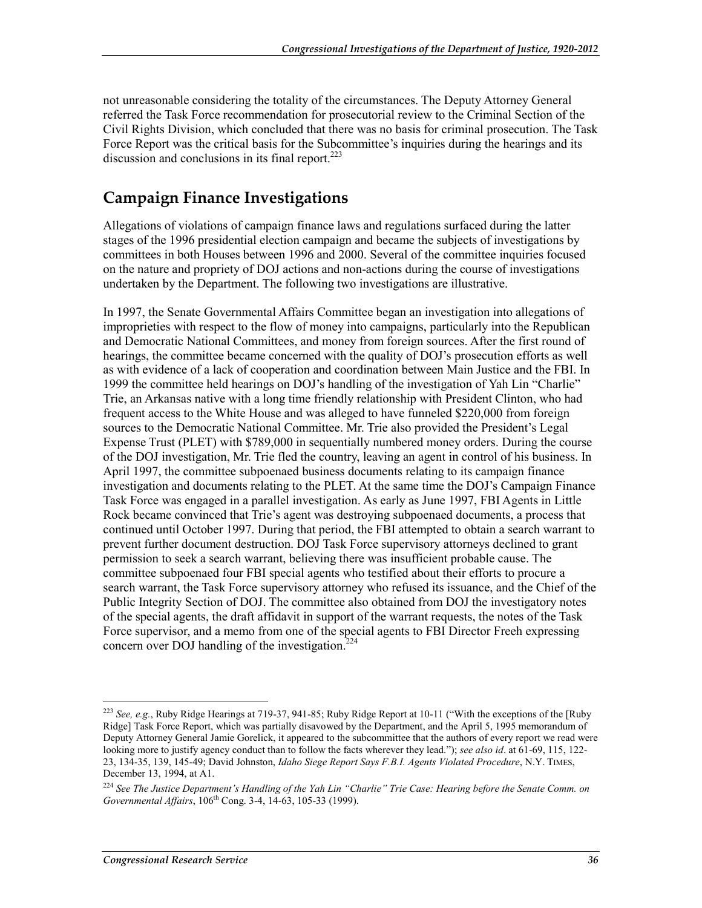not unreasonable considering the totality of the circumstances. The Deputy Attorney General referred the Task Force recommendation for prosecutorial review to the Criminal Section of the Civil Rights Division, which concluded that there was no basis for criminal prosecution. The Task Force Report was the critical basis for the Subcommittee's inquiries during the hearings and its discussion and conclusions in its final report.[223]

## Campaign Finance Investigations

Allegations of violations of campaign finance laws and regulations surfaced during the latter stages of the 1996 presidential election campaign and became the subjects of investigations by committees in both Houses between 1996 and 2000. Several of the committee inquiries focused on the nature and propriety of DOJ actions and non-actions during the course of investigations undertaken by the Department. The following two investigations are illustrative.

In 1997, the Senate Governmental Affairs Committee began an investigation into allegations of improprieties with respect to the flow of money into campaigns, particularly into the Republican and Democratic National Committees, and money from foreign sources. After the first round of hearings, the committee became concerned with the quality of DOJ's prosecution efforts as well as with evidence of a lack of cooperation and coordination between Main Justice and the FBI. In 1999 the committee held hearings on DOJ's handling of the investigation of Yah Lin "Charlie" Trie, an Arkansas native with a long time friendly relationship with President Clinton, who had frequent access to the White House and was alleged to have funneled $220,000 from foreign sources to the Democratic National Committee. Mr. Trie also provided the President's Legal Expense Trust (PLET) with $789,000 in sequentially numbered money orders. During the course of the DOJ investigation, Mr. Trie fled the country, leaving an agent in control of his business. In April 1997, the committee subpoenaed business documents relating to its campaign finance investigation and documents relating to the PLET. At the same time the DOJ's Campaign Finance Task Force was engaged in a parallel investigation. As early as June 1997, FBI Agents in Little Rock became convinced that Trie's agent was destroying subpoenaed documents, a process that continued until October 1997. During that period, the FBI attempted to obtain a search warrant to prevent further document destruction. DOJ Task Force supervisory attorneys declined to grant permission to seek a search warrant, believing there was insufficient probable cause. The committee subpoenaed four FBI special agents who testified about their efforts to procure a search warrant, the Task Force supervisory attorney who refused its issuance, and the Chief of the Public Integrity Section of DOJ. The committee also obtained from DOJ the investigatory notes of the special agents, the draft affidavit in support of the warrant requests, the notes of the Task Force supervisor, and a memo from one of the special agents to FBI Director Freeh expressing concern over DOJ handling of the investigation.[224]

---

[223] *See, e.g.*, Ruby Ridge Hearings at 719-37, 941-85; Ruby Ridge Report at 10-11 ("With the exceptions of the [Ruby Ridge] Task Force Report, which was partially disavowed by the Department, and the April 5, 1995 memorandum of Deputy Attorney General Jamie Gorelick, it appeared to the subcommittee that the authors of every report we read were looking more to justify agency conduct than to follow the facts wherever they lead."); *see also id*. at 61-69, 115, 122-23, 134-35, 139, 145-49; David Johnston, *Idaho Siege Report Says F.B.I. Agents Violated Procedure*, N.Y. TIMES, December 13, 1994, at A1.

[224] *See The Justice Department's Handling of the Yah Lin "Charlie" Trie Case: Hearing before the Senate Comm. on Governmental Affairs*, 106th Cong. 3-4, 14-63, 105-33 (1999).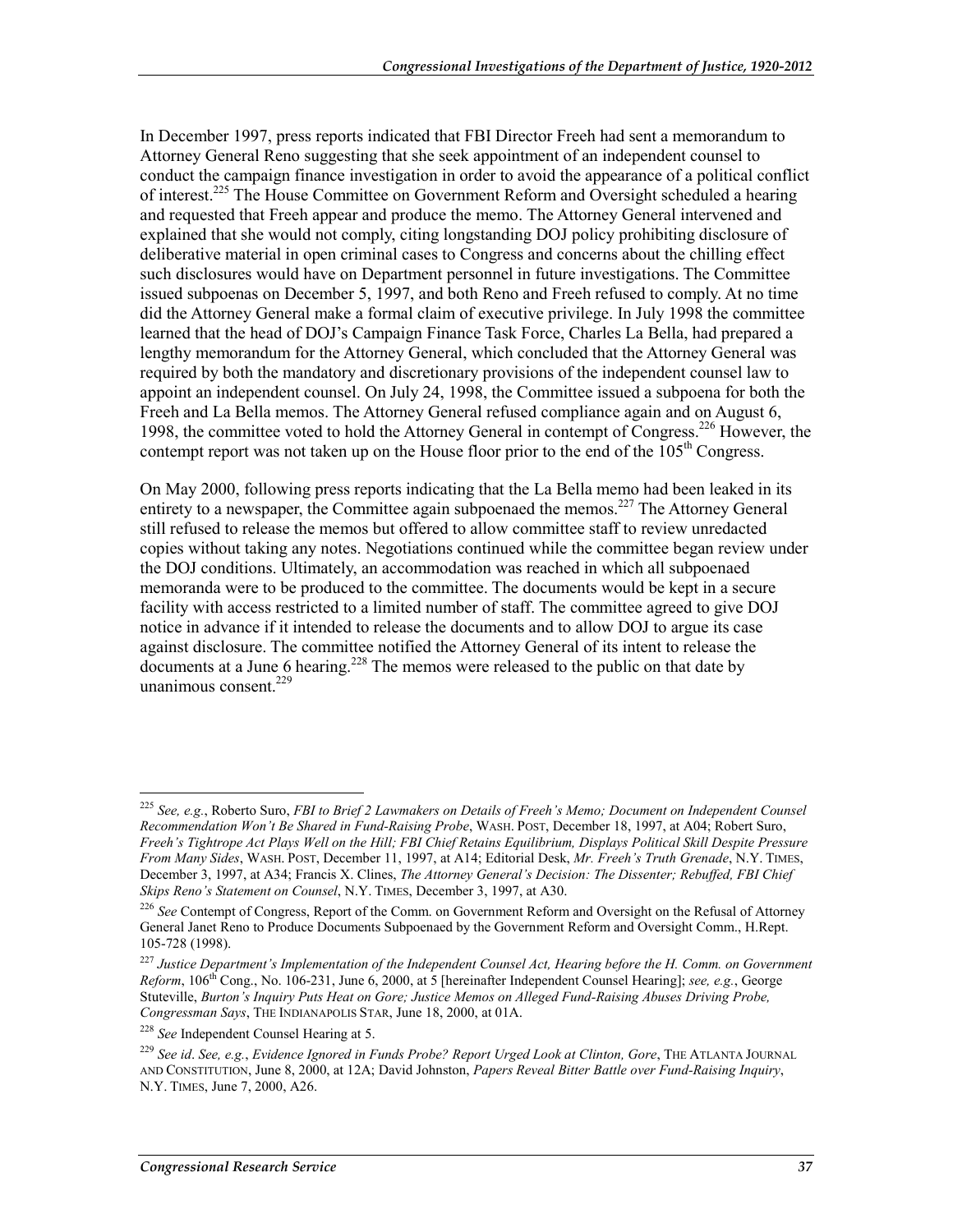In December 1997, press reports indicated that FBI Director Freeh had sent a memorandum to Attorney General Reno suggesting that she seek appointment of an independent counsel to conduct the campaign finance investigation in order to avoid the appearance of a political conflict of interest.[225] The House Committee on Government Reform and Oversight scheduled a hearing and requested that Freeh appear and produce the memo. The Attorney General intervened and explained that she would not comply, citing longstanding DOJ policy prohibiting disclosure of deliberative material in open criminal cases to Congress and concerns about the chilling effect such disclosures would have on Department personnel in future investigations. The Committee issued subpoenas on December 5, 1997, and both Reno and Freeh refused to comply. At no time did the Attorney General make a formal claim of executive privilege. In July 1998 the committee learned that the head of DOJ's Campaign Finance Task Force, Charles La Bella, had prepared a lengthy memorandum for the Attorney General, which concluded that the Attorney General was required by both the mandatory and discretionary provisions of the independent counsel law to appoint an independent counsel. On July 24, 1998, the Committee issued a subpoena for both the Freeh and La Bella memos. The Attorney General refused compliance again and on August 6, 1998, the committee voted to hold the Attorney General in contempt of Congress.[226] However, the contempt report was not taken up on the House floor prior to the end of the 105th Congress.

On May 2000, following press reports indicating that the La Bella memo had been leaked in its entirety to a newspaper, the Committee again subpoenaed the memos.[227] The Attorney General still refused to release the memos but offered to allow committee staff to review unredacted copies without taking any notes. Negotiations continued while the committee began review under the DOJ conditions. Ultimately, an accommodation was reached in which all subpoenaed memoranda were to be produced to the committee. The documents would be kept in a secure facility with access restricted to a limited number of staff. The committee agreed to give DOJ notice in advance if it intended to release the documents and to allow DOJ to argue its case against disclosure. The committee notified the Attorney General of its intent to release the documents at a June 6 hearing.[228] The memos were released to the public on that date by unanimous consent.[229]

---

[225] *See, e.g.*, Roberto Suro, *FBI to Brief 2 Lawmakers on Details of Freeh's Memo; Document on Independent Counsel Recommendation Won't Be Shared in Fund-Raising Probe*, WASH. POST, December 18, 1997, at A04; Robert Suro, *Freeh's Tightrope Act Plays Well on the Hill; FBI Chief Retains Equilibrium, Displays Political Skill Despite Pressure From Many Sides*, WASH. POST, December 11, 1997, at A14; Editorial Desk, *Mr. Freeh's Truth Grenade*, N.Y. TIMES, December 3, 1997, at A34; Francis X. Clines, *The Attorney General's Decision: The Dissenter; Rebuffed, FBI Chief Skips Reno's Statement on Counsel*, N.Y. TIMES, December 3, 1997, at A30.

[226] *See* Contempt of Congress, Report of the Comm. on Government Reform and Oversight on the Refusal of Attorney General Janet Reno to Produce Documents Subpoenaed by the Government Reform and Oversight Comm., H.Rept. 105-728 (1998).

[227] *Justice Department's Implementation of the Independent Counsel Act, Hearing before the H. Comm. on Government Reform*, 106th Cong., No. 106-231, June 6, 2000, at 5 [hereinafter Independent Counsel Hearing]; *see, e.g.*, George Stuteville, *Burton's Inquiry Puts Heat on Gore; Justice Memos on Alleged Fund-Raising Abuses Driving Probe, Congressman Says*, THE INDIANAPOLIS STAR, June 18, 2000, at 01A.

[228] *See* Independent Counsel Hearing at 5.

[229] *See id*. *See, e.g.*, *Evidence Ignored in Funds Probe? Report Urged Look at Clinton, Gore*, THE ATLANTA JOURNAL AND CONSTITUTION, June 8, 2000, at 12A; David Johnston, *Papers Reveal Bitter Battle over Fund-Raising Inquiry*, N.Y. TIMES, June 7, 2000, A26.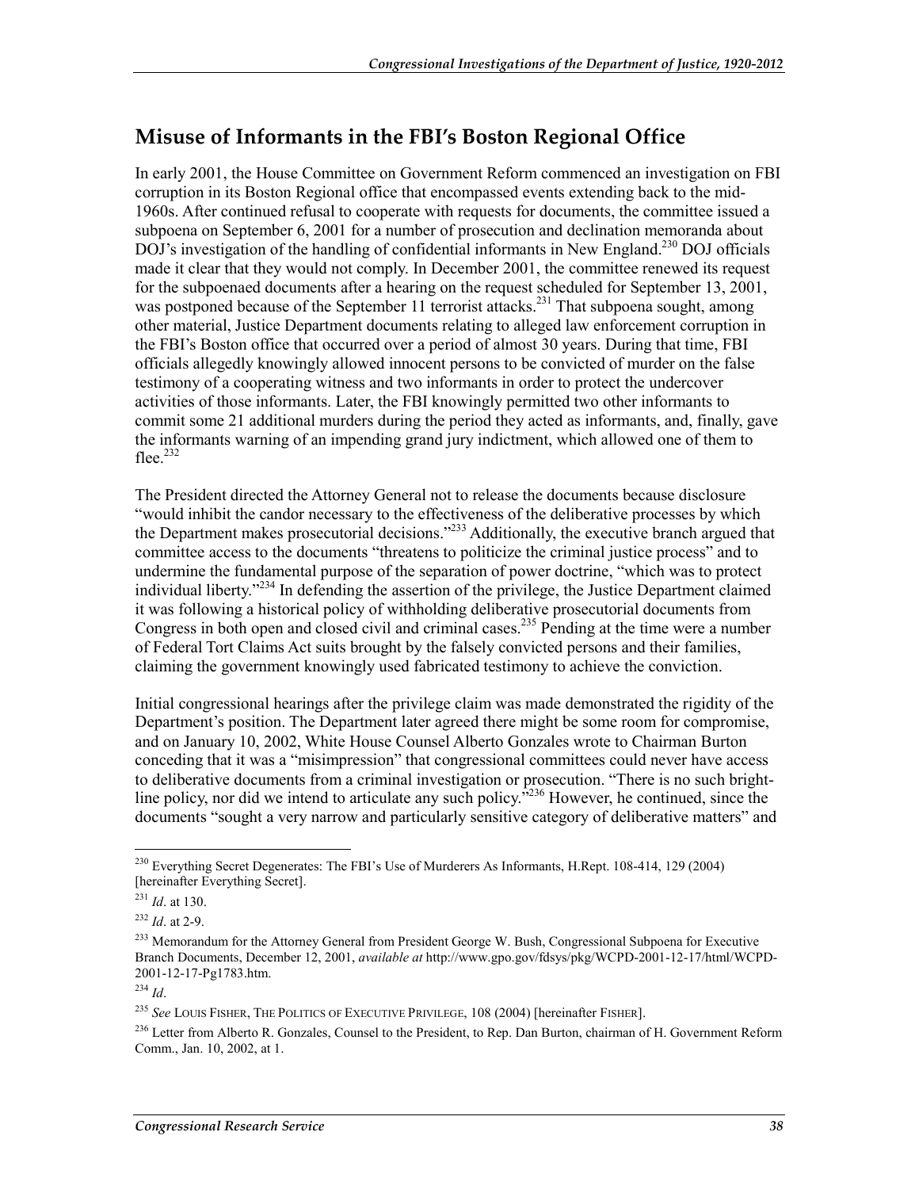## Misuse of Informants in the FBI's Boston Regional Office

In early 2001, the House Committee on Government Reform commenced an investigation on FBI corruption in its Boston Regional office that encompassed events extending back to the mid-1960s. After continued refusal to cooperate with requests for documents, the committee issued a subpoena on September 6, 2001 for a number of prosecution and declination memoranda about DOJ's investigation of the handling of confidential informants in New England.[230] DOJ officials made it clear that they would not comply. In December 2001, the committee renewed its request for the subpoenaed documents after a hearing on the request scheduled for September 13, 2001, was postponed because of the September 11 terrorist attacks.[231] That subpoena sought, among other material, Justice Department documents relating to alleged law enforcement corruption in the FBI's Boston office that occurred over a period of almost 30 years. During that time, FBI officials allegedly knowingly allowed innocent persons to be convicted of murder on the false testimony of a cooperating witness and two informants in order to protect the undercover activities of those informants. Later, the FBI knowingly permitted two other informants to commit some 21 additional murders during the period they acted as informants, and, finally, gave the informants warning of an impending grand jury indictment, which allowed one of them to flee.[232]

The President directed the Attorney General not to release the documents because disclosure "would inhibit the candor necessary to the effectiveness of the deliberative processes by which the Department makes prosecutorial decisions."[233] Additionally, the executive branch argued that committee access to the documents "threatens to politicize the criminal justice process" and to undermine the fundamental purpose of the separation of power doctrine, "which was to protect individual liberty."[234] In defending the assertion of the privilege, the Justice Department claimed it was following a historical policy of withholding deliberative prosecutorial documents from Congress in both open and closed civil and criminal cases.[235] Pending at the time were a number of Federal Tort Claims Act suits brought by the falsely convicted persons and their families, claiming the government knowingly used fabricated testimony to achieve the conviction.

Initial congressional hearings after the privilege claim was made demonstrated the rigidity of the Department's position. The Department later agreed there might be some room for compromise, and on January 10, 2002, White House Counsel Alberto Gonzales wrote to Chairman Burton conceding that it was a "misimpression" that congressional committees could never have access to deliberative documents from a criminal investigation or prosecution. "There is no such bright-line policy, nor did we intend to articulate any such policy."[236] However, he continued, since the documents "sought a very narrow and particularly sensitive category of deliberative matters" and

---

[230] Everything Secret Degenerates: The FBI's Use of Murderers As Informants, H.Rept. 108-414, 129 (2004) [hereinafter Everything Secret].

[231] *Id*. at 130.

[232] *Id*. at 2-9.

[233] Memorandum for the Attorney General from President George W. Bush, Congressional Subpoena for Executive Branch Documents, December 12, 2001, *available at* http://www.gpo.gov/fdsys/pkg/WCPD-2001-12-17/html/WCPD-2001-12-17-Pg1783.htm.

[234] *Id*.

[235] *See* LOUIS FISHER, THE POLITICS OF EXECUTIVE PRIVILEGE, 108 (2004) [hereinafter FISHER].

[236] Letter from Alberto R. Gonzales, Counsel to the President, to Rep. Dan Burton, chairman of H. Government Reform Comm., Jan. 10, 2002, at 1.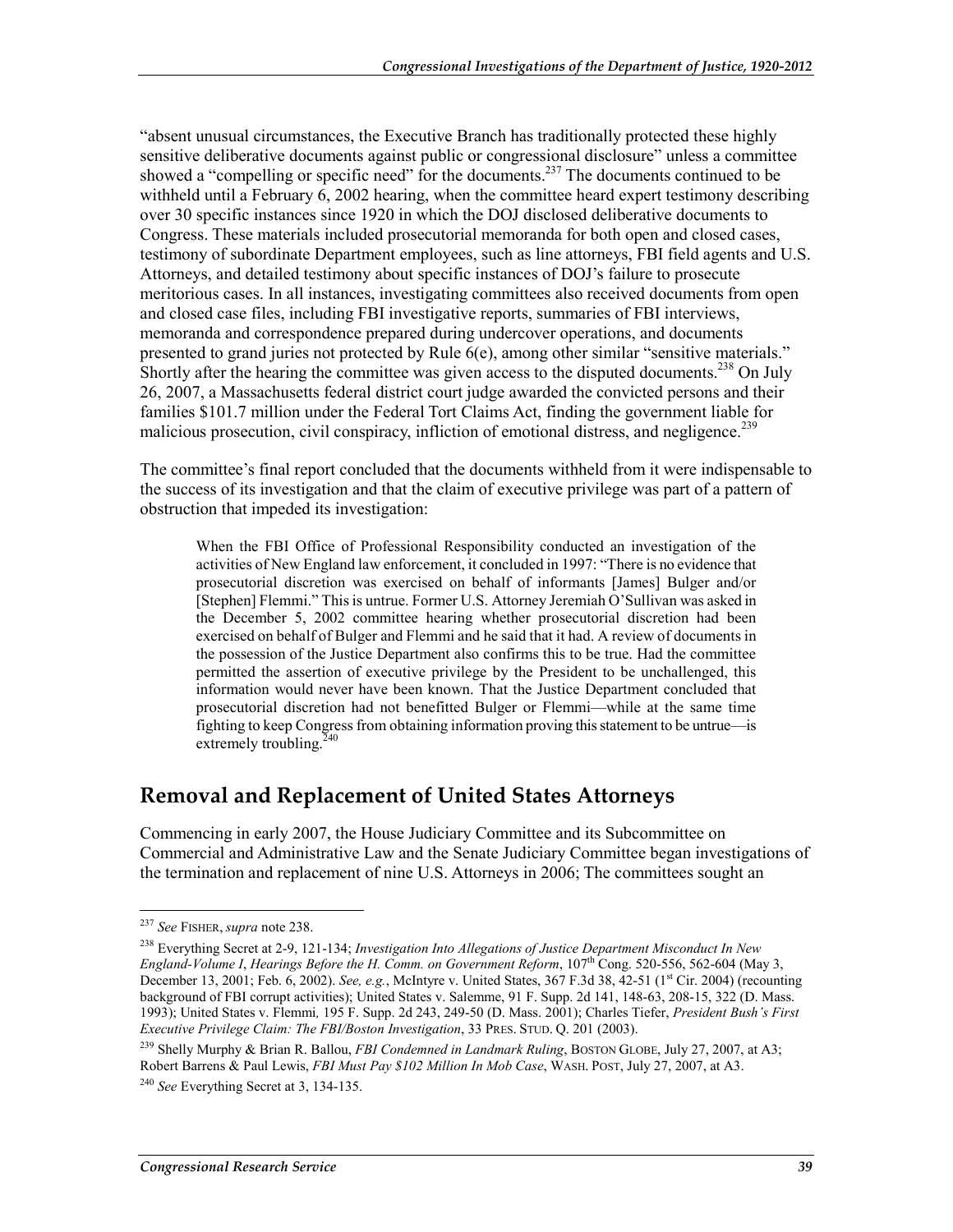"absent unusual circumstances, the Executive Branch has traditionally protected these highly sensitive deliberative documents against public or congressional disclosure" unless a committee showed a "compelling or specific need" for the documents.[237] The documents continued to be withheld until a February 6, 2002 hearing, when the committee heard expert testimony describing over 30 specific instances since 1920 in which the DOJ disclosed deliberative documents to Congress. These materials included prosecutorial memoranda for both open and closed cases, testimony of subordinate Department employees, such as line attorneys, FBI field agents and U.S. Attorneys, and detailed testimony about specific instances of DOJ's failure to prosecute meritorious cases. In all instances, investigating committees also received documents from open and closed case files, including FBI investigative reports, summaries of FBI interviews, memoranda and correspondence prepared during undercover operations, and documents presented to grand juries not protected by Rule 6(e), among other similar "sensitive materials." Shortly after the hearing the committee was given access to the disputed documents.[238] On July 26, 2007, a Massachusetts federal district court judge awarded the convicted persons and their families $101.7 million under the Federal Tort Claims Act, finding the government liable for malicious prosecution, civil conspiracy, infliction of emotional distress, and negligence.[239]

The committee's final report concluded that the documents withheld from it were indispensable to the success of its investigation and that the claim of executive privilege was part of a pattern of obstruction that impeded its investigation:

> When the FBI Office of Professional Responsibility conducted an investigation of the activities of New England law enforcement, it concluded in 1997: "There is no evidence that prosecutorial discretion was exercised on behalf of informants [James] Bulger and/or [Stephen] Flemmi." This is untrue. Former U.S. Attorney Jeremiah O'Sullivan was asked in the December 5, 2002 committee hearing whether prosecutorial discretion had been exercised on behalf of Bulger and Flemmi and he said that it had. A review of documents in the possession of the Justice Department also confirms this to be true. Had the committee permitted the assertion of executive privilege by the President to be unchallenged, this information would never have been known. That the Justice Department concluded that prosecutorial discretion had not benefitted Bulger or Flemmi—while at the same time fighting to keep Congress from obtaining information proving this statement to be untrue—is extremely troubling.[240]

## Removal and Replacement of United States Attorneys

Commencing in early 2007, the House Judiciary Committee and its Subcommittee on Commercial and Administrative Law and the Senate Judiciary Committee began investigations of the termination and replacement of nine U.S. Attorneys in 2006; The committees sought an

---

[237] *See* FISHER, *supra* note 238.

[238] Everything Secret at 2-9, 121-134; *Investigation Into Allegations of Justice Department Misconduct In New England-Volume I*, *Hearings Before the H. Comm. on Government Reform*, 107th Cong. 520-556, 562-604 (May 3, December 13, 2001; Feb. 6, 2002). *See, e.g.*, McIntyre v. United States, 367 F.3d 38, 42-51 (1st Cir. 2004) (recounting background of FBI corrupt activities); United States v. Salemme, 91 F. Supp. 2d 141, 148-63, 208-15, 322 (D. Mass. 1993); United States v. Flemmi*,* 195 F. Supp. 2d 243, 249-50 (D. Mass. 2001); Charles Tiefer, *President Bush's First Executive Privilege Claim: The FBI/Boston Investigation*, 33 PRES. STUD. Q. 201 (2003).

[239] Shelly Murphy & Brian R. Ballou, *FBI Condemned in Landmark Ruling*, BOSTON GLOBE, July 27, 2007, at A3; Robert Barrens & Paul Lewis, *FBI Must Pay $102 Million In Mob Case*, WASH. POST, July 27, 2007, at A3.

[240] *See* Everything Secret at 3, 134-135.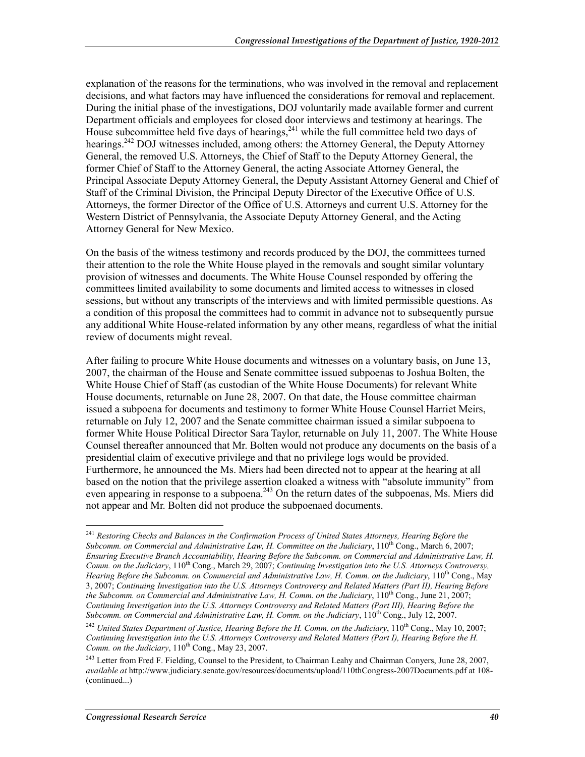explanation of the reasons for the terminations, who was involved in the removal and replacement decisions, and what factors may have influenced the considerations for removal and replacement. During the initial phase of the investigations, DOJ voluntarily made available former and current Department officials and employees for closed door interviews and testimony at hearings. The House subcommittee held five days of hearings,[241] while the full committee held two days of hearings.[242] DOJ witnesses included, among others: the Attorney General, the Deputy Attorney General, the removed U.S. Attorneys, the Chief of Staff to the Deputy Attorney General, the former Chief of Staff to the Attorney General, the acting Associate Attorney General, the Principal Associate Deputy Attorney General, the Deputy Assistant Attorney General and Chief of Staff of the Criminal Division, the Principal Deputy Director of the Executive Office of U.S. Attorneys, the former Director of the Office of U.S. Attorneys and current U.S. Attorney for the Western District of Pennsylvania, the Associate Deputy Attorney General, and the Acting Attorney General for New Mexico.

On the basis of the witness testimony and records produced by the DOJ, the committees turned their attention to the role the White House played in the removals and sought similar voluntary provision of witnesses and documents. The White House Counsel responded by offering the committees limited availability to some documents and limited access to witnesses in closed sessions, but without any transcripts of the interviews and with limited permissible questions. As a condition of this proposal the committees had to commit in advance not to subsequently pursue any additional White House-related information by any other means, regardless of what the initial review of documents might reveal.

After failing to procure White House documents and witnesses on a voluntary basis, on June 13, 2007, the chairman of the House and Senate committee issued subpoenas to Joshua Bolten, the White House Chief of Staff (as custodian of the White House Documents) for relevant White House documents, returnable on June 28, 2007. On that date, the House committee chairman issued a subpoena for documents and testimony to former White House Counsel Harriet Meirs, returnable on July 12, 2007 and the Senate committee chairman issued a similar subpoena to former White House Political Director Sara Taylor, returnable on July 11, 2007. The White House Counsel thereafter announced that Mr. Bolten would not produce any documents on the basis of a presidential claim of executive privilege and that no privilege logs would be provided. Furthermore, he announced the Ms. Miers had been directed not to appear at the hearing at all based on the notion that the privilege assertion cloaked a witness with "absolute immunity" from even appearing in response to a subpoena.[243] On the return dates of the subpoenas, Ms. Miers did not appear and Mr. Bolten did not produce the subpoenaed documents.

---

[241] *Restoring Checks and Balances in the Confirmation Process of United States Attorneys, Hearing Before the Subcomm. on Commercial and Administrative Law, H. Committee on the Judiciary*, 110th Cong., March 6, 2007; *Ensuring Executive Branch Accountability, Hearing Before the Subcomm. on Commercial and Administrative Law, H. Comm. on the Judiciary*, 110th Cong., March 29, 2007; *Continuing Investigation into the U.S. Attorneys Controversy, Hearing Before the Subcomm. on Commercial and Administrative Law, H. Comm. on the Judiciary*, 110th Cong., May 3, 2007; *Continuing Investigation into the U.S. Attorneys Controversy and Related Matters (Part II), Hearing Before the Subcomm. on Commercial and Administrative Law, H. Comm. on the Judiciary*, 110th Cong., June 21, 2007; *Continuing Investigation into the U.S. Attorneys Controversy and Related Matters (Part III), Hearing Before the Subcomm. on Commercial and Administrative Law, H. Comm. on the Judiciary*, 110th Cong., July 12, 2007.

[242] *United States Department of Justice, Hearing Before the H. Comm. on the Judiciary*, 110th Cong., May 10, 2007; *Continuing Investigation into the U.S. Attorneys Controversy and Related Matters (Part I), Hearing Before the H. Comm. on the Judiciary*, 110th Cong., May 23, 2007.

[243] Letter from Fred F. Fielding, Counsel to the President, to Chairman Leahy and Chairman Conyers, June 28, 2007, *available at* http://www.judiciary.senate.gov/resources/documents/upload/110thCongress-2007Documents.pdf at 108- (continued...)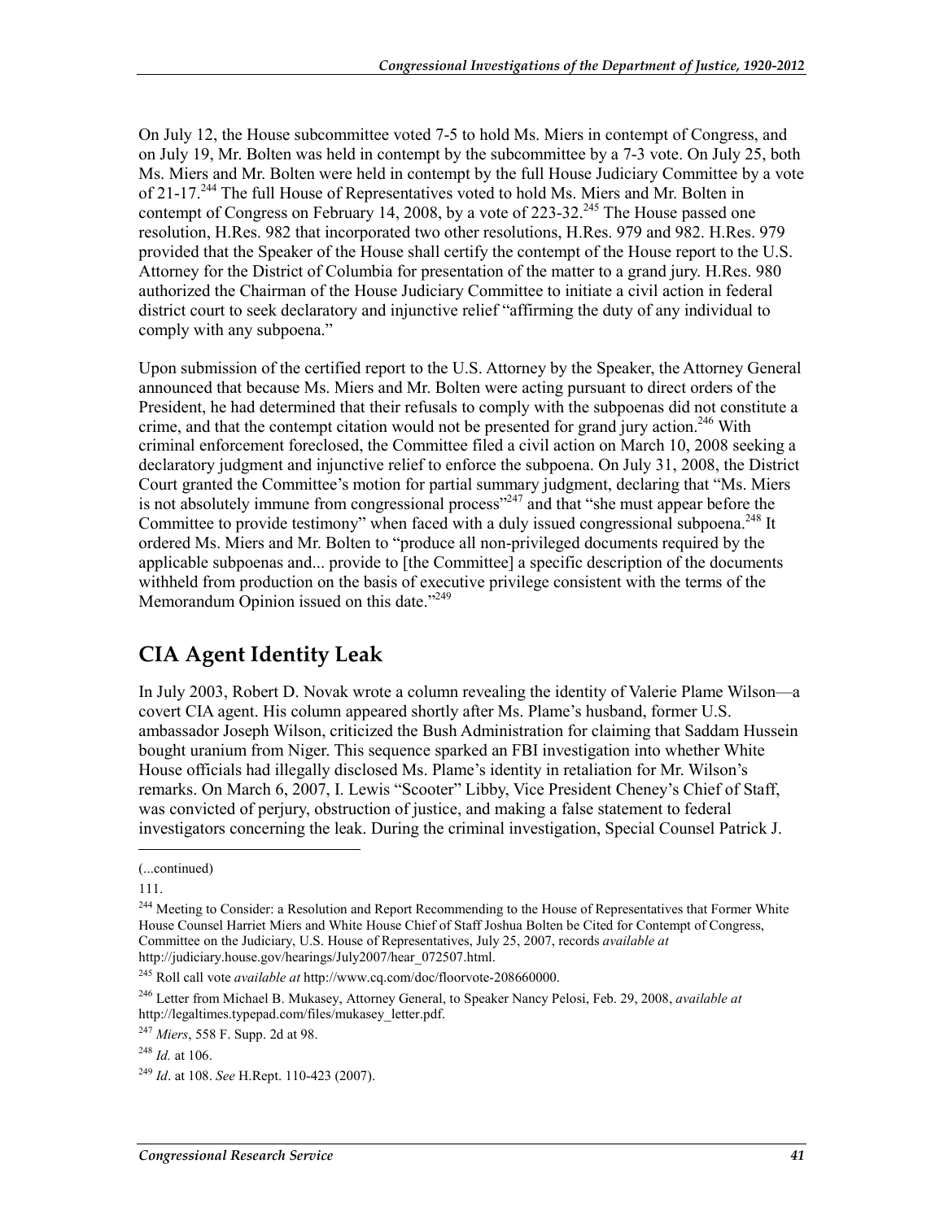On July 12, the House subcommittee voted 7-5 to hold Ms. Miers in contempt of Congress, and on July 19, Mr. Bolten was held in contempt by the subcommittee by a 7-3 vote. On July 25, both Ms. Miers and Mr. Bolten were held in contempt by the full House Judiciary Committee by a vote of 21-17.[244] The full House of Representatives voted to hold Ms. Miers and Mr. Bolten in contempt of Congress on February 14, 2008, by a vote of 223-32.[245] The House passed one resolution, H.Res. 982 that incorporated two other resolutions, H.Res. 979 and 982. H.Res. 979 provided that the Speaker of the House shall certify the contempt of the House report to the U.S. Attorney for the District of Columbia for presentation of the matter to a grand jury. H.Res. 980 authorized the Chairman of the House Judiciary Committee to initiate a civil action in federal district court to seek declaratory and injunctive relief "affirming the duty of any individual to comply with any subpoena."

Upon submission of the certified report to the U.S. Attorney by the Speaker, the Attorney General announced that because Ms. Miers and Mr. Bolten were acting pursuant to direct orders of the President, he had determined that their refusals to comply with the subpoenas did not constitute a crime, and that the contempt citation would not be presented for grand jury action.[246] With criminal enforcement foreclosed, the Committee filed a civil action on March 10, 2008 seeking a declaratory judgment and injunctive relief to enforce the subpoena. On July 31, 2008, the District Court granted the Committee's motion for partial summary judgment, declaring that "Ms. Miers is not absolutely immune from congressional process"[247] and that "she must appear before the Committee to provide testimony" when faced with a duly issued congressional subpoena.[248] It ordered Ms. Miers and Mr. Bolten to "produce all non-privileged documents required by the applicable subpoenas and... provide to [the Committee] a specific description of the documents withheld from production on the basis of executive privilege consistent with the terms of the Memorandum Opinion issued on this date."[249]

## CIA Agent Identity Leak

In July 2003, Robert D. Novak wrote a column revealing the identity of Valerie Plame Wilson—a covert CIA agent. His column appeared shortly after Ms. Plame's husband, former U.S. ambassador Joseph Wilson, criticized the Bush Administration for claiming that Saddam Hussein bought uranium from Niger. This sequence sparked an FBI investigation into whether White House officials had illegally disclosed Ms. Plame's identity in retaliation for Mr. Wilson's remarks. On March 6, 2007, I. Lewis "Scooter" Libby, Vice President Cheney's Chief of Staff, was convicted of perjury, obstruction of justice, and making a false statement to federal investigators concerning the leak. During the criminal investigation, Special Counsel Patrick J.

---

(...continued)

111.

[244] Meeting to Consider: a Resolution and Report Recommending to the House of Representatives that Former White House Counsel Harriet Miers and White House Chief of Staff Joshua Bolten be Cited for Contempt of Congress, Committee on the Judiciary, U.S. House of Representatives, July 25, 2007, records *available at* http://judiciary.house.gov/hearings/July2007/hear_072507.html.

[245] Roll call vote *available at* http://www.cq.com/doc/floorvote-208660000.

[246] Letter from Michael B. Mukasey, Attorney General, to Speaker Nancy Pelosi, Feb. 29, 2008, *available at* http://legaltimes.typepad.com/files/mukasey_letter.pdf.

[247] *Miers*, 558 F. Supp. 2d at 98.

[248] *Id.* at 106.

[249] *Id*. at 108. *See* H.Rept. 110-423 (2007).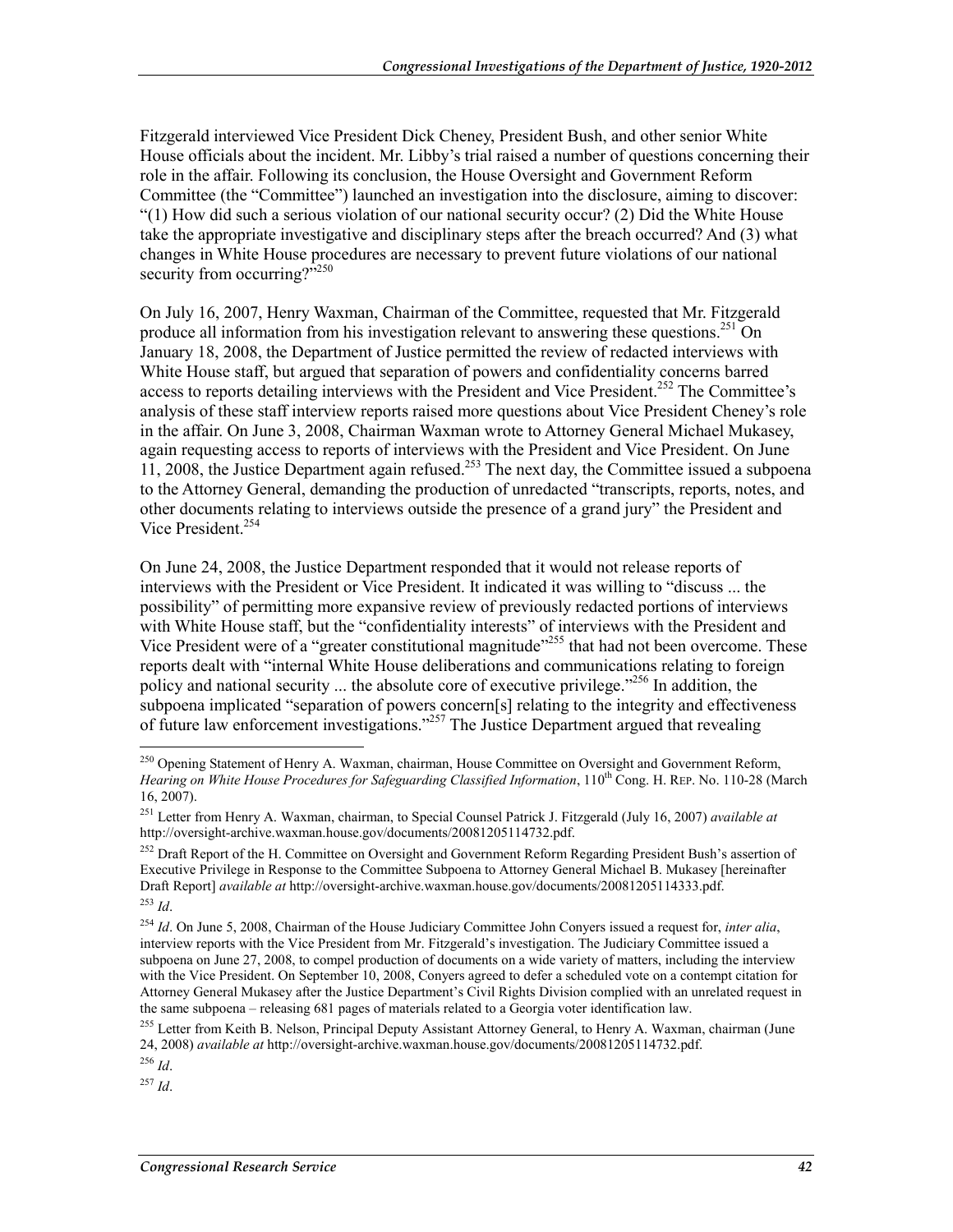Fitzgerald interviewed Vice President Dick Cheney, President Bush, and other senior White House officials about the incident. Mr. Libby's trial raised a number of questions concerning their role in the affair. Following its conclusion, the House Oversight and Government Reform Committee (the "Committee") launched an investigation into the disclosure, aiming to discover: "(1) How did such a serious violation of our national security occur? (2) Did the White House take the appropriate investigative and disciplinary steps after the breach occurred? And (3) what changes in White House procedures are necessary to prevent future violations of our national security from occurring?"[250]

On July 16, 2007, Henry Waxman, Chairman of the Committee, requested that Mr. Fitzgerald produce all information from his investigation relevant to answering these questions.[251] On January 18, 2008, the Department of Justice permitted the review of redacted interviews with White House staff, but argued that separation of powers and confidentiality concerns barred access to reports detailing interviews with the President and Vice President.[252] The Committee's analysis of these staff interview reports raised more questions about Vice President Cheney's role in the affair. On June 3, 2008, Chairman Waxman wrote to Attorney General Michael Mukasey, again requesting access to reports of interviews with the President and Vice President. On June 11, 2008, the Justice Department again refused.[253] The next day, the Committee issued a subpoena to the Attorney General, demanding the production of unredacted "transcripts, reports, notes, and other documents relating to interviews outside the presence of a grand jury" the President and Vice President.[254]

On June 24, 2008, the Justice Department responded that it would not release reports of interviews with the President or Vice President. It indicated it was willing to "discuss ... the possibility" of permitting more expansive review of previously redacted portions of interviews with White House staff, but the "confidentiality interests" of interviews with the President and Vice President were of a "greater constitutional magnitude"[255] that had not been overcome. These reports dealt with "internal White House deliberations and communications relating to foreign policy and national security ... the absolute core of executive privilege."[256] In addition, the subpoena implicated "separation of powers concern[s] relating to the integrity and effectiveness of future law enforcement investigations."[257] The Justice Department argued that revealing

---

[250] Opening Statement of Henry A. Waxman, chairman, House Committee on Oversight and Government Reform, *Hearing on White House Procedures for Safeguarding Classified Information*, 110th Cong. H. REP. No. 110-28 (March 16, 2007).

[251] Letter from Henry A. Waxman, chairman, to Special Counsel Patrick J. Fitzgerald (July 16, 2007) *available at* http://oversight-archive.waxman.house.gov/documents/20081205114732.pdf.

[252] Draft Report of the H. Committee on Oversight and Government Reform Regarding President Bush's assertion of Executive Privilege in Response to the Committee Subpoena to Attorney General Michael B. Mukasey [hereinafter Draft Report] *available at* http://oversight-archive.waxman.house.gov/documents/20081205114333.pdf.

[253] *Id*.

[254] *Id*. On June 5, 2008, Chairman of the House Judiciary Committee John Conyers issued a request for, *inter alia*, interview reports with the Vice President from Mr. Fitzgerald's investigation. The Judiciary Committee issued a subpoena on June 27, 2008, to compel production of documents on a wide variety of matters, including the interview with the Vice President. On September 10, 2008, Conyers agreed to defer a scheduled vote on a contempt citation for Attorney General Mukasey after the Justice Department's Civil Rights Division complied with an unrelated request in the same subpoena – releasing 681 pages of materials related to a Georgia voter identification law.

[255] Letter from Keith B. Nelson, Principal Deputy Assistant Attorney General, to Henry A. Waxman, chairman (June 24, 2008) *available at* http://oversight-archive.waxman.house.gov/documents/20081205114732.pdf.

[256] *Id*.

[257] *Id*.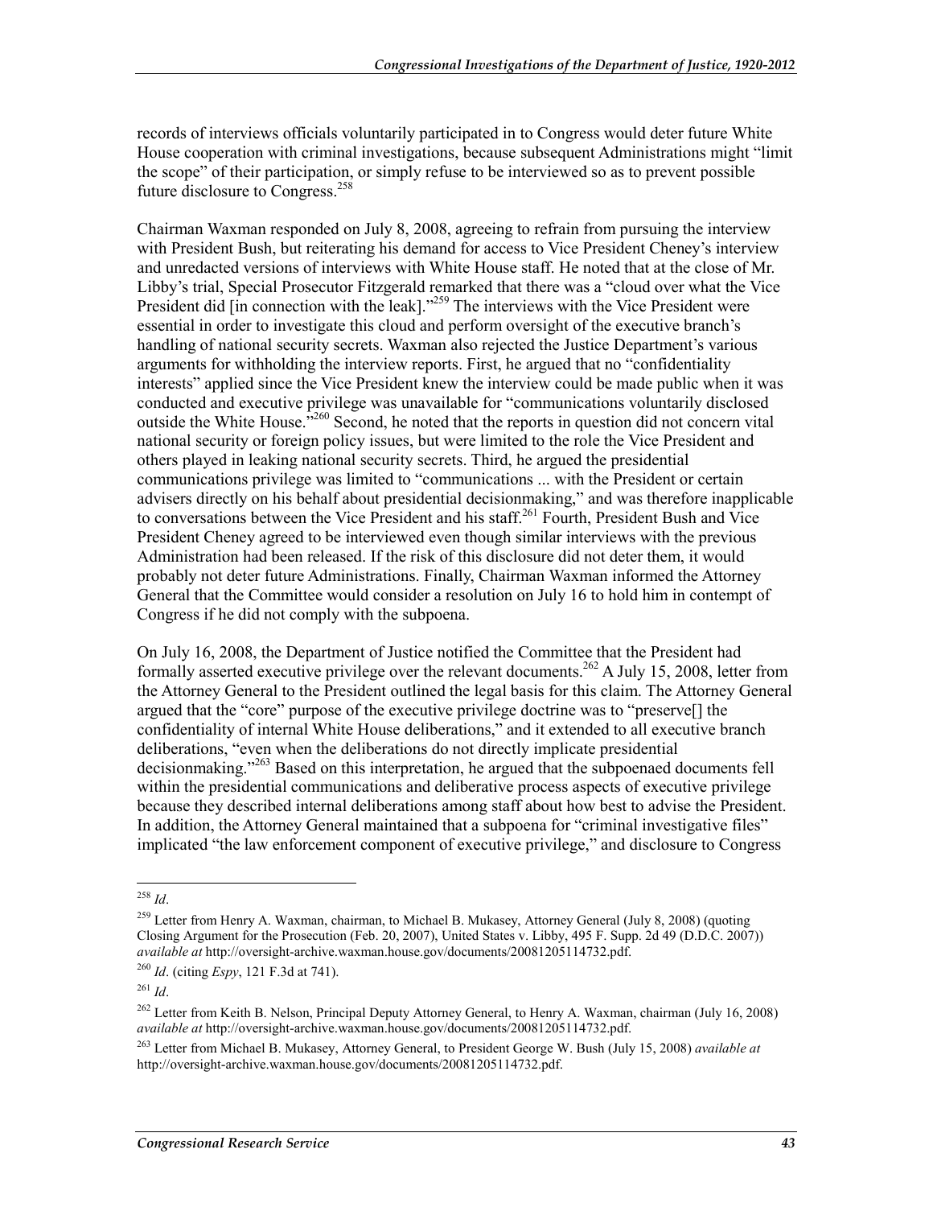records of interviews officials voluntarily participated in to Congress would deter future White House cooperation with criminal investigations, because subsequent Administrations might "limit the scope" of their participation, or simply refuse to be interviewed so as to prevent possible future disclosure to Congress.[258]

Chairman Waxman responded on July 8, 2008, agreeing to refrain from pursuing the interview with President Bush, but reiterating his demand for access to Vice President Cheney's interview and unredacted versions of interviews with White House staff. He noted that at the close of Mr. Libby's trial, Special Prosecutor Fitzgerald remarked that there was a "cloud over what the Vice President did [in connection with the leak]."[259] The interviews with the Vice President were essential in order to investigate this cloud and perform oversight of the executive branch's handling of national security secrets. Waxman also rejected the Justice Department's various arguments for withholding the interview reports. First, he argued that no "confidentiality interests" applied since the Vice President knew the interview could be made public when it was conducted and executive privilege was unavailable for "communications voluntarily disclosed outside the White House."[260] Second, he noted that the reports in question did not concern vital national security or foreign policy issues, but were limited to the role the Vice President and others played in leaking national security secrets. Third, he argued the presidential communications privilege was limited to "communications ... with the President or certain advisers directly on his behalf about presidential decisionmaking," and was therefore inapplicable to conversations between the Vice President and his staff.[261] Fourth, President Bush and Vice President Cheney agreed to be interviewed even though similar interviews with the previous Administration had been released. If the risk of this disclosure did not deter them, it would probably not deter future Administrations. Finally, Chairman Waxman informed the Attorney General that the Committee would consider a resolution on July 16 to hold him in contempt of Congress if he did not comply with the subpoena.

On July 16, 2008, the Department of Justice notified the Committee that the President had formally asserted executive privilege over the relevant documents.[262] A July 15, 2008, letter from the Attorney General to the President outlined the legal basis for this claim. The Attorney General argued that the "core" purpose of the executive privilege doctrine was to "preserve[] the confidentiality of internal White House deliberations," and it extended to all executive branch deliberations, "even when the deliberations do not directly implicate presidential decisionmaking."[263] Based on this interpretation, he argued that the subpoenaed documents fell within the presidential communications and deliberative process aspects of executive privilege because they described internal deliberations among staff about how best to advise the President. In addition, the Attorney General maintained that a subpoena for "criminal investigative files" implicated "the law enforcement component of executive privilege," and disclosure to Congress

---

[258] *Id*.

[259] Letter from Henry A. Waxman, chairman, to Michael B. Mukasey, Attorney General (July 8, 2008) (quoting Closing Argument for the Prosecution (Feb. 20, 2007), United States v. Libby, 495 F. Supp. 2d 49 (D.D.C. 2007)) *available at* http://oversight-archive.waxman.house.gov/documents/20081205114732.pdf.

[260] *Id*. (citing *Espy*, 121 F.3d at 741).

[261] *Id*.

[262] Letter from Keith B. Nelson, Principal Deputy Attorney General, to Henry A. Waxman, chairman (July 16, 2008) *available at* http://oversight-archive.waxman.house.gov/documents/20081205114732.pdf.

[263] Letter from Michael B. Mukasey, Attorney General, to President George W. Bush (July 15, 2008) *available at* http://oversight-archive.waxman.house.gov/documents/20081205114732.pdf.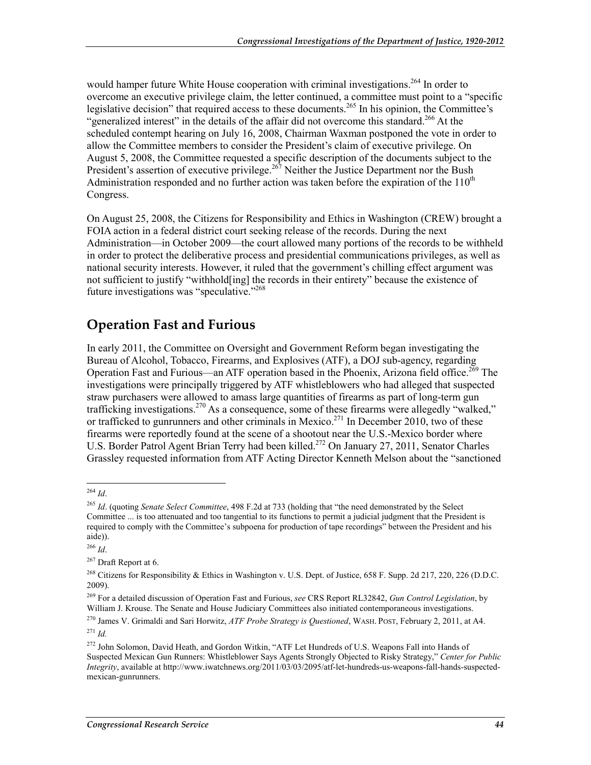would hamper future White House cooperation with criminal investigations.[264] In order to overcome an executive privilege claim, the letter continued, a committee must point to a "specific legislative decision" that required access to these documents.[265] In his opinion, the Committee's "generalized interest" in the details of the affair did not overcome this standard.[266] At the scheduled contempt hearing on July 16, 2008, Chairman Waxman postponed the vote in order to allow the Committee members to consider the President's claim of executive privilege. On August 5, 2008, the Committee requested a specific description of the documents subject to the President's assertion of executive privilege.[267] Neither the Justice Department nor the Bush Administration responded and no further action was taken before the expiration of the 110th Congress.

On August 25, 2008, the Citizens for Responsibility and Ethics in Washington (CREW) brought a FOIA action in a federal district court seeking release of the records. During the next Administration—in October 2009—the court allowed many portions of the records to be withheld in order to protect the deliberative process and presidential communications privileges, as well as national security interests. However, it ruled that the government's chilling effect argument was not sufficient to justify "withhold[ing] the records in their entirety" because the existence of future investigations was "speculative."[268]

## Operation Fast and Furious

In early 2011, the Committee on Oversight and Government Reform began investigating the Bureau of Alcohol, Tobacco, Firearms, and Explosives (ATF), a DOJ sub-agency, regarding Operation Fast and Furious—an ATF operation based in the Phoenix, Arizona field office.[269] The investigations were principally triggered by ATF whistleblowers who had alleged that suspected straw purchasers were allowed to amass large quantities of firearms as part of long-term gun trafficking investigations.[270] As a consequence, some of these firearms were allegedly "walked," or trafficked to gunrunners and other criminals in Mexico.[271] In December 2010, two of these firearms were reportedly found at the scene of a shootout near the U.S.-Mexico border where U.S. Border Patrol Agent Brian Terry had been killed.[272] On January 27, 2011, Senator Charles Grassley requested information from ATF Acting Director Kenneth Melson about the "sanctioned

---

[264] *Id*.

[265] *Id*. (quoting *Senate Select Committee*, 498 F.2d at 733 (holding that "the need demonstrated by the Select Committee ... is too attenuated and too tangential to its functions to permit a judicial judgment that the President is required to comply with the Committee's subpoena for production of tape recordings" between the President and his aide)).

[266] *Id*.

[267] Draft Report at 6.

[268] Citizens for Responsibility & Ethics in Washington v. U.S. Dept. of Justice, 658 F. Supp. 2d 217, 220, 226 (D.D.C. 2009).

[269] For a detailed discussion of Operation Fast and Furious, *see* CRS Report RL32842, *Gun Control Legislation*, by William J. Krouse. The Senate and House Judiciary Committees also initiated contemporaneous investigations.

[270] James V. Grimaldi and Sari Horwitz, *ATF Probe Strategy is Questioned*, WASH. POST, February 2, 2011, at A4.

[271] *Id.*

[272] John Solomon, David Heath, and Gordon Witkin, "ATF Let Hundreds of U.S. Weapons Fall into Hands of Suspected Mexican Gun Runners: Whistleblower Says Agents Strongly Objected to Risky Strategy," *Center for Public Integrity*, available at http://www.iwatchnews.org/2011/03/03/2095/atf-let-hundreds-us-weapons-fall-hands-suspected-mexican-gunrunners.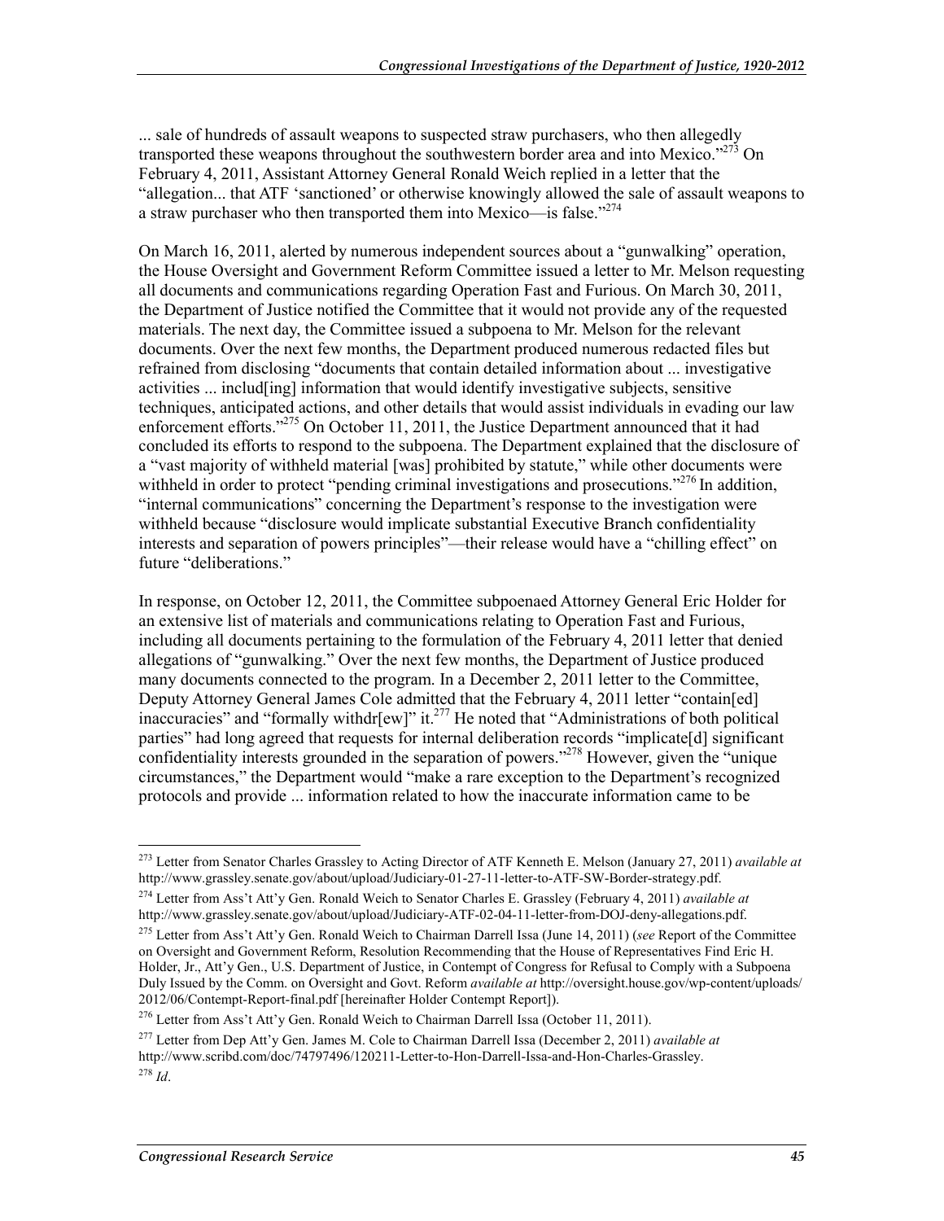... sale of hundreds of assault weapons to suspected straw purchasers, who then allegedly transported these weapons throughout the southwestern border area and into Mexico."[273] On February 4, 2011, Assistant Attorney General Ronald Weich replied in a letter that the "allegation... that ATF 'sanctioned' or otherwise knowingly allowed the sale of assault weapons to a straw purchaser who then transported them into Mexico—is false."[274]

On March 16, 2011, alerted by numerous independent sources about a "gunwalking" operation, the House Oversight and Government Reform Committee issued a letter to Mr. Melson requesting all documents and communications regarding Operation Fast and Furious. On March 30, 2011, the Department of Justice notified the Committee that it would not provide any of the requested materials. The next day, the Committee issued a subpoena to Mr. Melson for the relevant documents. Over the next few months, the Department produced numerous redacted files but refrained from disclosing "documents that contain detailed information about ... investigative activities ... includ[ing] information that would identify investigative subjects, sensitive techniques, anticipated actions, and other details that would assist individuals in evading our law enforcement efforts."[275] On October 11, 2011, the Justice Department announced that it had concluded its efforts to respond to the subpoena. The Department explained that the disclosure of a "vast majority of withheld material [was] prohibited by statute," while other documents were withheld in order to protect "pending criminal investigations and prosecutions."[276] In addition, "internal communications" concerning the Department's response to the investigation were withheld because "disclosure would implicate substantial Executive Branch confidentiality interests and separation of powers principles"—their release would have a "chilling effect" on future "deliberations."

In response, on October 12, 2011, the Committee subpoenaed Attorney General Eric Holder for an extensive list of materials and communications relating to Operation Fast and Furious, including all documents pertaining to the formulation of the February 4, 2011 letter that denied allegations of "gunwalking." Over the next few months, the Department of Justice produced many documents connected to the program. In a December 2, 2011 letter to the Committee, Deputy Attorney General James Cole admitted that the February 4, 2011 letter "contain[ed] inaccuracies" and "formally withdr[ew]" it.[277] He noted that "Administrations of both political parties" had long agreed that requests for internal deliberation records "implicate[d] significant confidentiality interests grounded in the separation of powers."[278] However, given the "unique circumstances," the Department would "make a rare exception to the Department's recognized protocols and provide ... information related to how the inaccurate information came to be

---

[273] Letter from Senator Charles Grassley to Acting Director of ATF Kenneth E. Melson (January 27, 2011) *available at* http://www.grassley.senate.gov/about/upload/Judiciary-01-27-11-letter-to-ATF-SW-Border-strategy.pdf.

[274] Letter from Ass't Att'y Gen. Ronald Weich to Senator Charles E. Grassley (February 4, 2011) *available at* http://www.grassley.senate.gov/about/upload/Judiciary-ATF-02-04-11-letter-from-DOJ-deny-allegations.pdf.

[275] Letter from Ass't Att'y Gen. Ronald Weich to Chairman Darrell Issa (June 14, 2011) (*see* Report of the Committee on Oversight and Government Reform, Resolution Recommending that the House of Representatives Find Eric H. Holder, Jr., Att'y Gen., U.S. Department of Justice, in Contempt of Congress for Refusal to Comply with a Subpoena Duly Issued by the Comm. on Oversight and Govt. Reform *available at* http://oversight.house.gov/wp-content/uploads/2012/06/Contempt-Report-final.pdf [hereinafter Holder Contempt Report]).

[276] Letter from Ass't Att'y Gen. Ronald Weich to Chairman Darrell Issa (October 11, 2011).

[277] Letter from Dep Att'y Gen. James M. Cole to Chairman Darrell Issa (December 2, 2011) *available at* http://www.scribd.com/doc/74797496/120211-Letter-to-Hon-Darrell-Issa-and-Hon-Charles-Grassley.

[278] *Id*.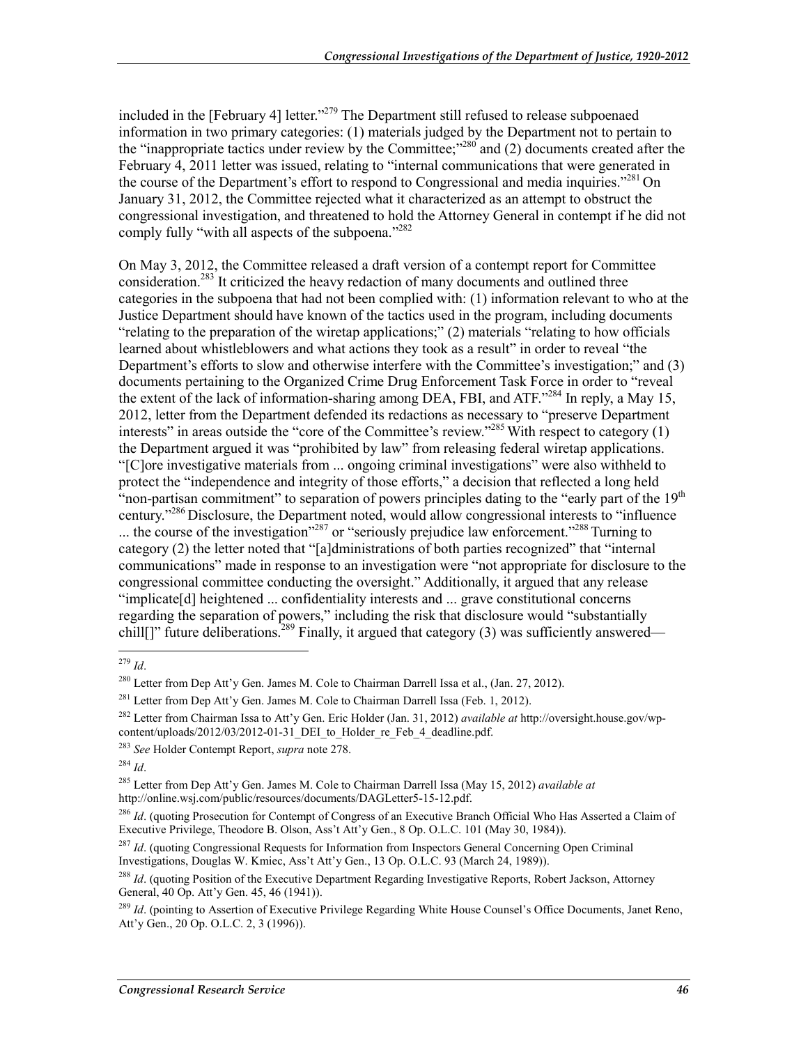included in the [February 4] letter."[279] The Department still refused to release subpoenaed information in two primary categories: (1) materials judged by the Department not to pertain to the "inappropriate tactics under review by the Committee;"[280] and (2) documents created after the February 4, 2011 letter was issued, relating to "internal communications that were generated in the course of the Department's effort to respond to Congressional and media inquiries."[281] On January 31, 2012, the Committee rejected what it characterized as an attempt to obstruct the congressional investigation, and threatened to hold the Attorney General in contempt if he did not comply fully "with all aspects of the subpoena."[282]

On May 3, 2012, the Committee released a draft version of a contempt report for Committee consideration.[283] It criticized the heavy redaction of many documents and outlined three categories in the subpoena that had not been complied with: (1) information relevant to who at the Justice Department should have known of the tactics used in the program, including documents "relating to the preparation of the wiretap applications;" (2) materials "relating to how officials learned about whistleblowers and what actions they took as a result" in order to reveal "the Department's efforts to slow and otherwise interfere with the Committee's investigation;" and (3) documents pertaining to the Organized Crime Drug Enforcement Task Force in order to "reveal the extent of the lack of information-sharing among DEA, FBI, and ATF."[284] In reply, a May 15, 2012, letter from the Department defended its redactions as necessary to "preserve Department interests" in areas outside the "core of the Committee's review."[285] With respect to category (1) the Department argued it was "prohibited by law" from releasing federal wiretap applications. "[C]ore investigative materials from ... ongoing criminal investigations" were also withheld to protect the "independence and integrity of those efforts," a decision that reflected a long held "non-partisan commitment" to separation of powers principles dating to the "early part of the 19th century."[286] Disclosure, the Department noted, would allow congressional interests to "influence ... the course of the investigation"[287] or "seriously prejudice law enforcement."[288] Turning to category (2) the letter noted that "[a]dministrations of both parties recognized" that "internal communications" made in response to an investigation were "not appropriate for disclosure to the congressional committee conducting the oversight." Additionally, it argued that any release "implicate[d] heightened ... confidentiality interests and ... grave constitutional concerns regarding the separation of powers," including the risk that disclosure would "substantially chill[]" future deliberations.[289] Finally, it argued that category (3) was sufficiently answered—

---

[279] *Id*.

[280] Letter from Dep Att'y Gen. James M. Cole to Chairman Darrell Issa et al., (Jan. 27, 2012).

[281] Letter from Dep Att'y Gen. James M. Cole to Chairman Darrell Issa (Feb. 1, 2012).

[282] Letter from Chairman Issa to Att'y Gen. Eric Holder (Jan. 31, 2012) *available at* http://oversight.house.gov/wp-content/uploads/2012/03/2012-01-31_DEI_to_Holder_re_Feb_4_deadline.pdf.

[283] *See* Holder Contempt Report, *supra* note 278.

[284] *Id*.

[285] Letter from Dep Att'y Gen. James M. Cole to Chairman Darrell Issa (May 15, 2012) *available at* http://online.wsj.com/public/resources/documents/DAGLetter5-15-12.pdf.

[286] *Id*. (quoting Prosecution for Contempt of Congress of an Executive Branch Official Who Has Asserted a Claim of Executive Privilege, Theodore B. Olson, Ass't Att'y Gen., 8 Op. O.L.C. 101 (May 30, 1984)).

[287] *Id*. (quoting Congressional Requests for Information from Inspectors General Concerning Open Criminal Investigations, Douglas W. Kmiec, Ass't Att'y Gen., 13 Op. O.L.C. 93 (March 24, 1989)).

[288] *Id*. (quoting Position of the Executive Department Regarding Investigative Reports, Robert Jackson, Attorney General, 40 Op. Att'y Gen. 45, 46 (1941)).

[289] *Id*. (pointing to Assertion of Executive Privilege Regarding White House Counsel's Office Documents, Janet Reno, Att'y Gen., 20 Op. O.L.C. 2, 3 (1996)).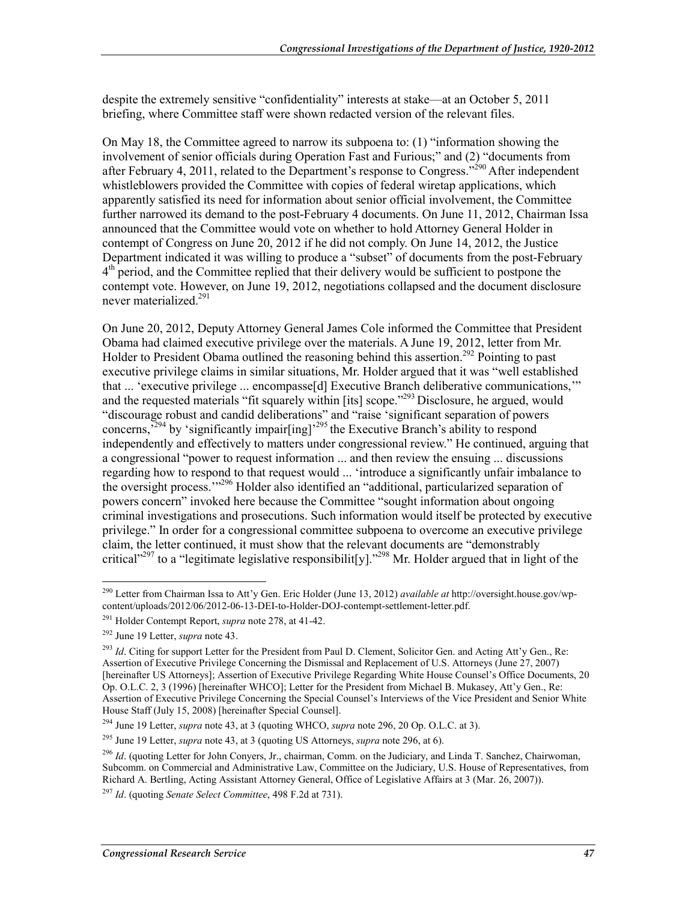despite the extremely sensitive "confidentiality" interests at stake—at an October 5, 2011 briefing, where Committee staff were shown redacted version of the relevant files.

On May 18, the Committee agreed to narrow its subpoena to: (1) "information showing the involvement of senior officials during Operation Fast and Furious;" and (2) "documents from after February 4, 2011, related to the Department's response to Congress."[290] After independent whistleblowers provided the Committee with copies of federal wiretap applications, which apparently satisfied its need for information about senior official involvement, the Committee further narrowed its demand to the post-February 4 documents. On June 11, 2012, Chairman Issa announced that the Committee would vote on whether to hold Attorney General Holder in contempt of Congress on June 20, 2012 if he did not comply. On June 14, 2012, the Justice Department indicated it was willing to produce a "subset" of documents from the post-February 4th period, and the Committee replied that their delivery would be sufficient to postpone the contempt vote. However, on June 19, 2012, negotiations collapsed and the document disclosure never materialized.[291]

On June 20, 2012, Deputy Attorney General James Cole informed the Committee that President Obama had claimed executive privilege over the materials. A June 19, 2012, letter from Mr. Holder to President Obama outlined the reasoning behind this assertion.[292] Pointing to past executive privilege claims in similar situations, Mr. Holder argued that it was "well established that ... 'executive privilege ... encompasse[d] Executive Branch deliberative communications,'" and the requested materials "fit squarely within [its] scope."[293] Disclosure, he argued, would "discourage robust and candid deliberations" and "raise 'significant separation of powers concerns,'[294] by 'significantly impair[ing]'[295] the Executive Branch's ability to respond independently and effectively to matters under congressional review." He continued, arguing that a congressional "power to request information ... and then review the ensuing ... discussions regarding how to respond to that request would ... 'introduce a significantly unfair imbalance to the oversight process.'"[296] Holder also identified an "additional, particularized separation of powers concern" invoked here because the Committee "sought information about ongoing criminal investigations and prosecutions. Such information would itself be protected by executive privilege." In order for a congressional committee subpoena to overcome an executive privilege claim, the letter continued, it must show that the relevant documents are "demonstrably critical"[297] to a "legitimate legislative responsibilit[y]."[298] Mr. Holder argued that in light of the

---

[290] Letter from Chairman Issa to Att'y Gen. Eric Holder (June 13, 2012) *available at* http://oversight.house.gov/wp-content/uploads/2012/06/2012-06-13-DEI-to-Holder-DOJ-contempt-settlement-letter.pdf.

[291] Holder Contempt Report, *supra* note 278, at 41-42.

[292] June 19 Letter, *supra* note 43.

[293] *Id*. Citing for support Letter for the President from Paul D. Clement, Solicitor Gen. and Acting Att'y Gen., Re: Assertion of Executive Privilege Concerning the Dismissal and Replacement of U.S. Attorneys (June 27, 2007) [hereinafter US Attorneys]; Assertion of Executive Privilege Regarding White House Counsel's Office Documents, 20 Op. O.L.C. 2, 3 (1996) [hereinafter WHCO]; Letter for the President from Michael B. Mukasey, Att'y Gen., Re: Assertion of Executive Privilege Concerning the Special Counsel's Interviews of the Vice President and Senior White House Staff (July 15, 2008) [hereinafter Special Counsel].

[294] June 19 Letter, *supra* note 43, at 3 (quoting WHCO, *supra* note 296, 20 Op. O.L.C. at 3).

[295] June 19 Letter, *supra* note 43, at 3 (quoting US Attorneys, *supra* note 296, at 6).

[296] *Id*. (quoting Letter for John Conyers, Jr., chairman, Comm. on the Judiciary, and Linda T. Sanchez, Chairwoman, Subcomm. on Commercial and Administrative Law, Committee on the Judiciary, U.S. House of Representatives, from Richard A. Bertling, Acting Assistant Attorney General, Office of Legislative Affairs at 3 (Mar. 26, 2007)).

[297] *Id*. (quoting *Senate Select Committee*, 498 F.2d at 731).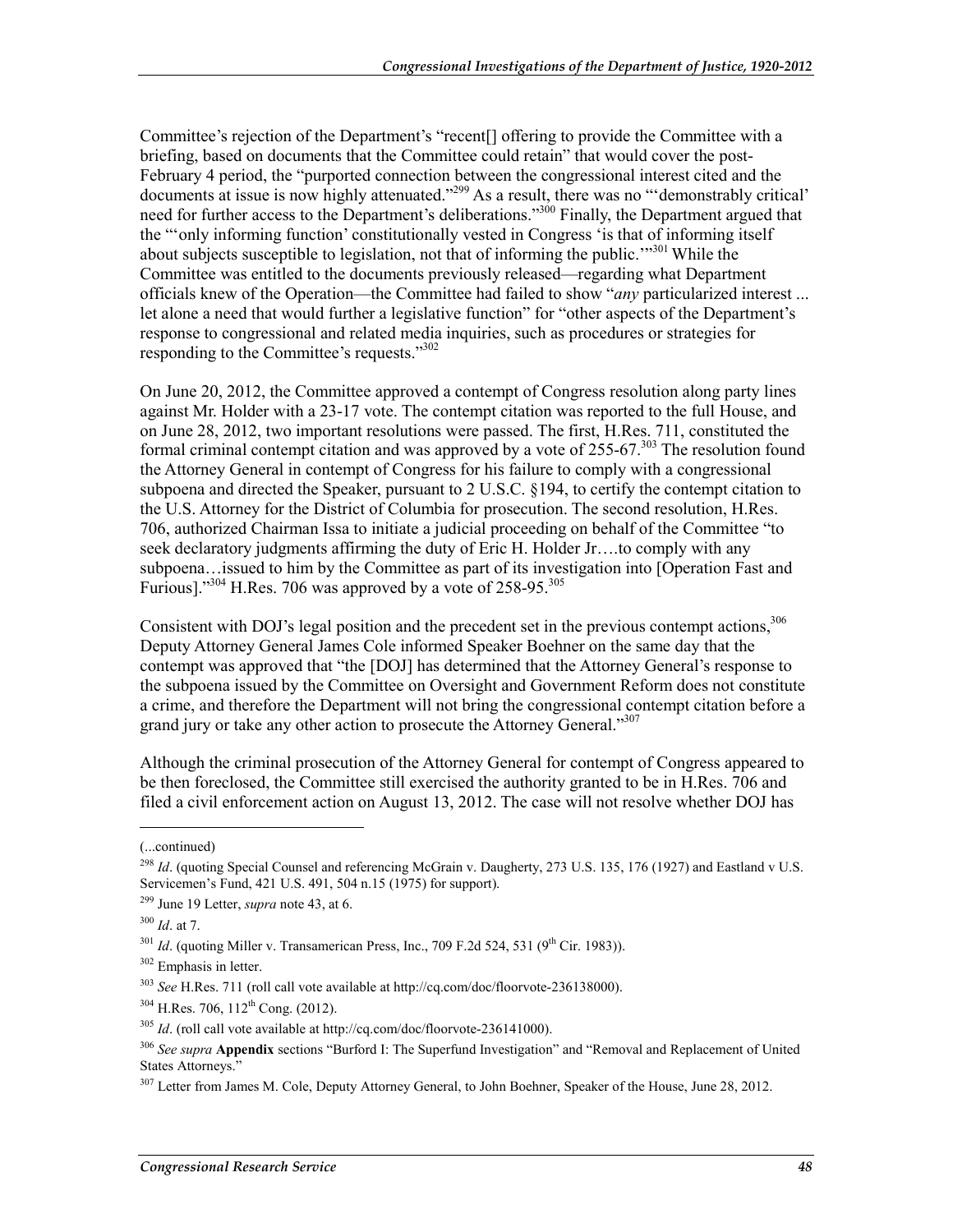Committee's rejection of the Department's "recent[] offering to provide the Committee with a briefing, based on documents that the Committee could retain" that would cover the post-February 4 period, the "purported connection between the congressional interest cited and the documents at issue is now highly attenuated."[299] As a result, there was no "'demonstrably critical' need for further access to the Department's deliberations."[300] Finally, the Department argued that the "'only informing function' constitutionally vested in Congress 'is that of informing itself about subjects susceptible to legislation, not that of informing the public.'"[301] While the Committee was entitled to the documents previously released—regarding what Department officials knew of the Operation—the Committee had failed to show "*any* particularized interest ... let alone a need that would further a legislative function" for "other aspects of the Department's response to congressional and related media inquiries, such as procedures or strategies for responding to the Committee's requests."[302]

On June 20, 2012, the Committee approved a contempt of Congress resolution along party lines against Mr. Holder with a 23-17 vote. The contempt citation was reported to the full House, and on June 28, 2012, two important resolutions were passed. The first, H.Res. 711, constituted the formal criminal contempt citation and was approved by a vote of 255-67.[303] The resolution found the Attorney General in contempt of Congress for his failure to comply with a congressional subpoena and directed the Speaker, pursuant to 2 U.S.C. §194, to certify the contempt citation to the U.S. Attorney for the District of Columbia for prosecution. The second resolution, H.Res. 706, authorized Chairman Issa to initiate a judicial proceeding on behalf of the Committee "to seek declaratory judgments affirming the duty of Eric H. Holder Jr….to comply with any subpoena…issued to him by the Committee as part of its investigation into [Operation Fast and Furious]."[304] H.Res. 706 was approved by a vote of 258-95.[305]

Consistent with DOJ's legal position and the precedent set in the previous contempt actions,[306] Deputy Attorney General James Cole informed Speaker Boehner on the same day that the contempt was approved that "the [DOJ] has determined that the Attorney General's response to the subpoena issued by the Committee on Oversight and Government Reform does not constitute a crime, and therefore the Department will not bring the congressional contempt citation before a grand jury or take any other action to prosecute the Attorney General."[307]

Although the criminal prosecution of the Attorney General for contempt of Congress appeared to be then foreclosed, the Committee still exercised the authority granted to be in H.Res. 706 and filed a civil enforcement action on August 13, 2012. The case will not resolve whether DOJ has

---

(...continued)

[298] *Id*. (quoting Special Counsel and referencing McGrain v. Daugherty, 273 U.S. 135, 176 (1927) and Eastland v U.S. Servicemen's Fund, 421 U.S. 491, 504 n.15 (1975) for support).

[299] June 19 Letter, *supra* note 43, at 6.

[300] *Id*. at 7.

[301] *Id*. (quoting Miller v. Transamerican Press, Inc., 709 F.2d 524, 531 (9th Cir. 1983)).

[302] Emphasis in letter.

[303] *See* H.Res. 711 (roll call vote available at http://cq.com/doc/floorvote-236138000).

[304] H.Res. 706, 112th Cong. (2012).

[305] *Id*. (roll call vote available at http://cq.com/doc/floorvote-236141000).

[306] *See supra* **Appendix** sections "Burford I: The Superfund Investigation" and "Removal and Replacement of United States Attorneys."

[307] Letter from James M. Cole, Deputy Attorney General, to John Boehner, Speaker of the House, June 28, 2012.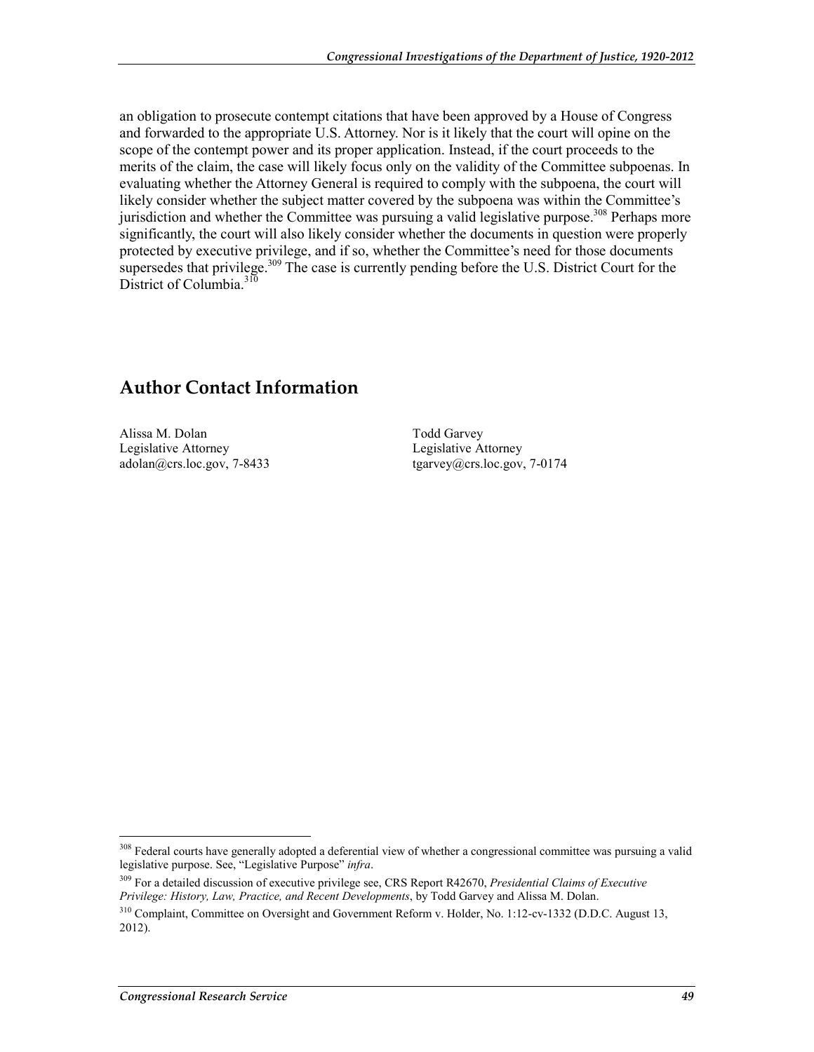an obligation to prosecute contempt citations that have been approved by a House of Congress and forwarded to the appropriate U.S. Attorney. Nor is it likely that the court will opine on the scope of the contempt power and its proper application. Instead, if the court proceeds to the merits of the claim, the case will likely focus only on the validity of the Committee subpoenas. In evaluating whether the Attorney General is required to comply with the subpoena, the court will likely consider whether the subject matter covered by the subpoena was within the Committee's jurisdiction and whether the Committee was pursuing a valid legislative purpose.[308] Perhaps more significantly, the court will also likely consider whether the documents in question were properly protected by executive privilege, and if so, whether the Committee's need for those documents supersedes that privilege.[309] The case is currently pending before the U.S. District Court for the District of Columbia.[310]

## Author Contact Information

Alissa M. Dolan
Legislative Attorney
adolan@crs.loc.gov, 7-8433

Todd Garvey
Legislative Attorney
tgarvey@crs.loc.gov, 7-0174

---

[308] Federal courts have generally adopted a deferential view of whether a congressional committee was pursuing a valid legislative purpose. See, "Legislative Purpose" *infra*.

[309] For a detailed discussion of executive privilege see, CRS Report R42670, *Presidential Claims of Executive Privilege: History, Law, Practice, and Recent Developments*, by Todd Garvey and Alissa M. Dolan.

[310] Complaint, Committee on Oversight and Government Reform v. Holder, No. 1:12-cv-1332 (D.D.C. August 13, 2012).